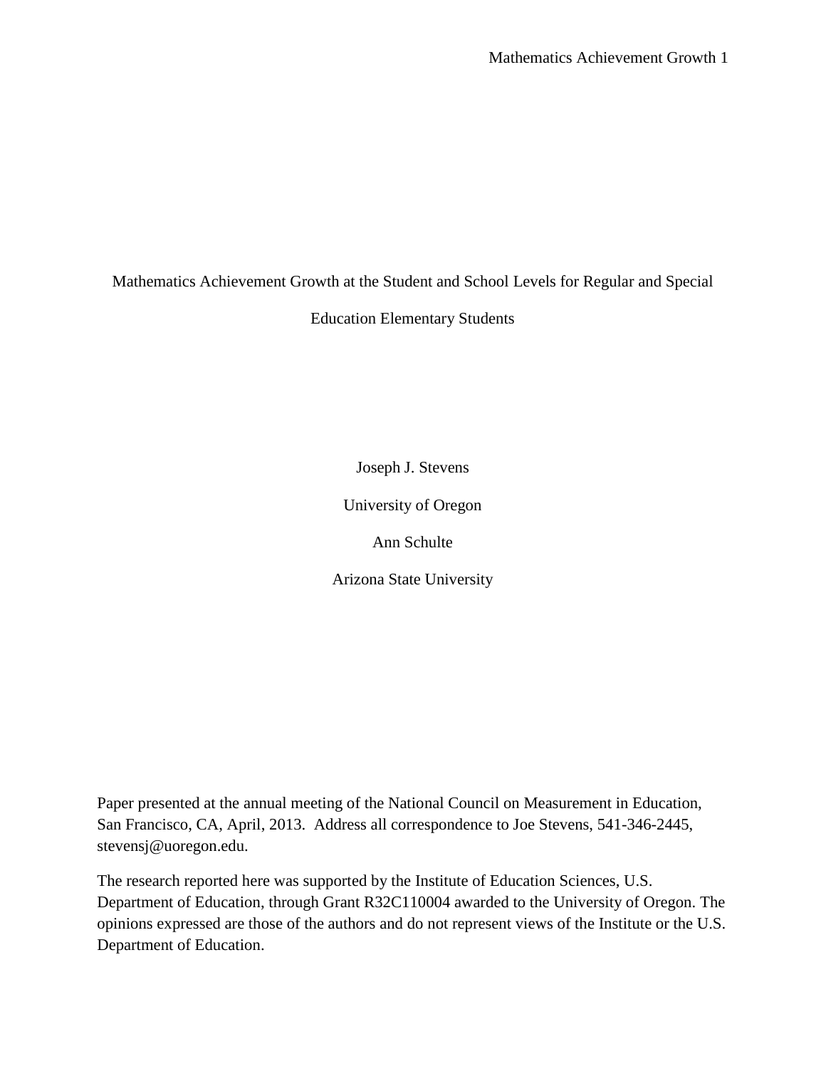# Mathematics Achievement Growth at the Student and School Levels for Regular and Special Education Elementary Students

Joseph J. Stevens

University of Oregon

Ann Schulte

Arizona State University

Paper presented at the annual meeting of the National Council on Measurement in Education, San Francisco, CA, April, 2013. Address all correspondence to Joe Stevens, 541-346-2445, stevensj@uoregon.edu.

The research reported here was supported by the Institute of Education Sciences, U.S. Department of Education, through Grant R32C110004 awarded to the University of Oregon. The opinions expressed are those of the authors and do not represent views of the Institute or the U.S. Department of Education.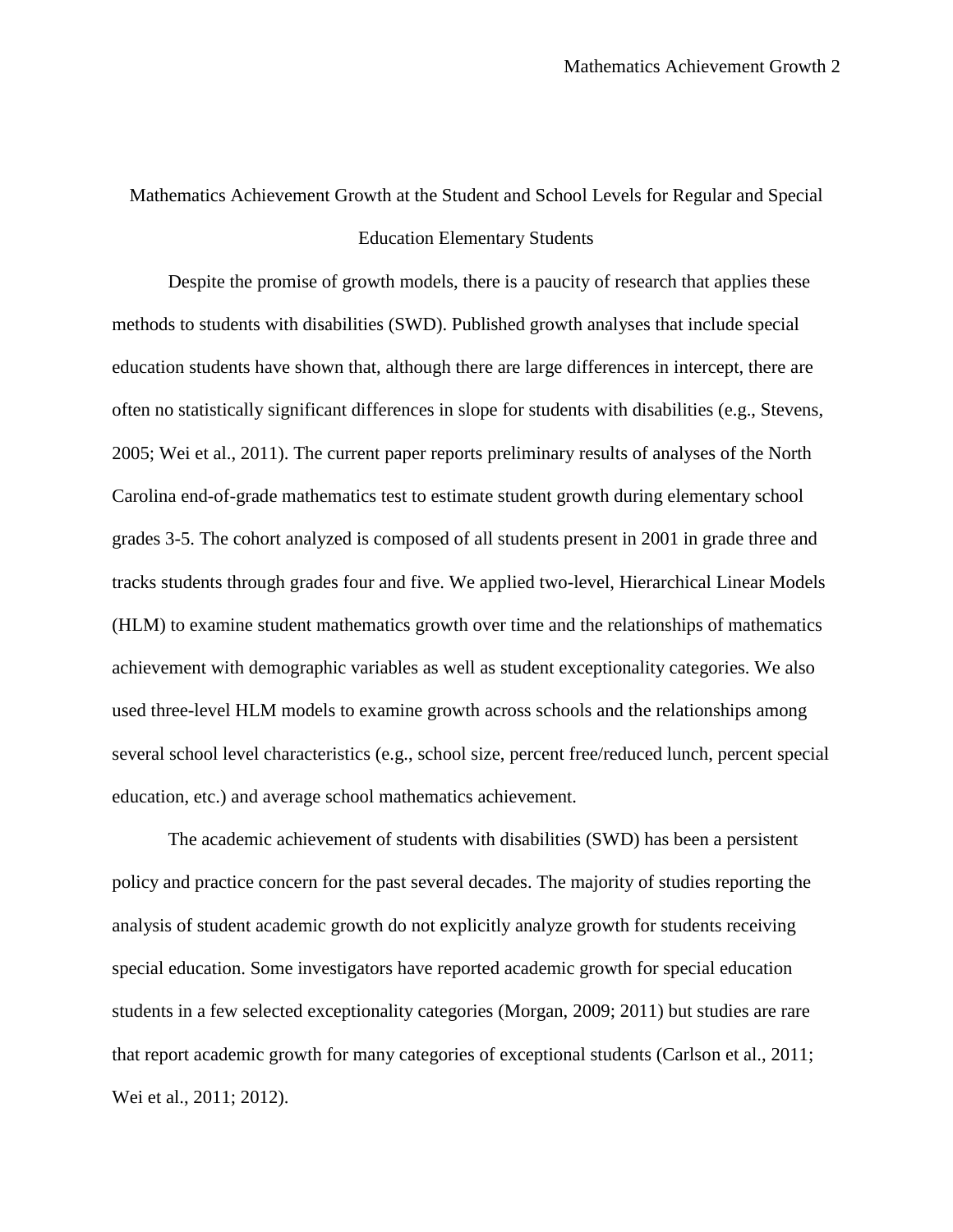# Mathematics Achievement Growth at the Student and School Levels for Regular and Special Education Elementary Students

Despite the promise of growth models, there is a paucity of research that applies these methods to students with disabilities (SWD). Published growth analyses that include special education students have shown that, although there are large differences in intercept, there are often no statistically significant differences in slope for students with disabilities (e.g., Stevens, 2005; Wei et al., 2011). The current paper reports preliminary results of analyses of the North Carolina end-of-grade mathematics test to estimate student growth during elementary school grades 3-5. The cohort analyzed is composed of all students present in 2001 in grade three and tracks students through grades four and five. We applied two-level, Hierarchical Linear Models (HLM) to examine student mathematics growth over time and the relationships of mathematics achievement with demographic variables as well as student exceptionality categories. We also used three-level HLM models to examine growth across schools and the relationships among several school level characteristics (e.g., school size, percent free/reduced lunch, percent special education, etc.) and average school mathematics achievement.

The academic achievement of students with disabilities (SWD) has been a persistent policy and practice concern for the past several decades. The majority of studies reporting the analysis of student academic growth do not explicitly analyze growth for students receiving special education. Some investigators have reported academic growth for special education students in a few selected exceptionality categories (Morgan, 2009; 2011) but studies are rare that report academic growth for many categories of exceptional students (Carlson et al., 2011; Wei et al., 2011; 2012).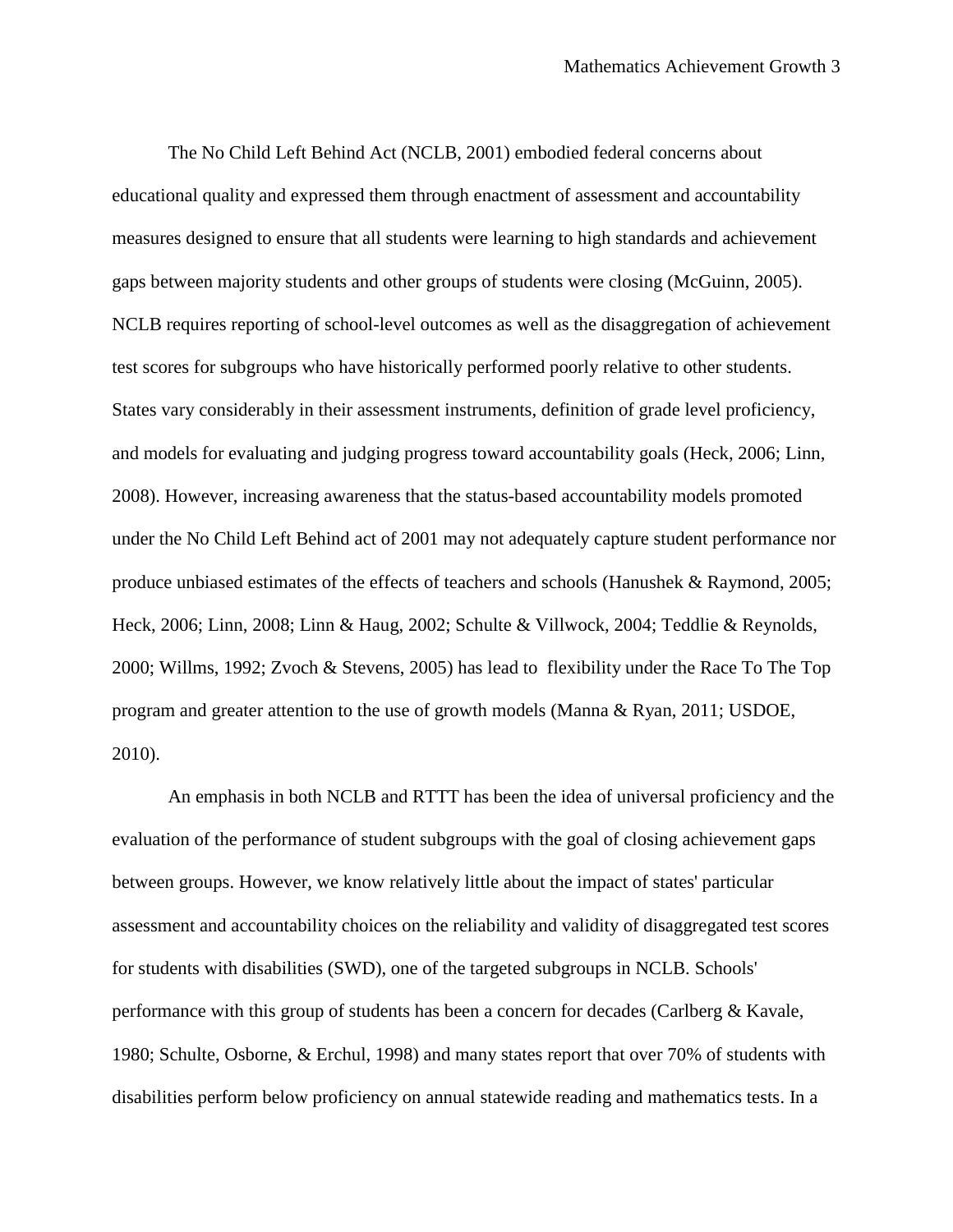The No Child Left Behind Act (NCLB, 2001) embodied federal concerns about educational quality and expressed them through enactment of assessment and accountability measures designed to ensure that all students were learning to high standards and achievement gaps between majority students and other groups of students were closing (McGuinn, 2005). NCLB requires reporting of school-level outcomes as well as the disaggregation of achievement test scores for subgroups who have historically performed poorly relative to other students. States vary considerably in their assessment instruments, definition of grade level proficiency, and models for evaluating and judging progress toward accountability goals (Heck, 2006; Linn, 2008). However, increasing awareness that the status-based accountability models promoted under the No Child Left Behind act of 2001 may not adequately capture student performance nor produce unbiased estimates of the effects of teachers and schools (Hanushek & Raymond, 2005; Heck, 2006; Linn, 2008; Linn & Haug, 2002; Schulte & Villwock, 2004; Teddlie & Reynolds, 2000; Willms, 1992; Zvoch & Stevens, 2005) has lead to flexibility under the Race To The Top program and greater attention to the use of growth models (Manna & Ryan, 2011; USDOE, 2010).

An emphasis in both NCLB and RTTT has been the idea of universal proficiency and the evaluation of the performance of student subgroups with the goal of closing achievement gaps between groups. However, we know relatively little about the impact of states' particular assessment and accountability choices on the reliability and validity of disaggregated test scores for students with disabilities (SWD), one of the targeted subgroups in NCLB. Schools' performance with this group of students has been a concern for decades (Carlberg & Kavale, 1980; Schulte, Osborne, & Erchul, 1998) and many states report that over 70% of students with disabilities perform below proficiency on annual statewide reading and mathematics tests. In a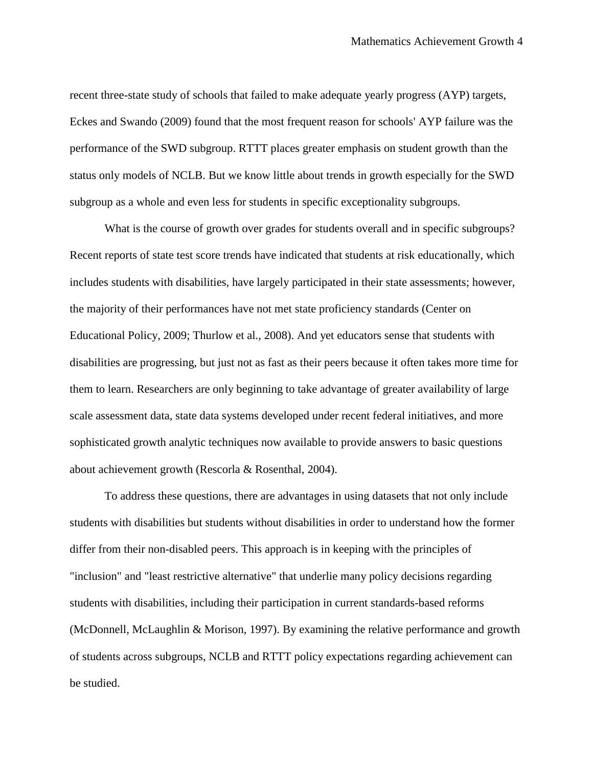recent three-state study of schools that failed to make adequate yearly progress (AYP) targets, Eckes and Swando (2009) found that the most frequent reason for schools' AYP failure was the performance of the SWD subgroup. RTTT places greater emphasis on student growth than the status only models of NCLB. But we know little about trends in growth especially for the SWD subgroup as a whole and even less for students in specific exceptionality subgroups.

What is the course of growth over grades for students overall and in specific subgroups? Recent reports of state test score trends have indicated that students at risk educationally, which includes students with disabilities, have largely participated in their state assessments; however, the majority of their performances have not met state proficiency standards (Center on Educational Policy, 2009; Thurlow et al., 2008). And yet educators sense that students with disabilities are progressing, but just not as fast as their peers because it often takes more time for them to learn. Researchers are only beginning to take advantage of greater availability of large scale assessment data, state data systems developed under recent federal initiatives, and more sophisticated growth analytic techniques now available to provide answers to basic questions about achievement growth (Rescorla & Rosenthal, 2004).

To address these questions, there are advantages in using datasets that not only include students with disabilities but students without disabilities in order to understand how the former differ from their non-disabled peers. This approach is in keeping with the principles of "inclusion" and "least restrictive alternative" that underlie many policy decisions regarding students with disabilities, including their participation in current standards-based reforms (McDonnell, McLaughlin & Morison, 1997). By examining the relative performance and growth of students across subgroups, NCLB and RTTT policy expectations regarding achievement can be studied.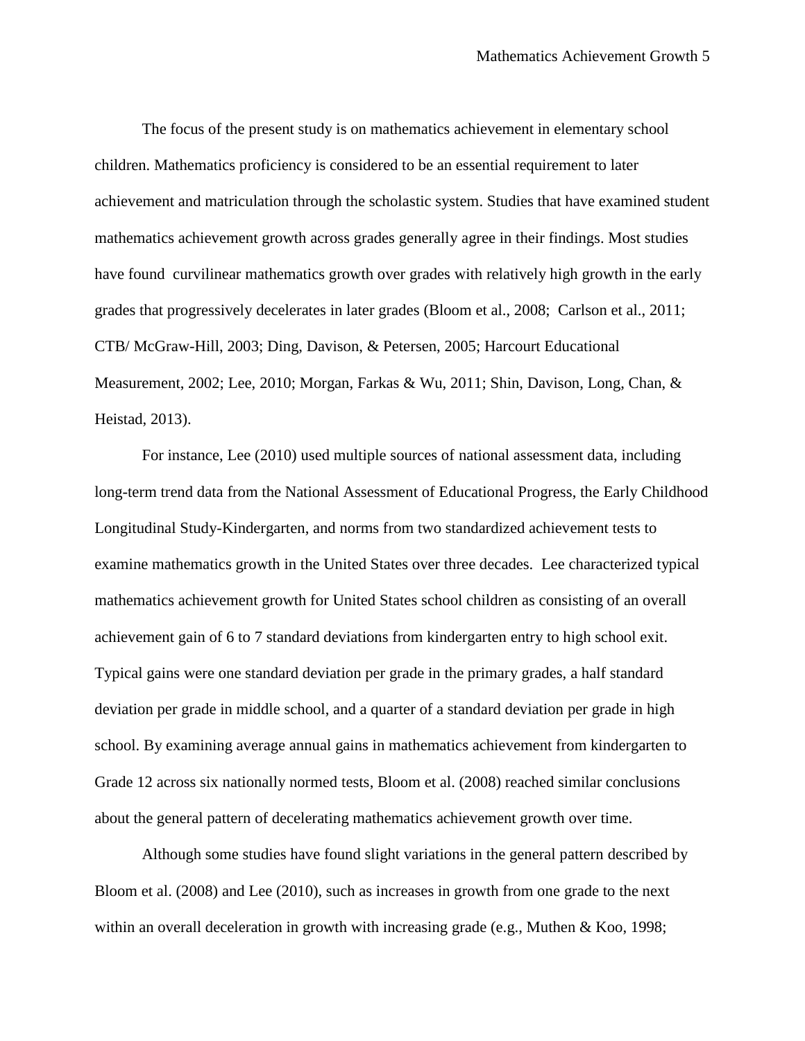The focus of the present study is on mathematics achievement in elementary school children. Mathematics proficiency is considered to be an essential requirement to later achievement and matriculation through the scholastic system. Studies that have examined student mathematics achievement growth across grades generally agree in their findings. Most studies have found curvilinear mathematics growth over grades with relatively high growth in the early grades that progressively decelerates in later grades (Bloom et al., 2008; Carlson et al., 2011; CTB/ McGraw-Hill, 2003; Ding, Davison, & Petersen, 2005; Harcourt Educational Measurement, 2002; Lee, 2010; Morgan, Farkas & Wu, 2011; Shin, Davison, Long, Chan, & Heistad, 2013).

For instance, Lee (2010) used multiple sources of national assessment data, including long-term trend data from the National Assessment of Educational Progress, the Early Childhood Longitudinal Study-Kindergarten, and norms from two standardized achievement tests to examine mathematics growth in the United States over three decades. Lee characterized typical mathematics achievement growth for United States school children as consisting of an overall achievement gain of 6 to 7 standard deviations from kindergarten entry to high school exit. Typical gains were one standard deviation per grade in the primary grades, a half standard deviation per grade in middle school, and a quarter of a standard deviation per grade in high school. By examining average annual gains in mathematics achievement from kindergarten to Grade 12 across six nationally normed tests, Bloom et al. (2008) reached similar conclusions about the general pattern of decelerating mathematics achievement growth over time.

Although some studies have found slight variations in the general pattern described by Bloom et al. (2008) and Lee (2010), such as increases in growth from one grade to the next within an overall deceleration in growth with increasing grade (e.g., Muthen & Koo, 1998;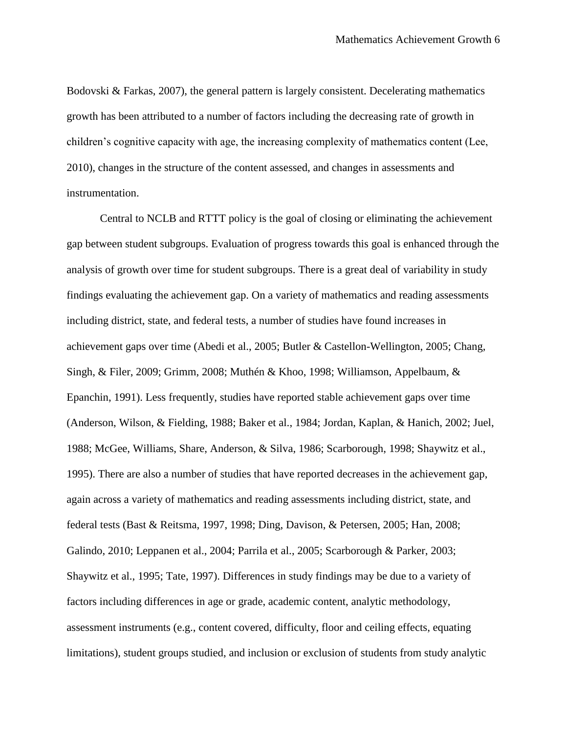Bodovski & Farkas, 2007), the general pattern is largely consistent. Decelerating mathematics growth has been attributed to a number of factors including the decreasing rate of growth in children's cognitive capacity with age, the increasing complexity of mathematics content (Lee, 2010), changes in the structure of the content assessed, and changes in assessments and instrumentation.

Central to NCLB and RTTT policy is the goal of closing or eliminating the achievement gap between student subgroups. Evaluation of progress towards this goal is enhanced through the analysis of growth over time for student subgroups. There is a great deal of variability in study findings evaluating the achievement gap. On a variety of mathematics and reading assessments including district, state, and federal tests, a number of studies have found increases in achievement gaps over time (Abedi et al., 2005; Butler & Castellon-Wellington, 2005; Chang, Singh, & Filer, 2009; Grimm, 2008; Muthén & Khoo, 1998; Williamson, Appelbaum, & Epanchin, 1991). Less frequently, studies have reported stable achievement gaps over time (Anderson, Wilson, & Fielding, 1988; Baker et al., 1984; Jordan, Kaplan, & Hanich, 2002; Juel, 1988; McGee, Williams, Share, Anderson, & Silva, 1986; Scarborough, 1998; Shaywitz et al., 1995). There are also a number of studies that have reported decreases in the achievement gap, again across a variety of mathematics and reading assessments including district, state, and federal tests (Bast & Reitsma, 1997, 1998; Ding, Davison, & Petersen, 2005; Han, 2008; Galindo, 2010; Leppanen et al., 2004; Parrila et al., 2005; Scarborough & Parker, 2003; Shaywitz et al., 1995; Tate, 1997). Differences in study findings may be due to a variety of factors including differences in age or grade, academic content, analytic methodology, assessment instruments (e.g., content covered, difficulty, floor and ceiling effects, equating limitations), student groups studied, and inclusion or exclusion of students from study analytic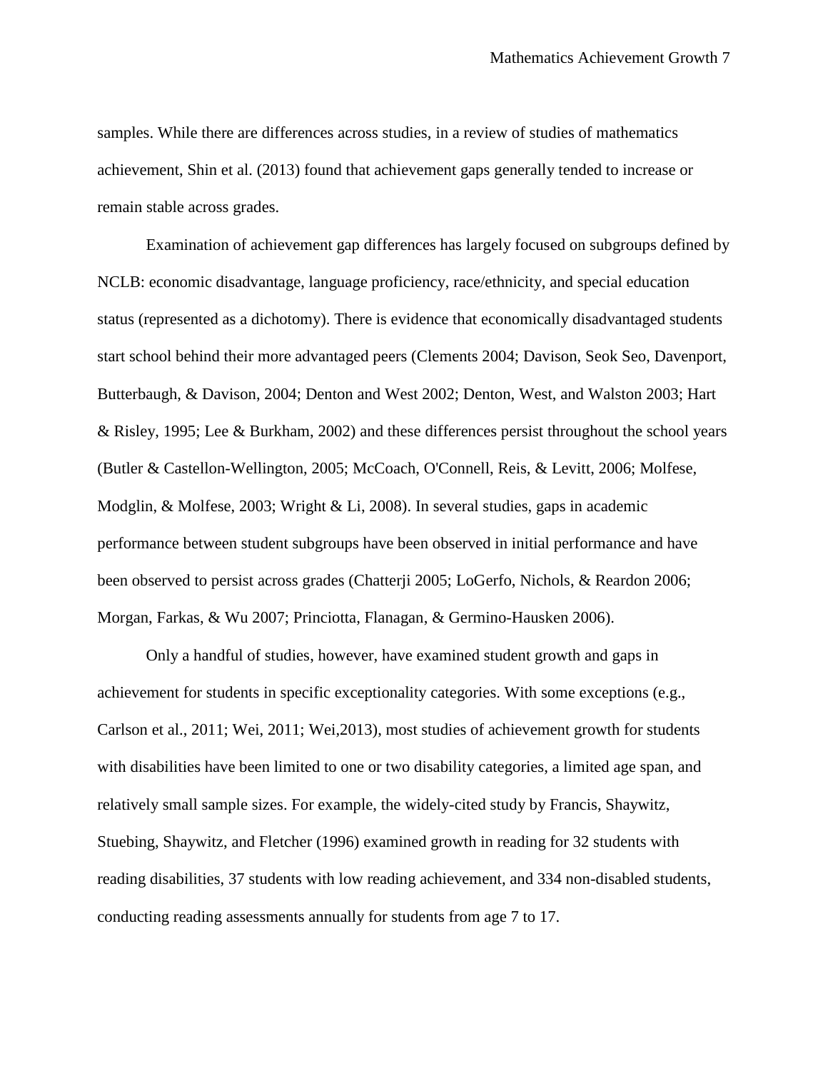samples. While there are differences across studies, in a review of studies of mathematics achievement, Shin et al. (2013) found that achievement gaps generally tended to increase or remain stable across grades.

Examination of achievement gap differences has largely focused on subgroups defined by NCLB: economic disadvantage, language proficiency, race/ethnicity, and special education status (represented as a dichotomy). There is evidence that economically disadvantaged students start school behind their more advantaged peers (Clements 2004; Davison, Seok Seo, Davenport, Butterbaugh, & Davison, 2004; Denton and West 2002; Denton, West, and Walston 2003; Hart & Risley, 1995; Lee & Burkham, 2002) and these differences persist throughout the school years (Butler & Castellon-Wellington, 2005; McCoach, O'Connell, Reis, & Levitt, 2006; Molfese, Modglin, & Molfese, 2003; Wright & Li, 2008). In several studies, gaps in academic performance between student subgroups have been observed in initial performance and have been observed to persist across grades (Chatterji 2005; LoGerfo, Nichols, & Reardon 2006; Morgan, Farkas, & Wu 2007; Princiotta, Flanagan, & Germino-Hausken 2006).

Only a handful of studies, however, have examined student growth and gaps in achievement for students in specific exceptionality categories. With some exceptions (e.g., Carlson et al., 2011; Wei, 2011; Wei,2013), most studies of achievement growth for students with disabilities have been limited to one or two disability categories, a limited age span, and relatively small sample sizes. For example, the widely-cited study by Francis, Shaywitz, Stuebing, Shaywitz, and Fletcher (1996) examined growth in reading for 32 students with reading disabilities, 37 students with low reading achievement, and 334 non-disabled students, conducting reading assessments annually for students from age 7 to 17.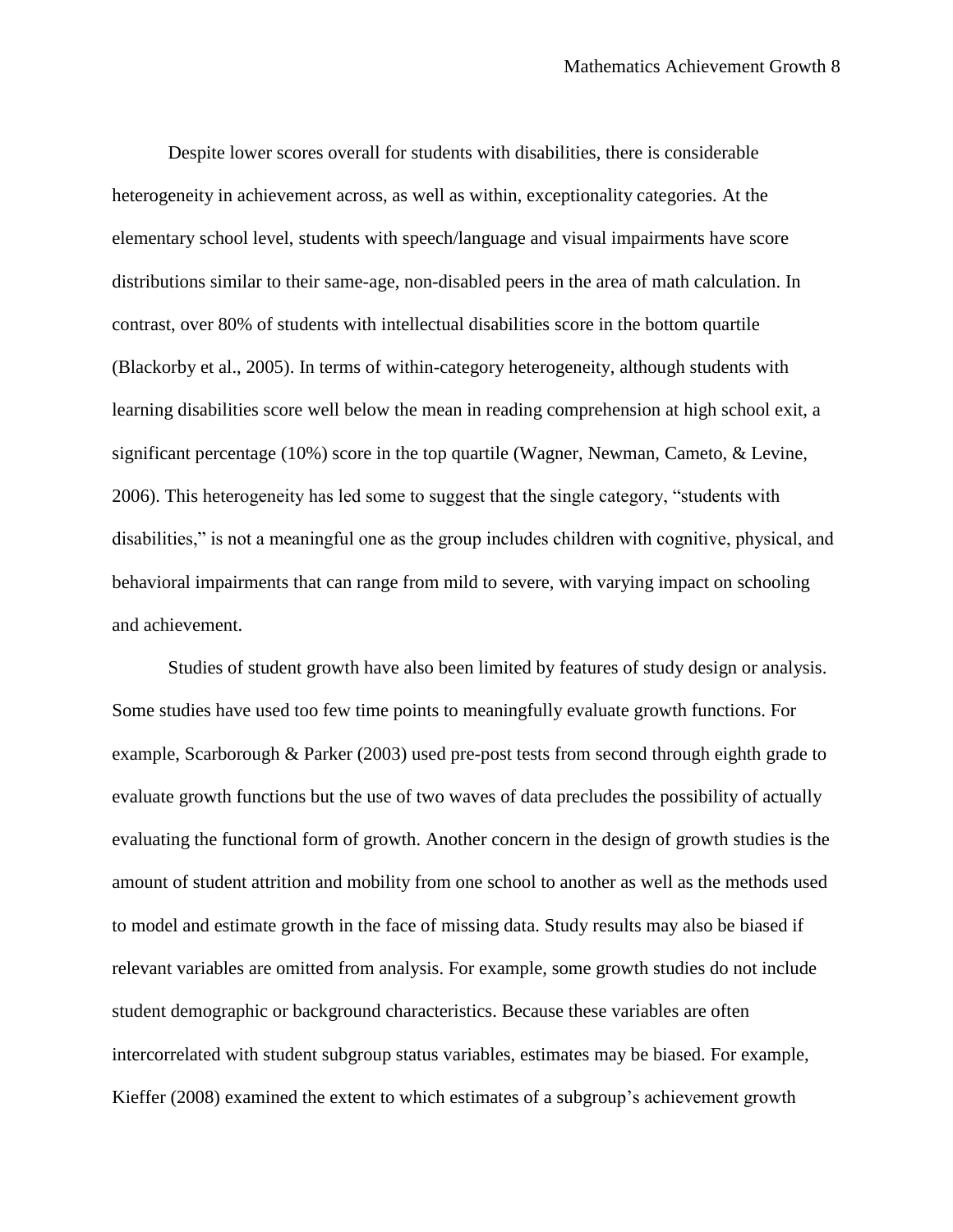Despite lower scores overall for students with disabilities, there is considerable heterogeneity in achievement across, as well as within, exceptionality categories. At the elementary school level, students with speech/language and visual impairments have score distributions similar to their same-age, non-disabled peers in the area of math calculation. In contrast, over 80% of students with intellectual disabilities score in the bottom quartile (Blackorby et al., 2005). In terms of within-category heterogeneity, although students with learning disabilities score well below the mean in reading comprehension at high school exit, a significant percentage (10%) score in the top quartile (Wagner, Newman, Cameto, & Levine, 2006). This heterogeneity has led some to suggest that the single category, "students with disabilities," is not a meaningful one as the group includes children with cognitive, physical, and behavioral impairments that can range from mild to severe, with varying impact on schooling and achievement.

Studies of student growth have also been limited by features of study design or analysis. Some studies have used too few time points to meaningfully evaluate growth functions. For example, Scarborough & Parker (2003) used pre-post tests from second through eighth grade to evaluate growth functions but the use of two waves of data precludes the possibility of actually evaluating the functional form of growth. Another concern in the design of growth studies is the amount of student attrition and mobility from one school to another as well as the methods used to model and estimate growth in the face of missing data. Study results may also be biased if relevant variables are omitted from analysis. For example, some growth studies do not include student demographic or background characteristics. Because these variables are often intercorrelated with student subgroup status variables, estimates may be biased. For example, Kieffer (2008) examined the extent to which estimates of a subgroup's achievement growth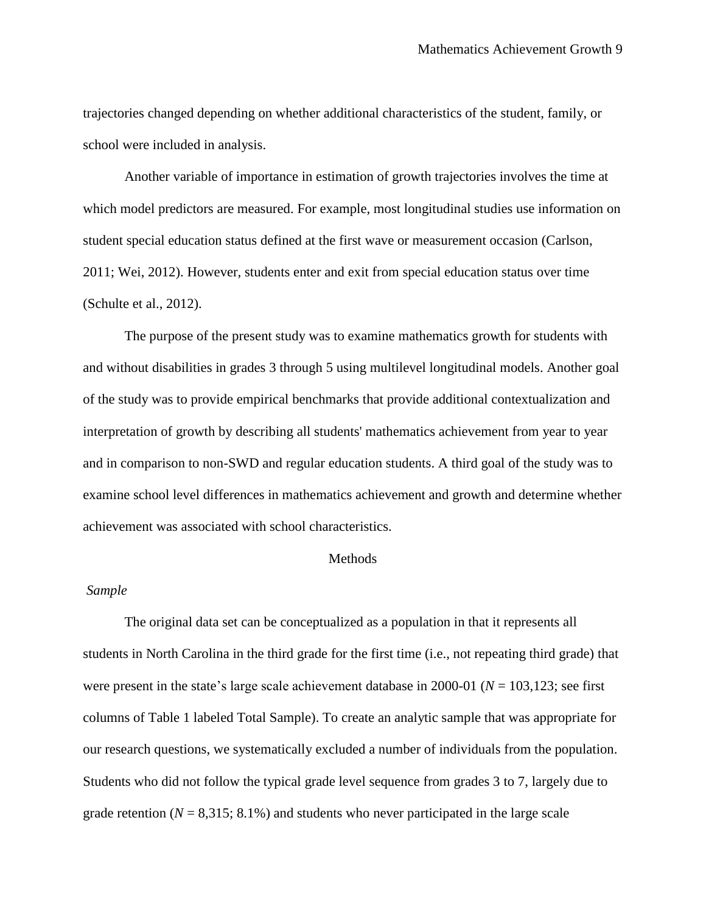trajectories changed depending on whether additional characteristics of the student, family, or school were included in analysis.

Another variable of importance in estimation of growth trajectories involves the time at which model predictors are measured. For example, most longitudinal studies use information on student special education status defined at the first wave or measurement occasion (Carlson, 2011; Wei, 2012). However, students enter and exit from special education status over time (Schulte et al., 2012).

The purpose of the present study was to examine mathematics growth for students with and without disabilities in grades 3 through 5 using multilevel longitudinal models. Another goal of the study was to provide empirical benchmarks that provide additional contextualization and interpretation of growth by describing all students' mathematics achievement from year to year and in comparison to non-SWD and regular education students. A third goal of the study was to examine school level differences in mathematics achievement and growth and determine whether achievement was associated with school characteristics.

## Methods

### *Sample*

The original data set can be conceptualized as a population in that it represents all students in North Carolina in the third grade for the first time (i.e., not repeating third grade) that were present in the state's large scale achievement database in 2000-01 ($N$ = 103,123; see first columns of Table 1 labeled Total Sample). To create an analytic sample that was appropriate for our research questions, we systematically excluded a number of individuals from the population. Students who did not follow the typical grade level sequence from grades 3 to 7, largely due to grade retention ($N$ = 8,315; 8.1%) and students who never participated in the large scale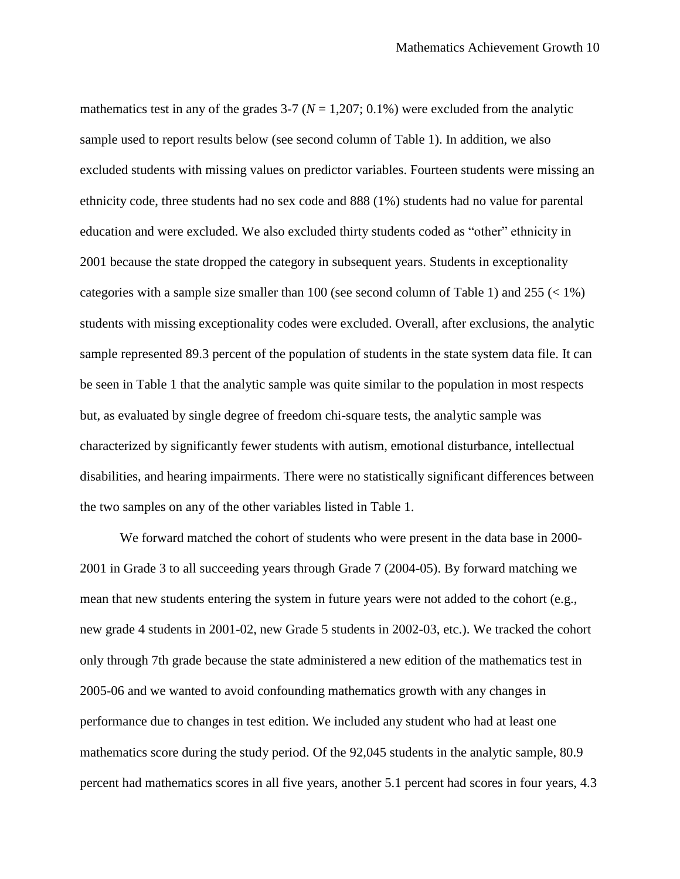mathematics test in any of the grades 3-7 (*N* = 1,207; 0.1%) were excluded from the analytic sample used to report results below (see second column of Table 1). In addition, we also excluded students with missing values on predictor variables. Fourteen students were missing an ethnicity code, three students had no sex code and 888 (1%) students had no value for parental education and were excluded. We also excluded thirty students coded as "other" ethnicity in 2001 because the state dropped the category in subsequent years. Students in exceptionality categories with a sample size smaller than 100 (see second column of Table 1) and 255 (< 1%) students with missing exceptionality codes were excluded. Overall, after exclusions, the analytic sample represented 89.3 percent of the population of students in the state system data file. It can be seen in Table 1 that the analytic sample was quite similar to the population in most respects but, as evaluated by single degree of freedom chi-square tests, the analytic sample was characterized by significantly fewer students with autism, emotional disturbance, intellectual disabilities, and hearing impairments. There were no statistically significant differences between the two samples on any of the other variables listed in Table 1.

We forward matched the cohort of students who were present in the data base in 2000-2001 in Grade 3 to all succeeding years through Grade 7 (2004-05). By forward matching we mean that new students entering the system in future years were not added to the cohort (e.g., new grade 4 students in 2001-02, new Grade 5 students in 2002-03, etc.). We tracked the cohort only through 7th grade because the state administered a new edition of the mathematics test in 2005-06 and we wanted to avoid confounding mathematics growth with any changes in performance due to changes in test edition. We included any student who had at least one mathematics score during the study period. Of the 92,045 students in the analytic sample, 80.9 percent had mathematics scores in all five years, another 5.1 percent had scores in four years, 4.3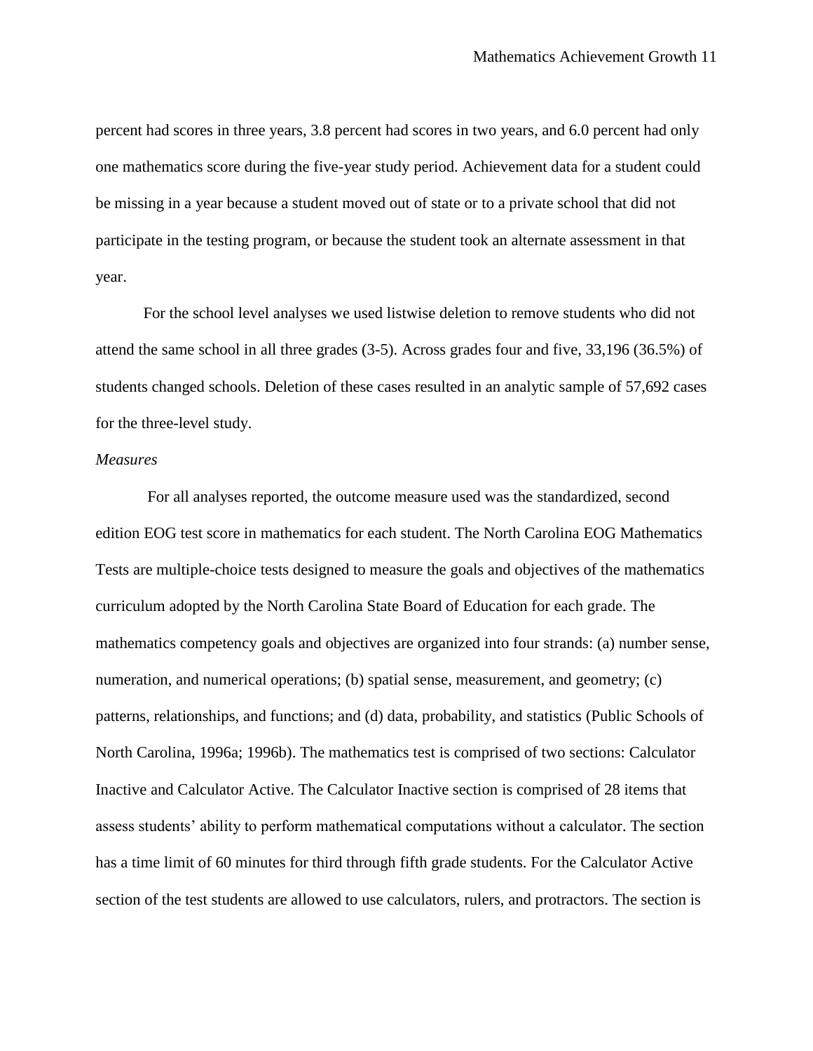percent had scores in three years, 3.8 percent had scores in two years, and 6.0 percent had only one mathematics score during the five-year study period. Achievement data for a student could be missing in a year because a student moved out of state or to a private school that did not participate in the testing program, or because the student took an alternate assessment in that year.

For the school level analyses we used listwise deletion to remove students who did not attend the same school in all three grades (3-5). Across grades four and five, 33,196 (36.5%) of students changed schools. Deletion of these cases resulted in an analytic sample of 57,692 cases for the three-level study.

*Measures*

For all analyses reported, the outcome measure used was the standardized, second edition EOG test score in mathematics for each student. The North Carolina EOG Mathematics Tests are multiple-choice tests designed to measure the goals and objectives of the mathematics curriculum adopted by the North Carolina State Board of Education for each grade. The mathematics competency goals and objectives are organized into four strands: (a) number sense, numeration, and numerical operations; (b) spatial sense, measurement, and geometry; (c) patterns, relationships, and functions; and (d) data, probability, and statistics (Public Schools of North Carolina, 1996a; 1996b). The mathematics test is comprised of two sections: Calculator Inactive and Calculator Active. The Calculator Inactive section is comprised of 28 items that assess students' ability to perform mathematical computations without a calculator. The section has a time limit of 60 minutes for third through fifth grade students. For the Calculator Active section of the test students are allowed to use calculators, rulers, and protractors. The section is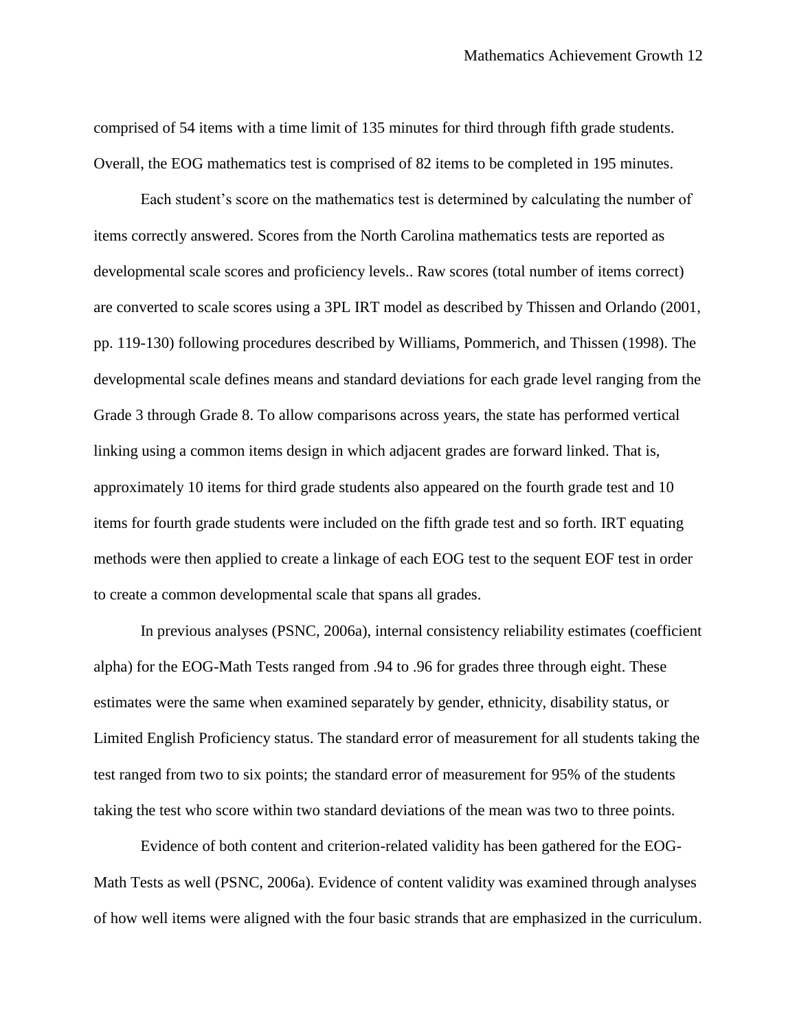comprised of 54 items with a time limit of 135 minutes for third through fifth grade students. Overall, the EOG mathematics test is comprised of 82 items to be completed in 195 minutes.

Each student's score on the mathematics test is determined by calculating the number of items correctly answered. Scores from the North Carolina mathematics tests are reported as developmental scale scores and proficiency levels.. Raw scores (total number of items correct) are converted to scale scores using a 3PL IRT model as described by Thissen and Orlando (2001, pp. 119-130) following procedures described by Williams, Pommerich, and Thissen (1998). The developmental scale defines means and standard deviations for each grade level ranging from the Grade 3 through Grade 8. To allow comparisons across years, the state has performed vertical linking using a common items design in which adjacent grades are forward linked. That is, approximately 10 items for third grade students also appeared on the fourth grade test and 10 items for fourth grade students were included on the fifth grade test and so forth. IRT equating methods were then applied to create a linkage of each EOG test to the sequent EOF test in order to create a common developmental scale that spans all grades.

In previous analyses (PSNC, 2006a), internal consistency reliability estimates (coefficient alpha) for the EOG-Math Tests ranged from .94 to .96 for grades three through eight. These estimates were the same when examined separately by gender, ethnicity, disability status, or Limited English Proficiency status. The standard error of measurement for all students taking the test ranged from two to six points; the standard error of measurement for 95% of the students taking the test who score within two standard deviations of the mean was two to three points.

Evidence of both content and criterion-related validity has been gathered for the EOG-Math Tests as well (PSNC, 2006a). Evidence of content validity was examined through analyses of how well items were aligned with the four basic strands that are emphasized in the curriculum.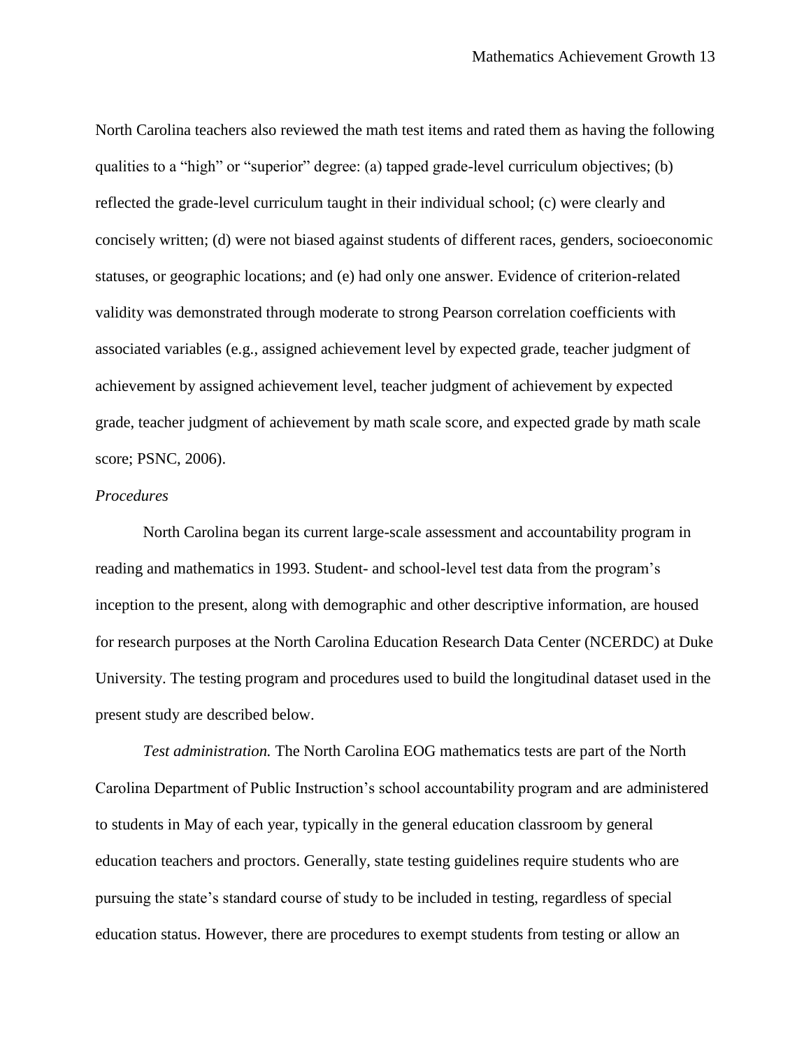North Carolina teachers also reviewed the math test items and rated them as having the following qualities to a "high" or "superior" degree: (a) tapped grade-level curriculum objectives; (b) reflected the grade-level curriculum taught in their individual school; (c) were clearly and concisely written; (d) were not biased against students of different races, genders, socioeconomic statuses, or geographic locations; and (e) had only one answer. Evidence of criterion-related validity was demonstrated through moderate to strong Pearson correlation coefficients with associated variables (e.g., assigned achievement level by expected grade, teacher judgment of achievement by assigned achievement level, teacher judgment of achievement by expected grade, teacher judgment of achievement by math scale score, and expected grade by math scale score; PSNC, 2006).

*Procedures*

North Carolina began its current large-scale assessment and accountability program in reading and mathematics in 1993. Student- and school-level test data from the program's inception to the present, along with demographic and other descriptive information, are housed for research purposes at the North Carolina Education Research Data Center (NCERDC) at Duke University. The testing program and procedures used to build the longitudinal dataset used in the present study are described below.

*Test administration.* The North Carolina EOG mathematics tests are part of the North Carolina Department of Public Instruction's school accountability program and are administered to students in May of each year, typically in the general education classroom by general education teachers and proctors. Generally, state testing guidelines require students who are pursuing the state's standard course of study to be included in testing, regardless of special education status. However, there are procedures to exempt students from testing or allow an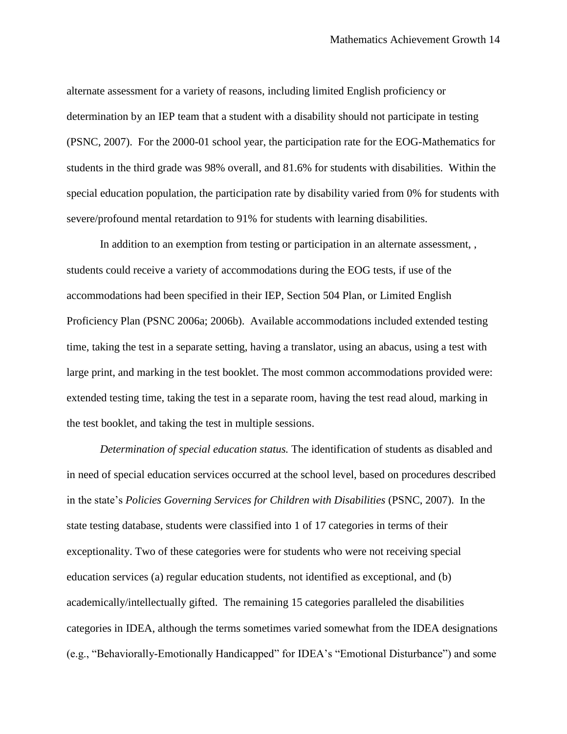alternate assessment for a variety of reasons, including limited English proficiency or determination by an IEP team that a student with a disability should not participate in testing (PSNC, 2007). For the 2000-01 school year, the participation rate for the EOG-Mathematics for students in the third grade was 98% overall, and 81.6% for students with disabilities. Within the special education population, the participation rate by disability varied from 0% for students with severe/profound mental retardation to 91% for students with learning disabilities.

In addition to an exemption from testing or participation in an alternate assessment, , students could receive a variety of accommodations during the EOG tests, if use of the accommodations had been specified in their IEP, Section 504 Plan, or Limited English Proficiency Plan (PSNC 2006a; 2006b). Available accommodations included extended testing time, taking the test in a separate setting, having a translator, using an abacus, using a test with large print, and marking in the test booklet. The most common accommodations provided were: extended testing time, taking the test in a separate room, having the test read aloud, marking in the test booklet, and taking the test in multiple sessions.

*Determination of special education status.* The identification of students as disabled and in need of special education services occurred at the school level, based on procedures described in the state's *Policies Governing Services for Children with Disabilities* (PSNC, 2007). In the state testing database, students were classified into 1 of 17 categories in terms of their exceptionality. Two of these categories were for students who were not receiving special education services (a) regular education students, not identified as exceptional, and (b) academically/intellectually gifted. The remaining 15 categories paralleled the disabilities categories in IDEA, although the terms sometimes varied somewhat from the IDEA designations (e.g., "Behaviorally-Emotionally Handicapped" for IDEA's "Emotional Disturbance") and some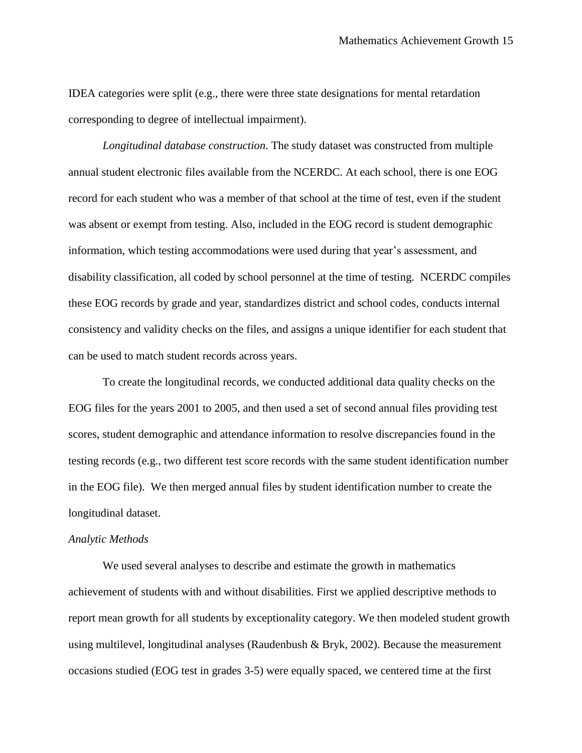IDEA categories were split (e.g., there were three state designations for mental retardation corresponding to degree of intellectual impairment).

*Longitudinal database construction*. The study dataset was constructed from multiple annual student electronic files available from the NCERDC. At each school, there is one EOG record for each student who was a member of that school at the time of test, even if the student was absent or exempt from testing. Also, included in the EOG record is student demographic information, which testing accommodations were used during that year's assessment, and disability classification, all coded by school personnel at the time of testing. NCERDC compiles these EOG records by grade and year, standardizes district and school codes, conducts internal consistency and validity checks on the files, and assigns a unique identifier for each student that can be used to match student records across years.

To create the longitudinal records, we conducted additional data quality checks on the EOG files for the years 2001 to 2005, and then used a set of second annual files providing test scores, student demographic and attendance information to resolve discrepancies found in the testing records (e.g., two different test score records with the same student identification number in the EOG file). We then merged annual files by student identification number to create the longitudinal dataset.

*Analytic Methods*

We used several analyses to describe and estimate the growth in mathematics achievement of students with and without disabilities. First we applied descriptive methods to report mean growth for all students by exceptionality category. We then modeled student growth using multilevel, longitudinal analyses (Raudenbush & Bryk, 2002). Because the measurement occasions studied (EOG test in grades 3-5) were equally spaced, we centered time at the first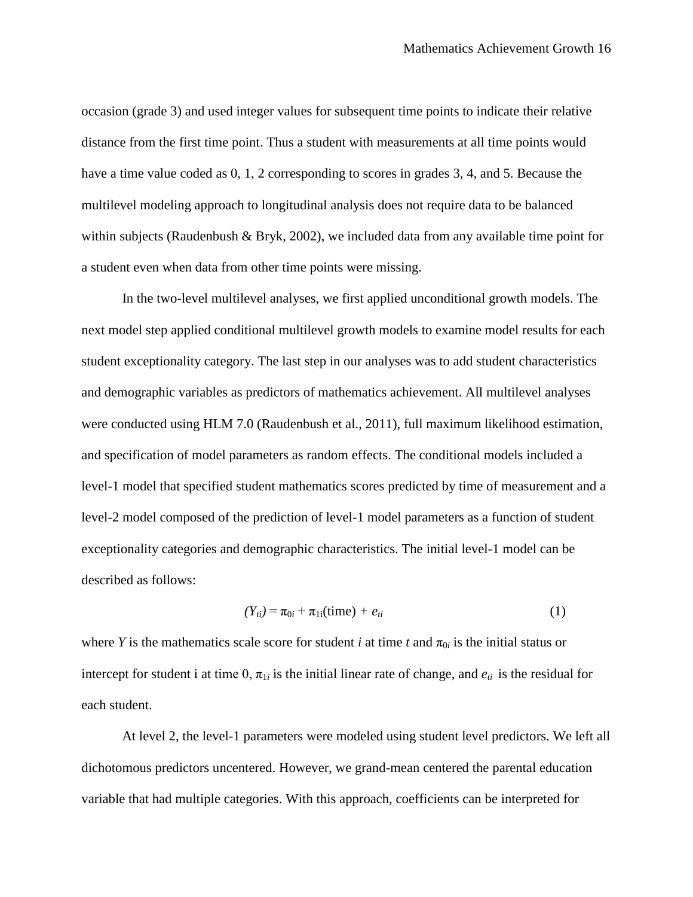occasion (grade 3) and used integer values for subsequent time points to indicate their relative distance from the first time point. Thus a student with measurements at all time points would have a time value coded as 0, 1, 2 corresponding to scores in grades 3, 4, and 5. Because the multilevel modeling approach to longitudinal analysis does not require data to be balanced within subjects (Raudenbush & Bryk, 2002), we included data from any available time point for a student even when data from other time points were missing.

In the two-level multilevel analyses, we first applied unconditional growth models. The next model step applied conditional multilevel growth models to examine model results for each student exceptionality category. The last step in our analyses was to add student characteristics and demographic variables as predictors of mathematics achievement. All multilevel analyses were conducted using HLM 7.0 (Raudenbush et al., 2011), full maximum likelihood estimation, and specification of model parameters as random effects. The conditional models included a level-1 model that specified student mathematics scores predicted by time of measurement and a level-2 model composed of the prediction of level-1 model parameters as a function of student exceptionality categories and demographic characteristics. The initial level-1 model can be described as follows:

$$(Y_{ti}) = \pi_{0i} + \pi_{1i}(\text{time}) + e_{ti} \qquad (1)$$

where $Y$ is the mathematics scale score for student $i$ at time $t$ and $\pi_{0i}$ is the initial status or intercept for student i at time 0, $\pi_{1i}$ is the initial linear rate of change, and $e_{ti}$ is the residual for each student.

At level 2, the level-1 parameters were modeled using student level predictors. We left all dichotomous predictors uncentered. However, we grand-mean centered the parental education variable that had multiple categories. With this approach, coefficients can be interpreted for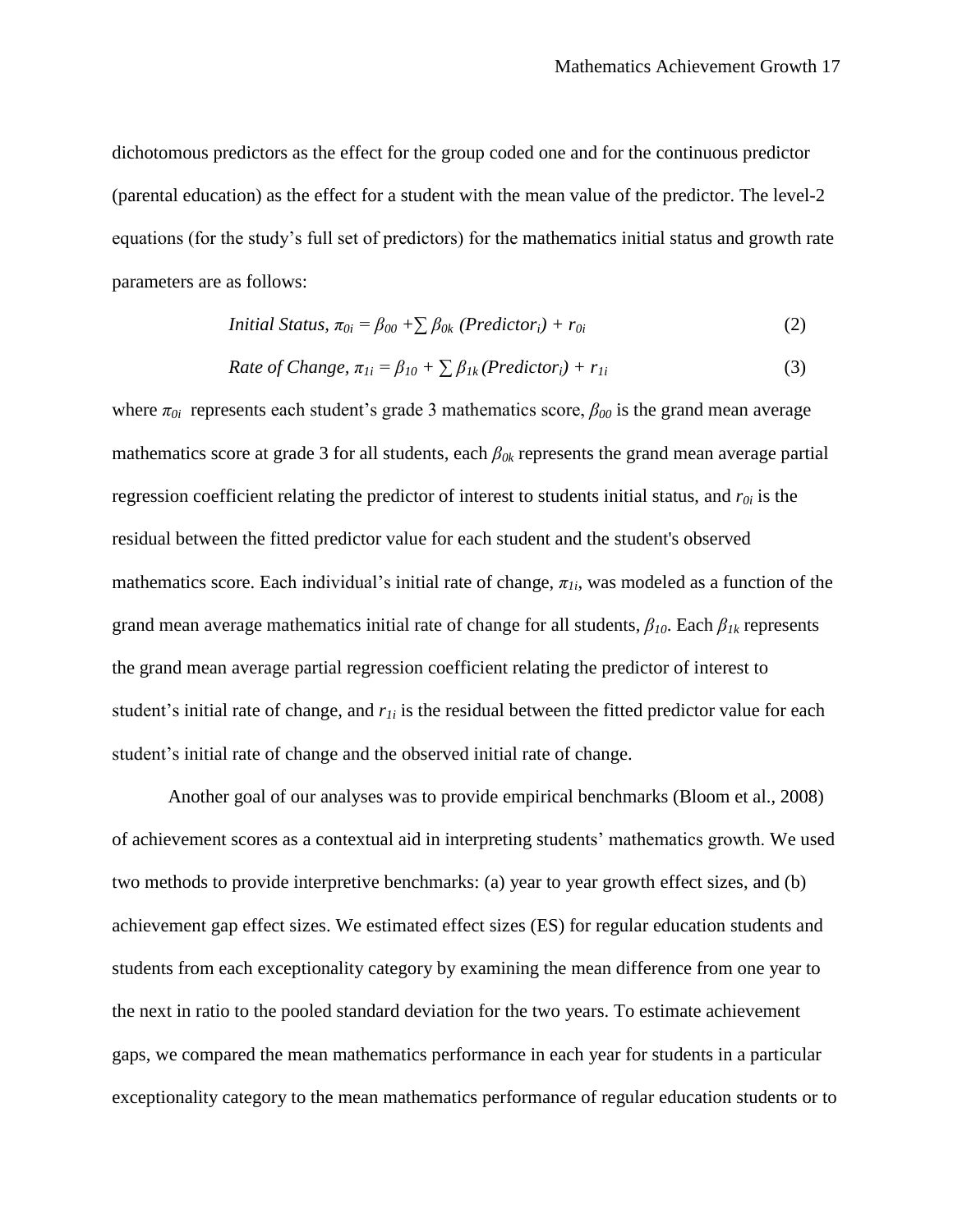dichotomous predictors as the effect for the group coded one and for the continuous predictor (parental education) as the effect for a student with the mean value of the predictor. The level-2 equations (for the study's full set of predictors) for the mathematics initial status and growth rate parameters are as follows:

$$\textit{Initial Status}, \ \pi_{0i} = \beta_{00} + \sum \beta_{0k} \ (Predictor_i) + r_{0i} \qquad (2)$$

$$\textit{Rate of Change}, \ \pi_{1i} = \beta_{10} + \sum \beta_{1k} (Predictor_i) + r_{1i} \qquad (3)$$

where $\pi_{0i}$ represents each student's grade 3 mathematics score, $\beta_{00}$ is the grand mean average mathematics score at grade 3 for all students, each $\beta_{0k}$ represents the grand mean average partial regression coefficient relating the predictor of interest to students initial status, and $r_{0i}$ is the residual between the fitted predictor value for each student and the student's observed mathematics score. Each individual's initial rate of change, $\pi_{1i}$, was modeled as a function of the grand mean average mathematics initial rate of change for all students, $\beta_{10}$. Each $\beta_{1k}$ represents the grand mean average partial regression coefficient relating the predictor of interest to student's initial rate of change, and $r_{1i}$ is the residual between the fitted predictor value for each student's initial rate of change and the observed initial rate of change.

Another goal of our analyses was to provide empirical benchmarks (Bloom et al., 2008) of achievement scores as a contextual aid in interpreting students' mathematics growth. We used two methods to provide interpretive benchmarks: (a) year to year growth effect sizes, and (b) achievement gap effect sizes. We estimated effect sizes (ES) for regular education students and students from each exceptionality category by examining the mean difference from one year to the next in ratio to the pooled standard deviation for the two years. To estimate achievement gaps, we compared the mean mathematics performance in each year for students in a particular exceptionality category to the mean mathematics performance of regular education students or to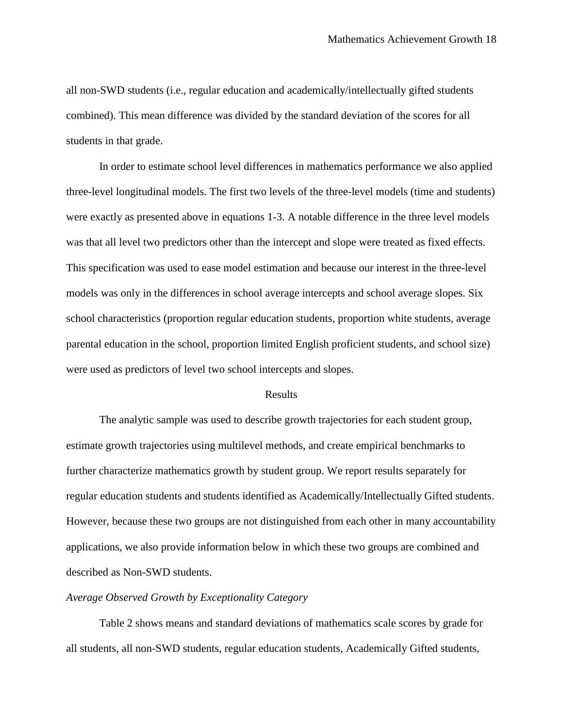all non-SWD students (i.e., regular education and academically/intellectually gifted students combined). This mean difference was divided by the standard deviation of the scores for all students in that grade.

In order to estimate school level differences in mathematics performance we also applied three-level longitudinal models. The first two levels of the three-level models (time and students) were exactly as presented above in equations 1-3. A notable difference in the three level models was that all level two predictors other than the intercept and slope were treated as fixed effects. This specification was used to ease model estimation and because our interest in the three-level models was only in the differences in school average intercepts and school average slopes. Six school characteristics (proportion regular education students, proportion white students, average parental education in the school, proportion limited English proficient students, and school size) were used as predictors of level two school intercepts and slopes.

## Results

The analytic sample was used to describe growth trajectories for each student group, estimate growth trajectories using multilevel methods, and create empirical benchmarks to further characterize mathematics growth by student group. We report results separately for regular education students and students identified as Academically/Intellectually Gifted students. However, because these two groups are not distinguished from each other in many accountability applications, we also provide information below in which these two groups are combined and described as Non-SWD students.

### *Average Observed Growth by Exceptionality Category*

Table 2 shows means and standard deviations of mathematics scale scores by grade for all students, all non-SWD students, regular education students, Academically Gifted students,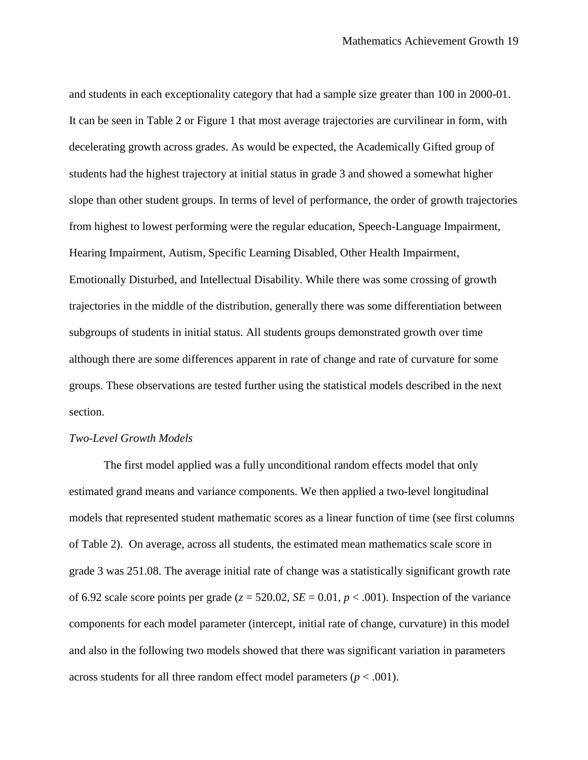and students in each exceptionality category that had a sample size greater than 100 in 2000-01. It can be seen in Table 2 or Figure 1 that most average trajectories are curvilinear in form, with decelerating growth across grades. As would be expected, the Academically Gifted group of students had the highest trajectory at initial status in grade 3 and showed a somewhat higher slope than other student groups. In terms of level of performance, the order of growth trajectories from highest to lowest performing were the regular education, Speech-Language Impairment, Hearing Impairment, Autism, Specific Learning Disabled, Other Health Impairment, Emotionally Disturbed, and Intellectual Disability. While there was some crossing of growth trajectories in the middle of the distribution, generally there was some differentiation between subgroups of students in initial status. All students groups demonstrated growth over time although there are some differences apparent in rate of change and rate of curvature for some groups. These observations are tested further using the statistical models described in the next section.

*Two-Level Growth Models*

The first model applied was a fully unconditional random effects model that only estimated grand means and variance components. We then applied a two-level longitudinal models that represented student mathematic scores as a linear function of time (see first columns of Table 2). On average, across all students, the estimated mean mathematics scale score in grade 3 was 251.08. The average initial rate of change was a statistically significant growth rate of 6.92 scale score points per grade ($z$ = 520.02, $SE$ = 0.01, $p < .001$). Inspection of the variance components for each model parameter (intercept, initial rate of change, curvature) in this model and also in the following two models showed that there was significant variation in parameters across students for all three random effect model parameters ($p < .001$).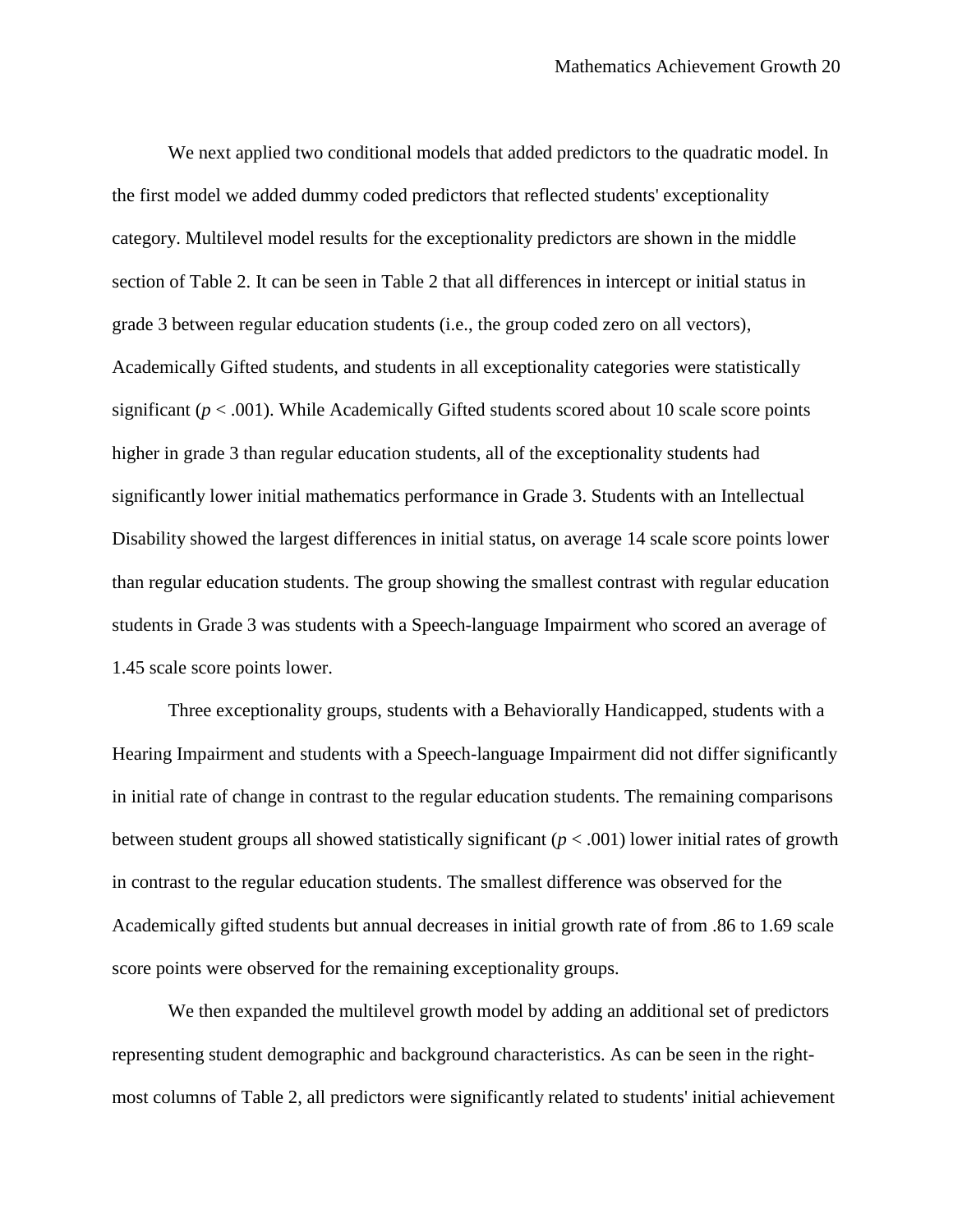We next applied two conditional models that added predictors to the quadratic model. In the first model we added dummy coded predictors that reflected students' exceptionality category. Multilevel model results for the exceptionality predictors are shown in the middle section of Table 2. It can be seen in Table 2 that all differences in intercept or initial status in grade 3 between regular education students (i.e., the group coded zero on all vectors), Academically Gifted students, and students in all exceptionality categories were statistically significant ($p < .001$). While Academically Gifted students scored about 10 scale score points higher in grade 3 than regular education students, all of the exceptionality students had significantly lower initial mathematics performance in Grade 3. Students with an Intellectual Disability showed the largest differences in initial status, on average 14 scale score points lower than regular education students. The group showing the smallest contrast with regular education students in Grade 3 was students with a Speech-language Impairment who scored an average of 1.45 scale score points lower.

Three exceptionality groups, students with a Behaviorally Handicapped, students with a Hearing Impairment and students with a Speech-language Impairment did not differ significantly in initial rate of change in contrast to the regular education students. The remaining comparisons between student groups all showed statistically significant ($p < .001$) lower initial rates of growth in contrast to the regular education students. The smallest difference was observed for the Academically gifted students but annual decreases in initial growth rate of from .86 to 1.69 scale score points were observed for the remaining exceptionality groups.

We then expanded the multilevel growth model by adding an additional set of predictors representing student demographic and background characteristics. As can be seen in the right-most columns of Table 2, all predictors were significantly related to students' initial achievement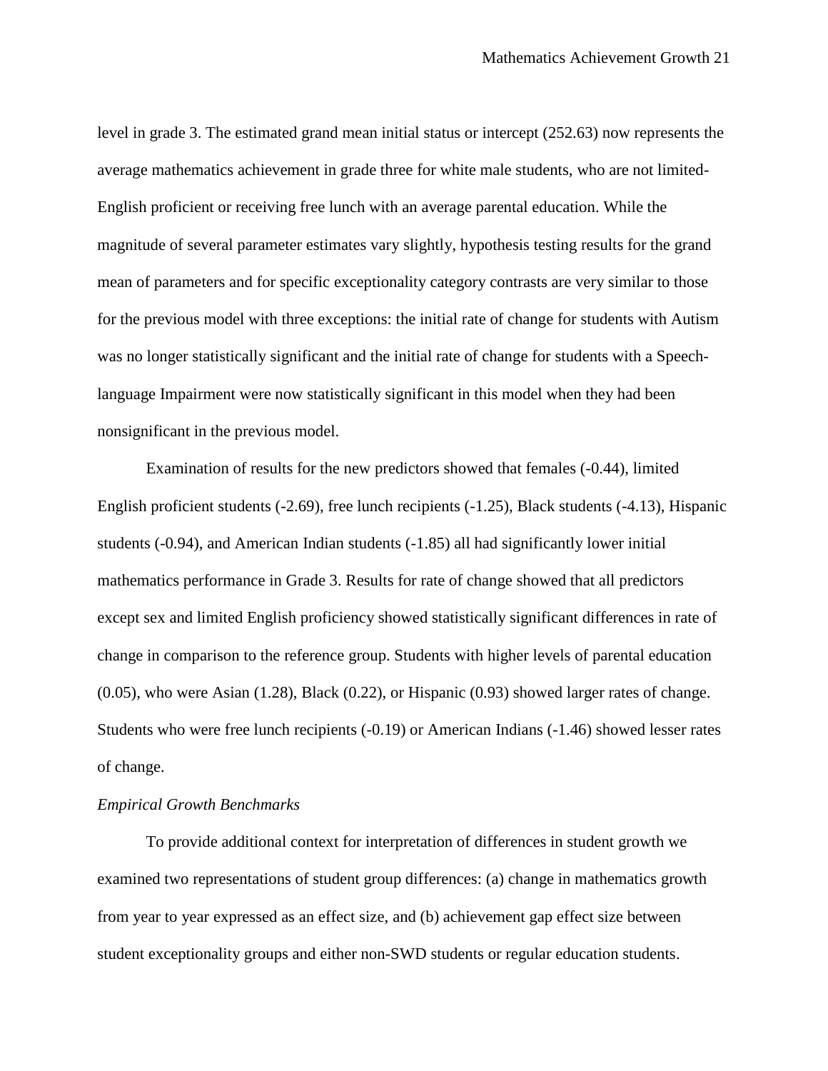level in grade 3. The estimated grand mean initial status or intercept (252.63) now represents the average mathematics achievement in grade three for white male students, who are not limited-English proficient or receiving free lunch with an average parental education. While the magnitude of several parameter estimates vary slightly, hypothesis testing results for the grand mean of parameters and for specific exceptionality category contrasts are very similar to those for the previous model with three exceptions: the initial rate of change for students with Autism was no longer statistically significant and the initial rate of change for students with a Speech-language Impairment were now statistically significant in this model when they had been nonsignificant in the previous model.

Examination of results for the new predictors showed that females (-0.44), limited English proficient students (-2.69), free lunch recipients (-1.25), Black students (-4.13), Hispanic students (-0.94), and American Indian students (-1.85) all had significantly lower initial mathematics performance in Grade 3. Results for rate of change showed that all predictors except sex and limited English proficiency showed statistically significant differences in rate of change in comparison to the reference group. Students with higher levels of parental education (0.05), who were Asian (1.28), Black (0.22), or Hispanic (0.93) showed larger rates of change. Students who were free lunch recipients (-0.19) or American Indians (-1.46) showed lesser rates of change.

*Empirical Growth Benchmarks*

To provide additional context for interpretation of differences in student growth we examined two representations of student group differences: (a) change in mathematics growth from year to year expressed as an effect size, and (b) achievement gap effect size between student exceptionality groups and either non-SWD students or regular education students.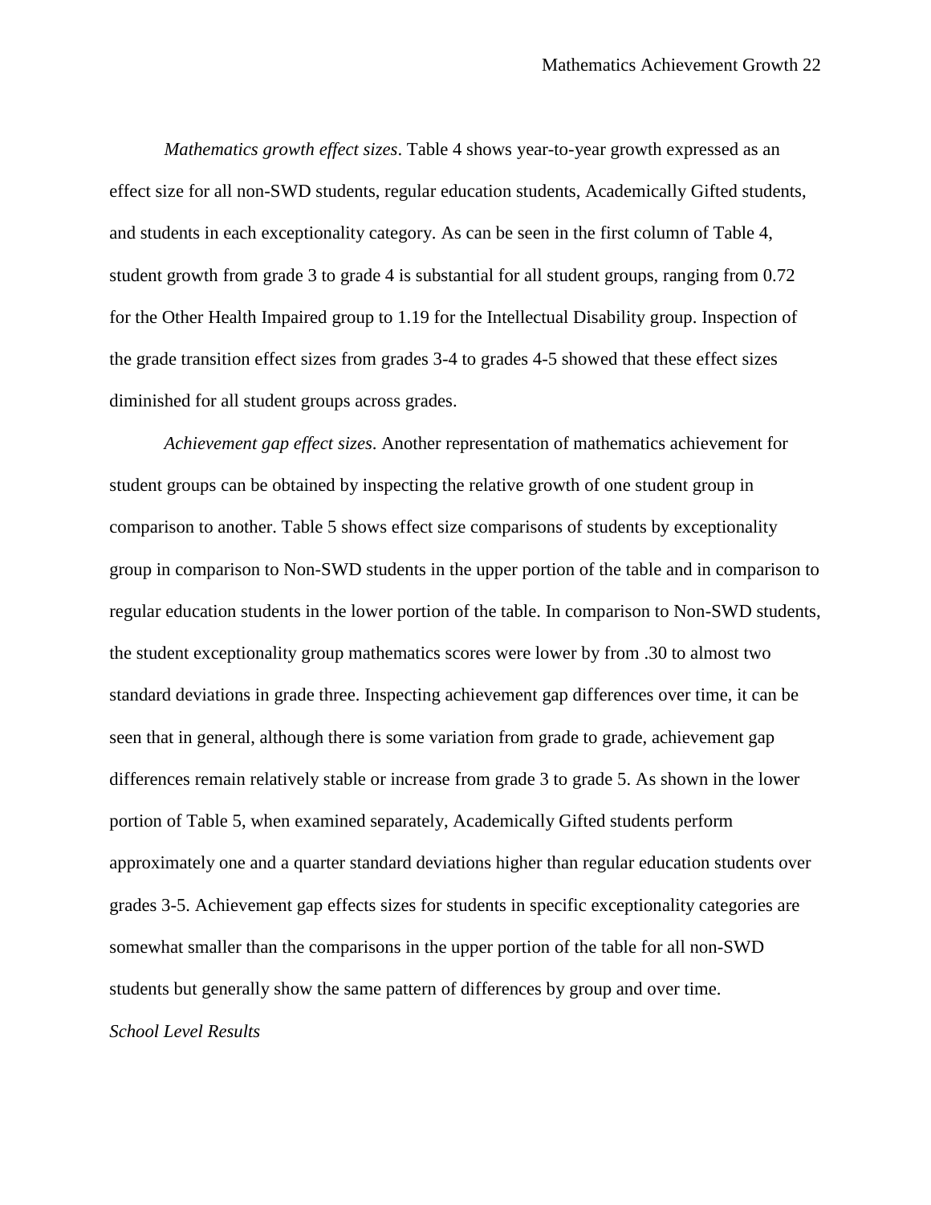*Mathematics growth effect sizes*. Table 4 shows year-to-year growth expressed as an effect size for all non-SWD students, regular education students, Academically Gifted students, and students in each exceptionality category. As can be seen in the first column of Table 4, student growth from grade 3 to grade 4 is substantial for all student groups, ranging from 0.72 for the Other Health Impaired group to 1.19 for the Intellectual Disability group. Inspection of the grade transition effect sizes from grades 3-4 to grades 4-5 showed that these effect sizes diminished for all student groups across grades.

*Achievement gap effect sizes*. Another representation of mathematics achievement for student groups can be obtained by inspecting the relative growth of one student group in comparison to another. Table 5 shows effect size comparisons of students by exceptionality group in comparison to Non-SWD students in the upper portion of the table and in comparison to regular education students in the lower portion of the table. In comparison to Non-SWD students, the student exceptionality group mathematics scores were lower by from .30 to almost two standard deviations in grade three. Inspecting achievement gap differences over time, it can be seen that in general, although there is some variation from grade to grade, achievement gap differences remain relatively stable or increase from grade 3 to grade 5. As shown in the lower portion of Table 5, when examined separately, Academically Gifted students perform approximately one and a quarter standard deviations higher than regular education students over grades 3-5. Achievement gap effects sizes for students in specific exceptionality categories are somewhat smaller than the comparisons in the upper portion of the table for all non-SWD students but generally show the same pattern of differences by group and over time.

### *School Level Results*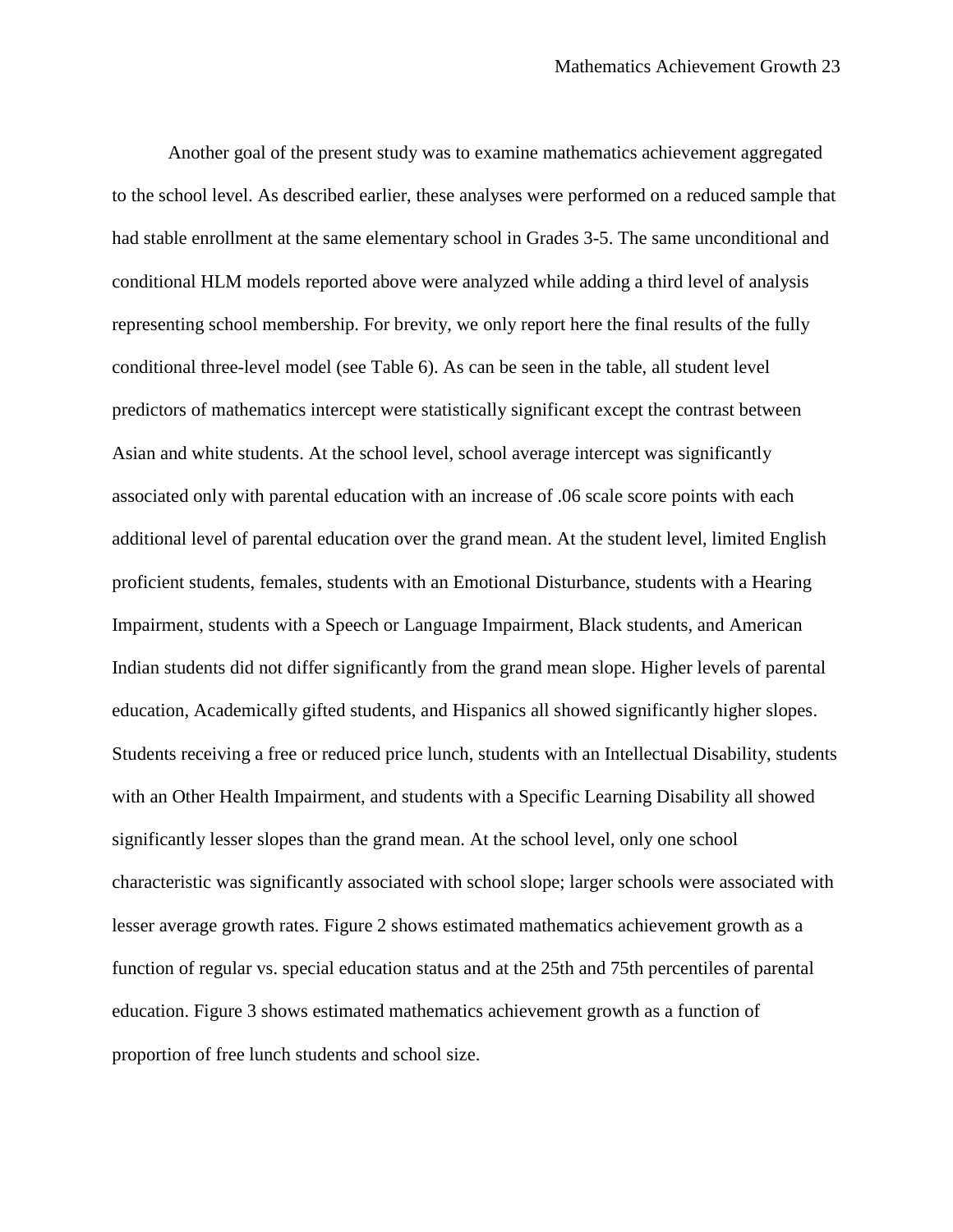Another goal of the present study was to examine mathematics achievement aggregated to the school level. As described earlier, these analyses were performed on a reduced sample that had stable enrollment at the same elementary school in Grades 3-5. The same unconditional and conditional HLM models reported above were analyzed while adding a third level of analysis representing school membership. For brevity, we only report here the final results of the fully conditional three-level model (see Table 6). As can be seen in the table, all student level predictors of mathematics intercept were statistically significant except the contrast between Asian and white students. At the school level, school average intercept was significantly associated only with parental education with an increase of .06 scale score points with each additional level of parental education over the grand mean. At the student level, limited English proficient students, females, students with an Emotional Disturbance, students with a Hearing Impairment, students with a Speech or Language Impairment, Black students, and American Indian students did not differ significantly from the grand mean slope. Higher levels of parental education, Academically gifted students, and Hispanics all showed significantly higher slopes. Students receiving a free or reduced price lunch, students with an Intellectual Disability, students with an Other Health Impairment, and students with a Specific Learning Disability all showed significantly lesser slopes than the grand mean. At the school level, only one school characteristic was significantly associated with school slope; larger schools were associated with lesser average growth rates. Figure 2 shows estimated mathematics achievement growth as a function of regular vs. special education status and at the 25th and 75th percentiles of parental education. Figure 3 shows estimated mathematics achievement growth as a function of proportion of free lunch students and school size.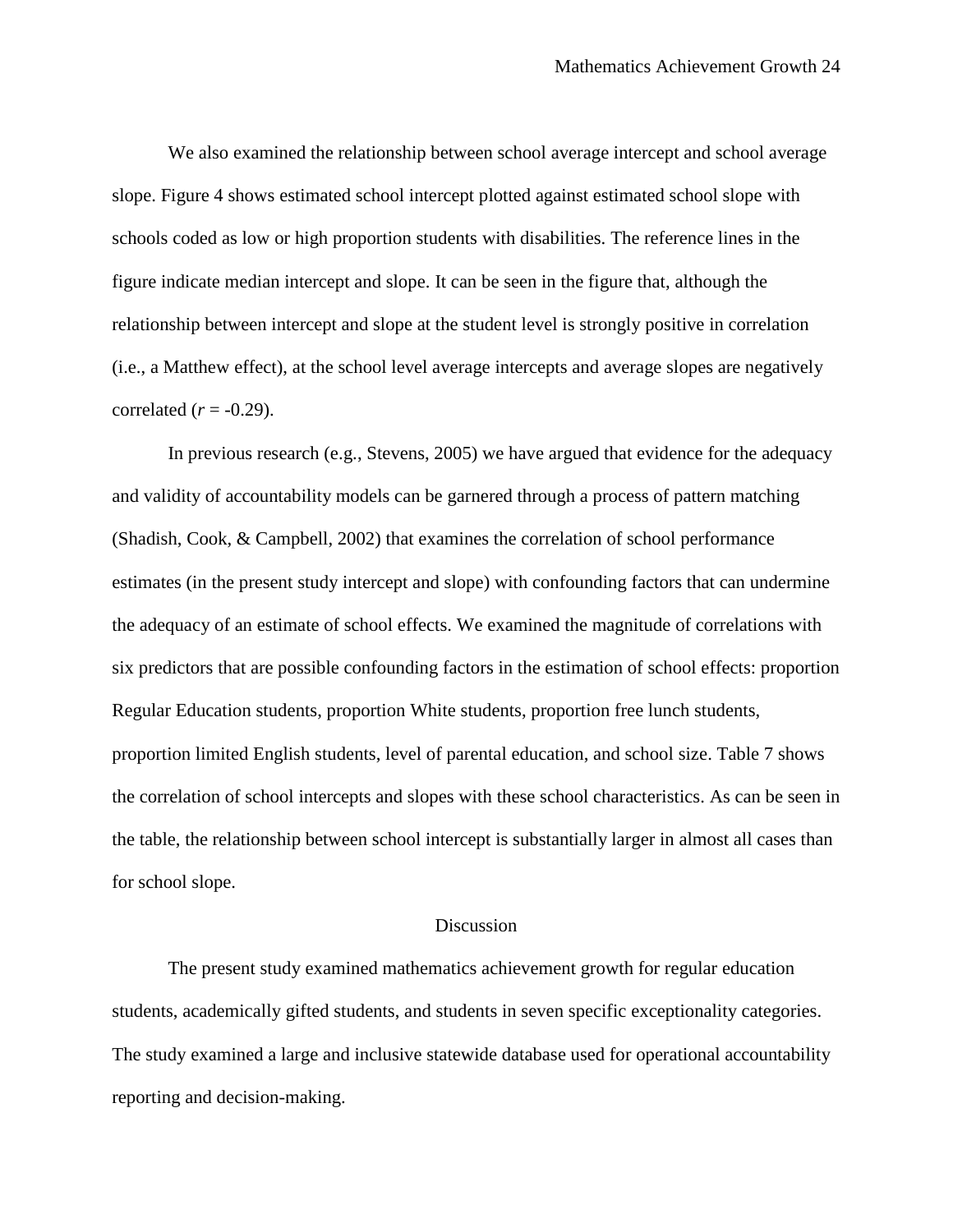We also examined the relationship between school average intercept and school average slope. Figure 4 shows estimated school intercept plotted against estimated school slope with schools coded as low or high proportion students with disabilities. The reference lines in the figure indicate median intercept and slope. It can be seen in the figure that, although the relationship between intercept and slope at the student level is strongly positive in correlation (i.e., a Matthew effect), at the school level average intercepts and average slopes are negatively correlated ($r$ = -0.29).

In previous research (e.g., Stevens, 2005) we have argued that evidence for the adequacy and validity of accountability models can be garnered through a process of pattern matching (Shadish, Cook, & Campbell, 2002) that examines the correlation of school performance estimates (in the present study intercept and slope) with confounding factors that can undermine the adequacy of an estimate of school effects. We examined the magnitude of correlations with six predictors that are possible confounding factors in the estimation of school effects: proportion Regular Education students, proportion White students, proportion free lunch students, proportion limited English students, level of parental education, and school size. Table 7 shows the correlation of school intercepts and slopes with these school characteristics. As can be seen in the table, the relationship between school intercept is substantially larger in almost all cases than for school slope.

## Discussion

The present study examined mathematics achievement growth for regular education students, academically gifted students, and students in seven specific exceptionality categories. The study examined a large and inclusive statewide database used for operational accountability reporting and decision-making.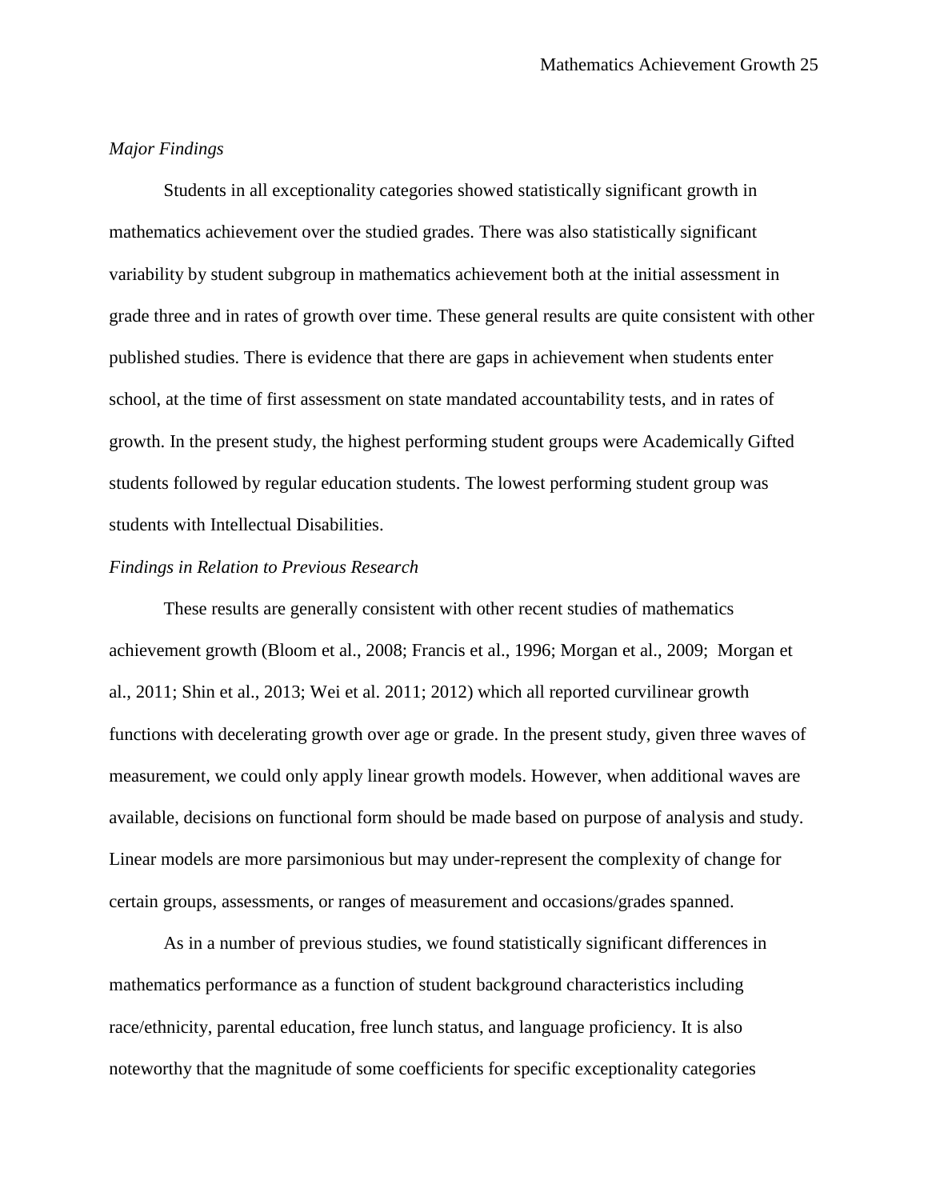*Major Findings*

Students in all exceptionality categories showed statistically significant growth in mathematics achievement over the studied grades. There was also statistically significant variability by student subgroup in mathematics achievement both at the initial assessment in grade three and in rates of growth over time. These general results are quite consistent with other published studies. There is evidence that there are gaps in achievement when students enter school, at the time of first assessment on state mandated accountability tests, and in rates of growth. In the present study, the highest performing student groups were Academically Gifted students followed by regular education students. The lowest performing student group was students with Intellectual Disabilities.

*Findings in Relation to Previous Research*

These results are generally consistent with other recent studies of mathematics achievement growth (Bloom et al., 2008; Francis et al., 1996; Morgan et al., 2009; Morgan et al., 2011; Shin et al., 2013; Wei et al. 2011; 2012) which all reported curvilinear growth functions with decelerating growth over age or grade. In the present study, given three waves of measurement, we could only apply linear growth models. However, when additional waves are available, decisions on functional form should be made based on purpose of analysis and study. Linear models are more parsimonious but may under-represent the complexity of change for certain groups, assessments, or ranges of measurement and occasions/grades spanned.

As in a number of previous studies, we found statistically significant differences in mathematics performance as a function of student background characteristics including race/ethnicity, parental education, free lunch status, and language proficiency. It is also noteworthy that the magnitude of some coefficients for specific exceptionality categories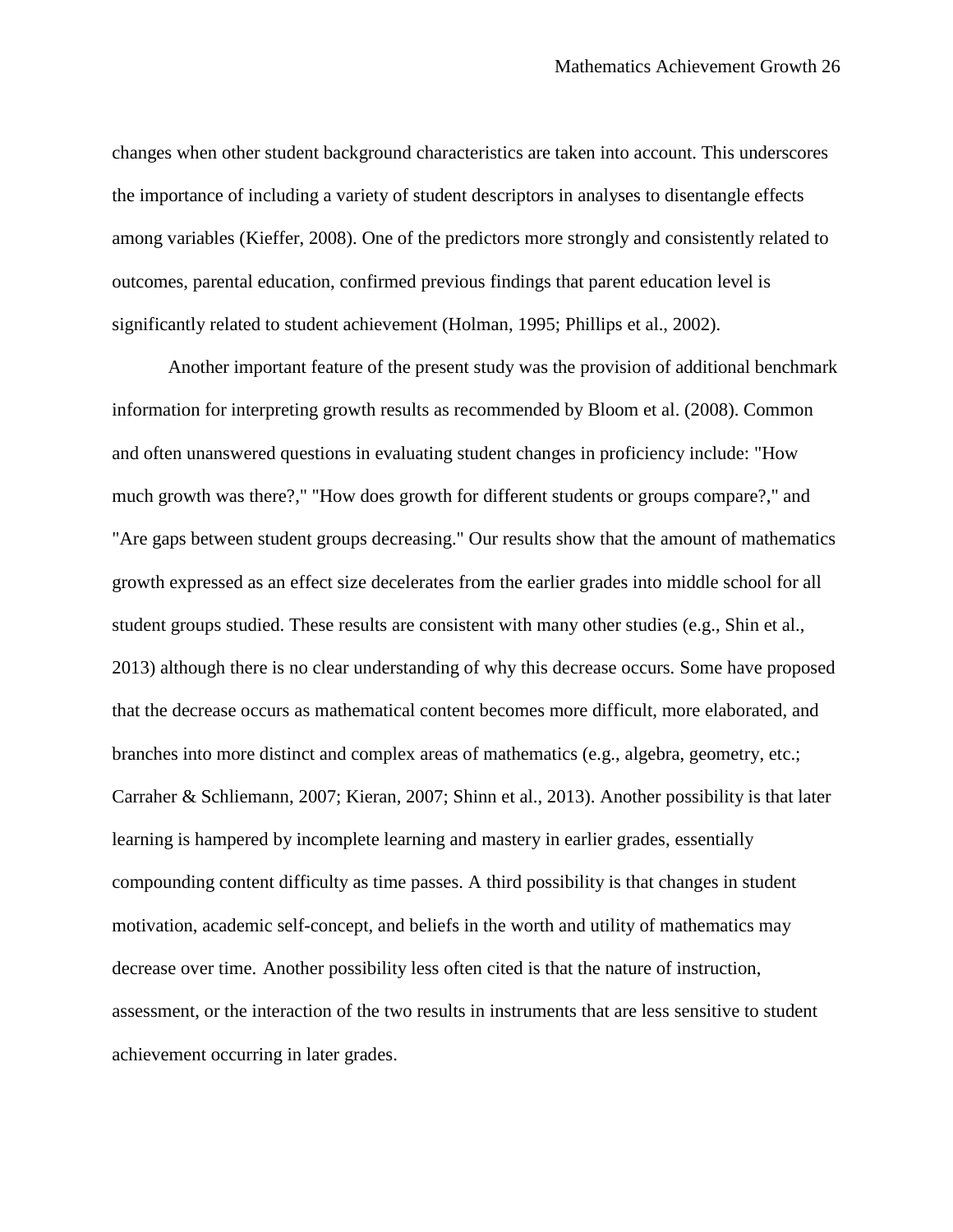changes when other student background characteristics are taken into account. This underscores the importance of including a variety of student descriptors in analyses to disentangle effects among variables (Kieffer, 2008). One of the predictors more strongly and consistently related to outcomes, parental education, confirmed previous findings that parent education level is significantly related to student achievement (Holman, 1995; Phillips et al., 2002).

Another important feature of the present study was the provision of additional benchmark information for interpreting growth results as recommended by Bloom et al. (2008). Common and often unanswered questions in evaluating student changes in proficiency include: "How much growth was there?," "How does growth for different students or groups compare?," and "Are gaps between student groups decreasing." Our results show that the amount of mathematics growth expressed as an effect size decelerates from the earlier grades into middle school for all student groups studied. These results are consistent with many other studies (e.g., Shin et al., 2013) although there is no clear understanding of why this decrease occurs. Some have proposed that the decrease occurs as mathematical content becomes more difficult, more elaborated, and branches into more distinct and complex areas of mathematics (e.g., algebra, geometry, etc.; Carraher & Schliemann, 2007; Kieran, 2007; Shinn et al., 2013). Another possibility is that later learning is hampered by incomplete learning and mastery in earlier grades, essentially compounding content difficulty as time passes. A third possibility is that changes in student motivation, academic self-concept, and beliefs in the worth and utility of mathematics may decrease over time. Another possibility less often cited is that the nature of instruction, assessment, or the interaction of the two results in instruments that are less sensitive to student achievement occurring in later grades.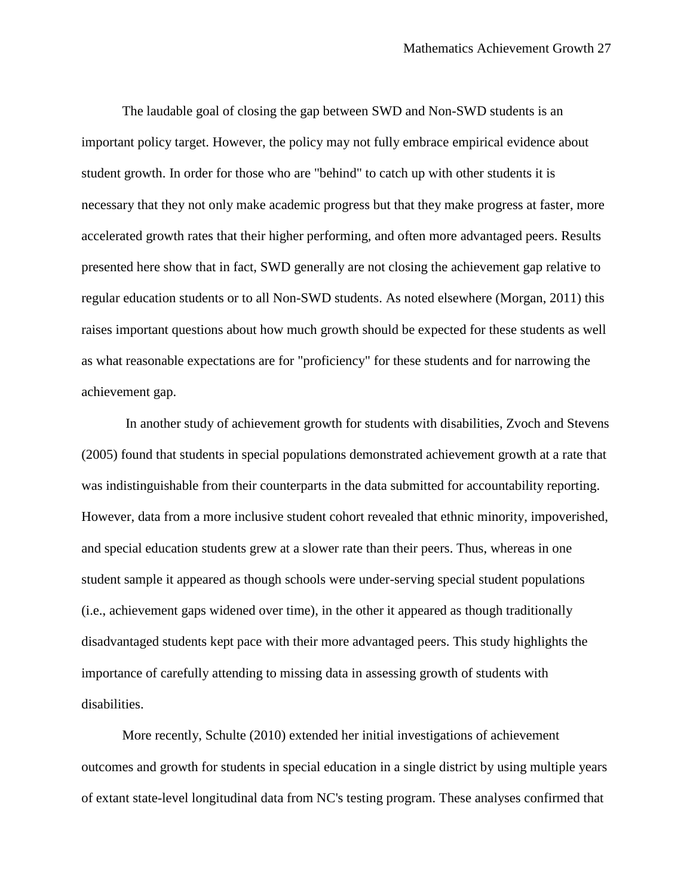The laudable goal of closing the gap between SWD and Non-SWD students is an important policy target. However, the policy may not fully embrace empirical evidence about student growth. In order for those who are "behind" to catch up with other students it is necessary that they not only make academic progress but that they make progress at faster, more accelerated growth rates that their higher performing, and often more advantaged peers. Results presented here show that in fact, SWD generally are not closing the achievement gap relative to regular education students or to all Non-SWD students. As noted elsewhere (Morgan, 2011) this raises important questions about how much growth should be expected for these students as well as what reasonable expectations are for "proficiency" for these students and for narrowing the achievement gap.

In another study of achievement growth for students with disabilities, Zvoch and Stevens (2005) found that students in special populations demonstrated achievement growth at a rate that was indistinguishable from their counterparts in the data submitted for accountability reporting. However, data from a more inclusive student cohort revealed that ethnic minority, impoverished, and special education students grew at a slower rate than their peers. Thus, whereas in one student sample it appeared as though schools were under-serving special student populations (i.e., achievement gaps widened over time), in the other it appeared as though traditionally disadvantaged students kept pace with their more advantaged peers. This study highlights the importance of carefully attending to missing data in assessing growth of students with disabilities.

More recently, Schulte (2010) extended her initial investigations of achievement outcomes and growth for students in special education in a single district by using multiple years of extant state-level longitudinal data from NC's testing program. These analyses confirmed that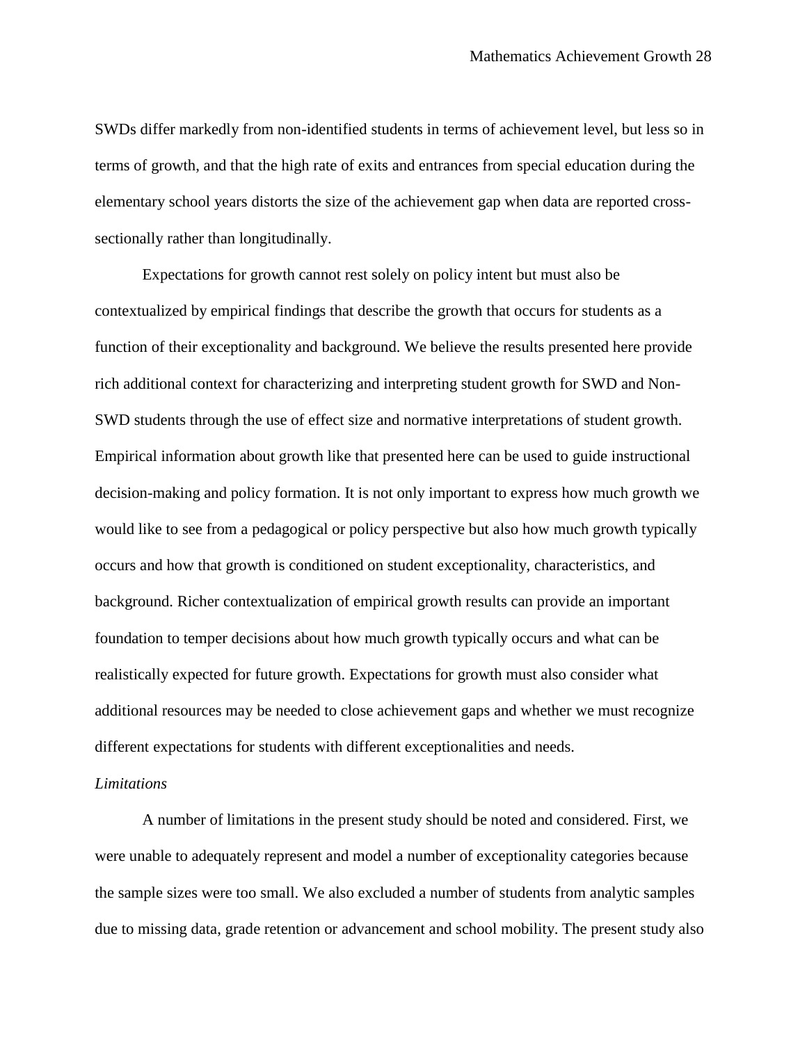SWDs differ markedly from non-identified students in terms of achievement level, but less so in terms of growth, and that the high rate of exits and entrances from special education during the elementary school years distorts the size of the achievement gap when data are reported cross-sectionally rather than longitudinally.

Expectations for growth cannot rest solely on policy intent but must also be contextualized by empirical findings that describe the growth that occurs for students as a function of their exceptionality and background. We believe the results presented here provide rich additional context for characterizing and interpreting student growth for SWD and Non-SWD students through the use of effect size and normative interpretations of student growth. Empirical information about growth like that presented here can be used to guide instructional decision-making and policy formation. It is not only important to express how much growth we would like to see from a pedagogical or policy perspective but also how much growth typically occurs and how that growth is conditioned on student exceptionality, characteristics, and background. Richer contextualization of empirical growth results can provide an important foundation to temper decisions about how much growth typically occurs and what can be realistically expected for future growth. Expectations for growth must also consider what additional resources may be needed to close achievement gaps and whether we must recognize different expectations for students with different exceptionalities and needs.

*Limitations*

A number of limitations in the present study should be noted and considered. First, we were unable to adequately represent and model a number of exceptionality categories because the sample sizes were too small. We also excluded a number of students from analytic samples due to missing data, grade retention or advancement and school mobility. The present study also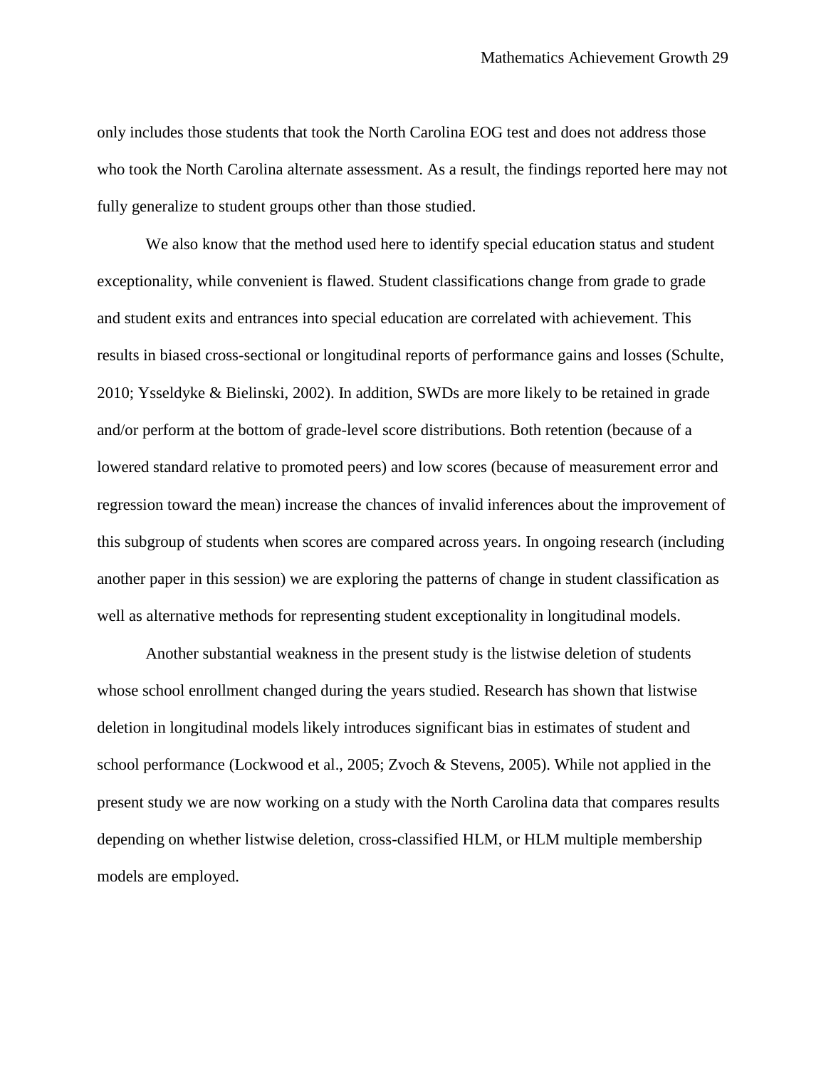only includes those students that took the North Carolina EOG test and does not address those who took the North Carolina alternate assessment. As a result, the findings reported here may not fully generalize to student groups other than those studied.

We also know that the method used here to identify special education status and student exceptionality, while convenient is flawed. Student classifications change from grade to grade and student exits and entrances into special education are correlated with achievement. This results in biased cross-sectional or longitudinal reports of performance gains and losses (Schulte, 2010; Ysseldyke & Bielinski, 2002). In addition, SWDs are more likely to be retained in grade and/or perform at the bottom of grade-level score distributions. Both retention (because of a lowered standard relative to promoted peers) and low scores (because of measurement error and regression toward the mean) increase the chances of invalid inferences about the improvement of this subgroup of students when scores are compared across years. In ongoing research (including another paper in this session) we are exploring the patterns of change in student classification as well as alternative methods for representing student exceptionality in longitudinal models.

Another substantial weakness in the present study is the listwise deletion of students whose school enrollment changed during the years studied. Research has shown that listwise deletion in longitudinal models likely introduces significant bias in estimates of student and school performance (Lockwood et al., 2005; Zvoch & Stevens, 2005). While not applied in the present study we are now working on a study with the North Carolina data that compares results depending on whether listwise deletion, cross-classified HLM, or HLM multiple membership models are employed.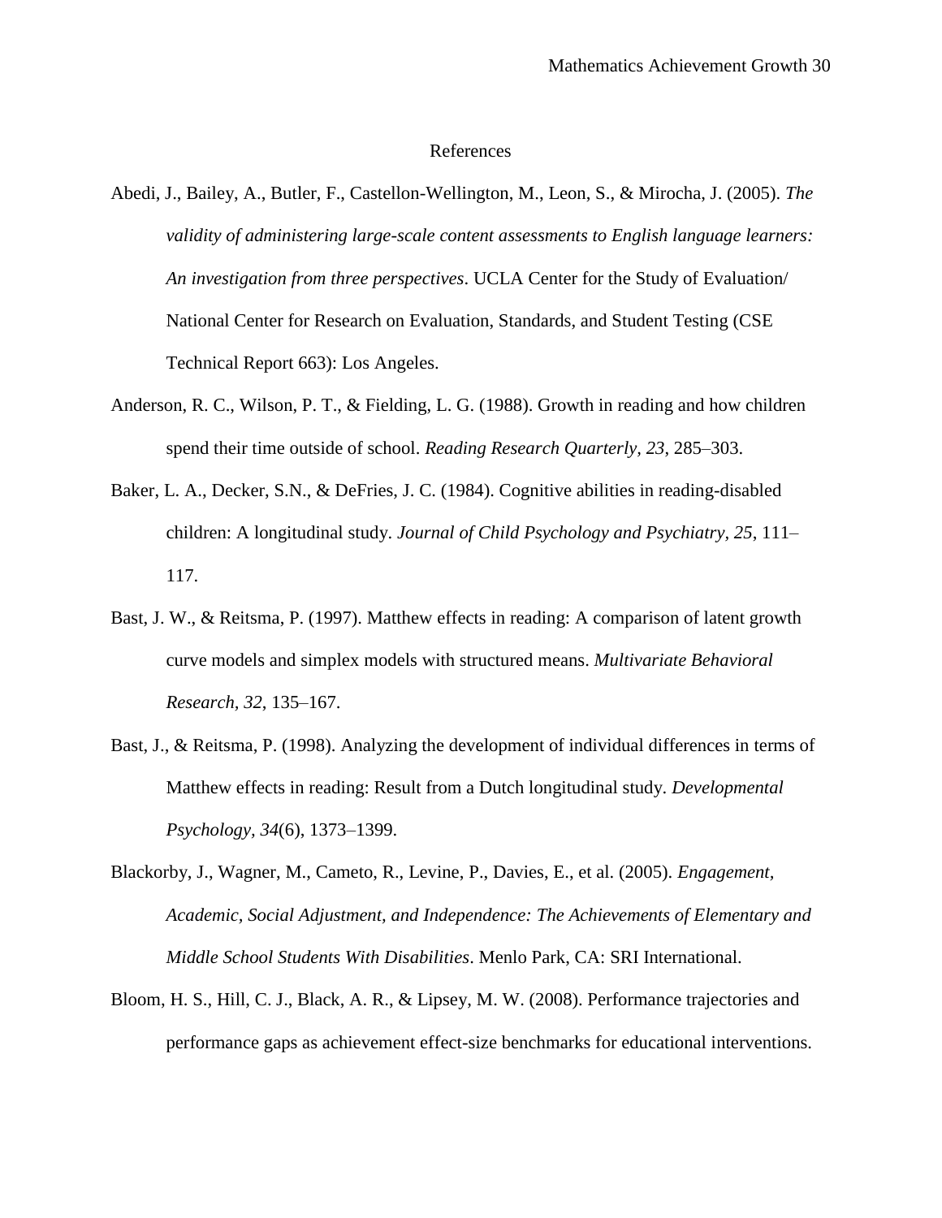# References

Abedi, J., Bailey, A., Butler, F., Castellon-Wellington, M., Leon, S., & Mirocha, J. (2005). *The validity of administering large-scale content assessments to English language learners: An investigation from three perspectives*. UCLA Center for the Study of Evaluation/ National Center for Research on Evaluation, Standards, and Student Testing (CSE Technical Report 663): Los Angeles.

Anderson, R. C., Wilson, P. T., & Fielding, L. G. (1988). Growth in reading and how children spend their time outside of school. *Reading Research Quarterly, 23*, 285–303.

Baker, L. A., Decker, S.N., & DeFries, J. C. (1984). Cognitive abilities in reading-disabled children: A longitudinal study. *Journal of Child Psychology and Psychiatry, 25*, 111–117.

Bast, J. W., & Reitsma, P. (1997). Matthew effects in reading: A comparison of latent growth curve models and simplex models with structured means. *Multivariate Behavioral Research, 32*, 135–167.

Bast, J., & Reitsma, P. (1998). Analyzing the development of individual differences in terms of Matthew effects in reading: Result from a Dutch longitudinal study. *Developmental Psychology, 34*(6), 1373–1399.

Blackorby, J., Wagner, M., Cameto, R., Levine, P., Davies, E., et al. (2005). *Engagement, Academic, Social Adjustment, and Independence: The Achievements of Elementary and Middle School Students With Disabilities*. Menlo Park, CA: SRI International.

Bloom, H. S., Hill, C. J., Black, A. R., & Lipsey, M. W. (2008). Performance trajectories and performance gaps as achievement effect-size benchmarks for educational interventions.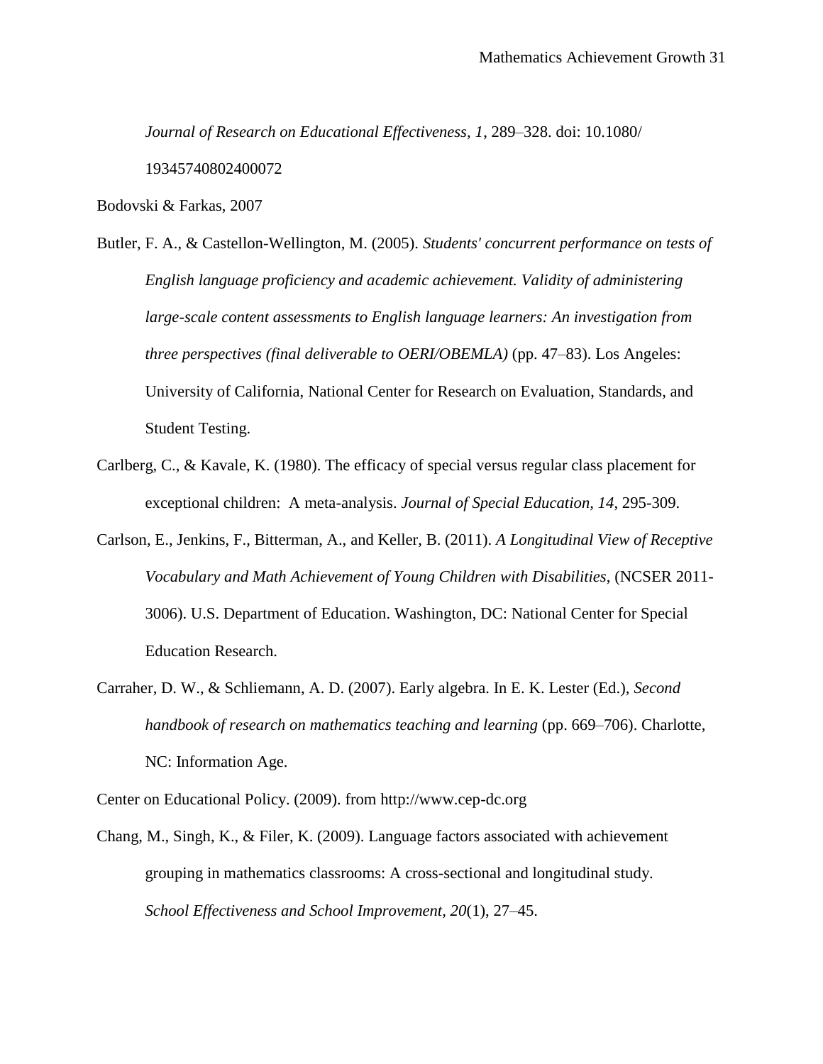*Journal of Research on Educational Effectiveness, 1*, 289–328. doi: 10.1080/ 19345740802400072

Bodovski & Farkas, 2007

Butler, F. A., & Castellon-Wellington, M. (2005). *Students' concurrent performance on tests of English language proficiency and academic achievement. Validity of administering large-scale content assessments to English language learners: An investigation from three perspectives (final deliverable to OERI/OBEMLA)* (pp. 47–83). Los Angeles: University of California, National Center for Research on Evaluation, Standards, and Student Testing.

Carlberg, C., & Kavale, K. (1980). The efficacy of special versus regular class placement for exceptional children: A meta-analysis. *Journal of Special Education, 14*, 295-309.

Carlson, E., Jenkins, F., Bitterman, A., and Keller, B. (2011). *A Longitudinal View of Receptive Vocabulary and Math Achievement of Young Children with Disabilities*, (NCSER 2011-3006). U.S. Department of Education. Washington, DC: National Center for Special Education Research.

Carraher, D. W., & Schliemann, A. D. (2007). Early algebra. In E. K. Lester (Ed.), *Second handbook of research on mathematics teaching and learning* (pp. 669–706). Charlotte, NC: Information Age.

Center on Educational Policy. (2009). from http://www.cep-dc.org

Chang, M., Singh, K., & Filer, K. (2009). Language factors associated with achievement grouping in mathematics classrooms: A cross-sectional and longitudinal study. *School Effectiveness and School Improvement, 20*(1), 27–45.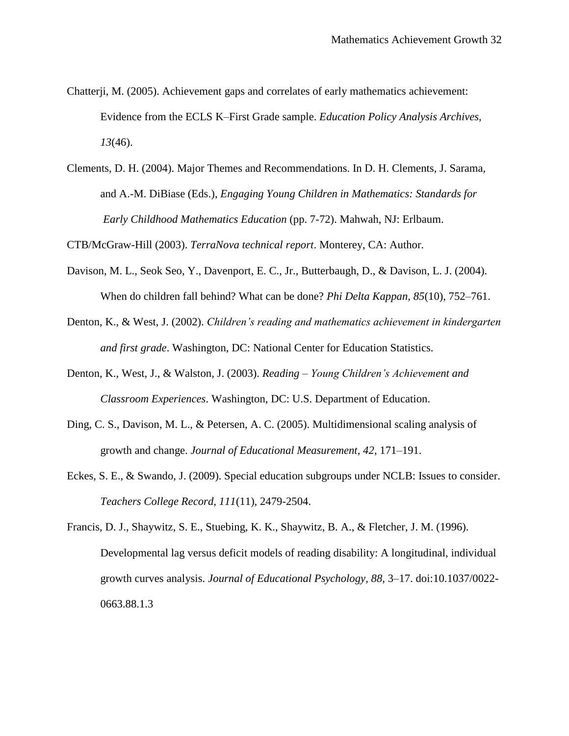Chatterji, M. (2005). Achievement gaps and correlates of early mathematics achievement: Evidence from the ECLS K–First Grade sample. *Education Policy Analysis Archives, 13*(46).

Clements, D. H. (2004). Major Themes and Recommendations. In D. H. Clements, J. Sarama, and A.-M. DiBiase (Eds.), *Engaging Young Children in Mathematics: Standards for Early Childhood Mathematics Education* (pp. 7-72). Mahwah, NJ: Erlbaum.

CTB/McGraw-Hill (2003). *TerraNova technical report*. Monterey, CA: Author.

Davison, M. L., Seok Seo, Y., Davenport, E. C., Jr., Butterbaugh, D., & Davison, L. J. (2004). When do children fall behind? What can be done? *Phi Delta Kappan, 85*(10), 752–761.

Denton, K., & West, J. (2002). *Children's reading and mathematics achievement in kindergarten and first grade*. Washington, DC: National Center for Education Statistics.

Denton, K., West, J., & Walston, J. (2003). *Reading – Young Children's Achievement and Classroom Experiences*. Washington, DC: U.S. Department of Education.

Ding, C. S., Davison, M. L., & Petersen, A. C. (2005). Multidimensional scaling analysis of growth and change. *Journal of Educational Measurement, 42*, 171–191.

Eckes, S. E., & Swando, J. (2009). Special education subgroups under NCLB: Issues to consider. *Teachers College Record, 111*(11), 2479-2504.

Francis, D. J., Shaywitz, S. E., Stuebing, K. K., Shaywitz, B. A., & Fletcher, J. M. (1996). Developmental lag versus deficit models of reading disability: A longitudinal, individual growth curves analysis. *Journal of Educational Psychology, 88*, 3–17. doi:10.1037/0022-0663.88.1.3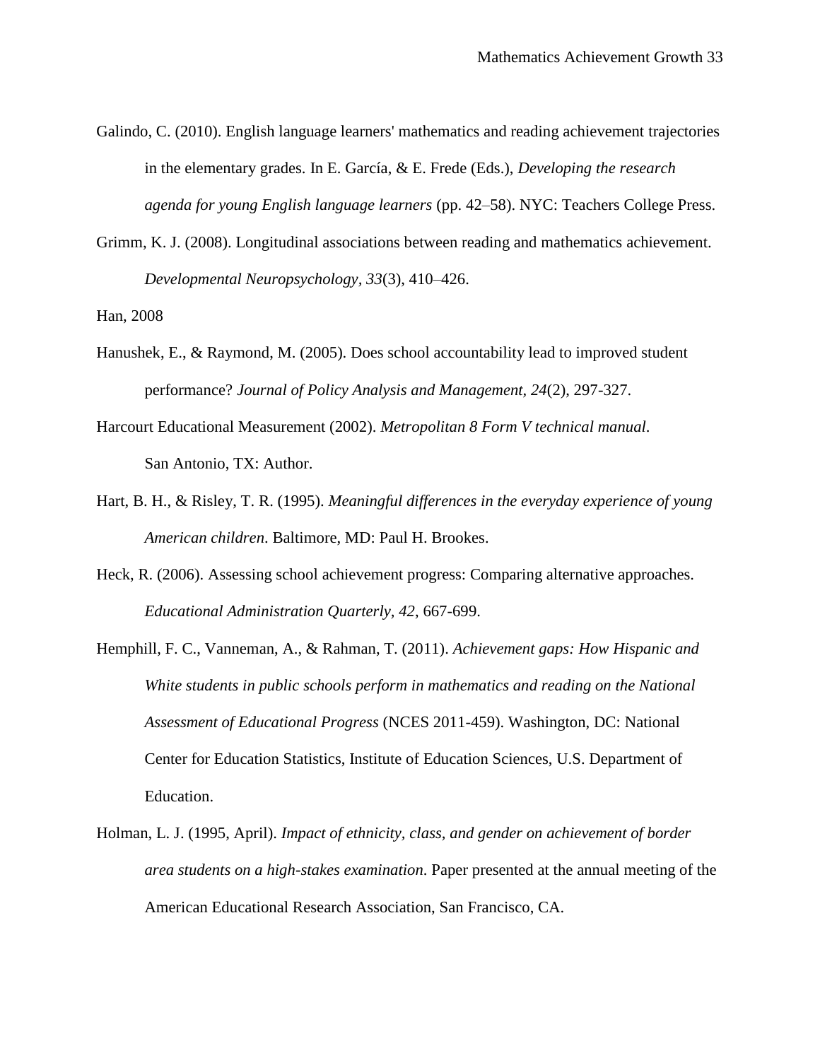Galindo, C. (2010). English language learners' mathematics and reading achievement trajectories in the elementary grades. In E. García, & E. Frede (Eds.), *Developing the research agenda for young English language learners* (pp. 42–58). NYC: Teachers College Press.

Grimm, K. J. (2008). Longitudinal associations between reading and mathematics achievement. *Developmental Neuropsychology, 33*(3), 410–426.

Han, 2008

Hanushek, E., & Raymond, M. (2005). Does school accountability lead to improved student performance? *Journal of Policy Analysis and Management, 24*(2), 297-327.

Harcourt Educational Measurement (2002). *Metropolitan 8 Form V technical manual*. San Antonio, TX: Author.

Hart, B. H., & Risley, T. R. (1995). *Meaningful differences in the everyday experience of young American children*. Baltimore, MD: Paul H. Brookes.

Heck, R. (2006). Assessing school achievement progress: Comparing alternative approaches. *Educational Administration Quarterly, 42*, 667-699.

Hemphill, F. C., Vanneman, A., & Rahman, T. (2011). *Achievement gaps: How Hispanic and White students in public schools perform in mathematics and reading on the National Assessment of Educational Progress* (NCES 2011-459). Washington, DC: National Center for Education Statistics, Institute of Education Sciences, U.S. Department of Education.

Holman, L. J. (1995, April). *Impact of ethnicity, class, and gender on achievement of border area students on a high-stakes examination*. Paper presented at the annual meeting of the American Educational Research Association, San Francisco, CA.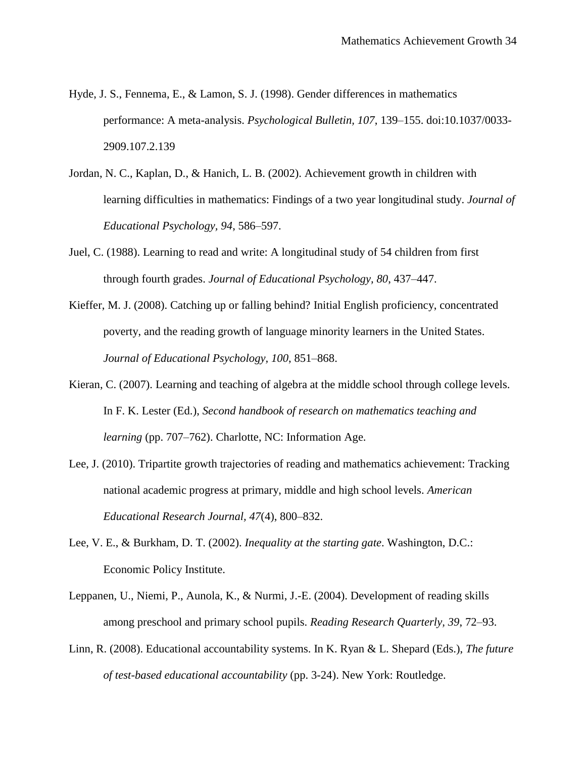Hyde, J. S., Fennema, E., & Lamon, S. J. (1998). Gender differences in mathematics performance: A meta-analysis. *Psychological Bulletin, 107*, 139–155. doi:10.1037/0033-2909.107.2.139

Jordan, N. C., Kaplan, D., & Hanich, L. B. (2002). Achievement growth in children with learning difficulties in mathematics: Findings of a two year longitudinal study. *Journal of Educational Psychology, 94*, 586–597.

Juel, C. (1988). Learning to read and write: A longitudinal study of 54 children from first through fourth grades. *Journal of Educational Psychology, 80*, 437–447.

Kieffer, M. J. (2008). Catching up or falling behind? Initial English proficiency, concentrated poverty, and the reading growth of language minority learners in the United States. *Journal of Educational Psychology, 100*, 851–868.

Kieran, C. (2007). Learning and teaching of algebra at the middle school through college levels. In F. K. Lester (Ed.), *Second handbook of research on mathematics teaching and learning* (pp. 707–762). Charlotte, NC: Information Age.

Lee, J. (2010). Tripartite growth trajectories of reading and mathematics achievement: Tracking national academic progress at primary, middle and high school levels. *American Educational Research Journal, 47*(4), 800–832.

Lee, V. E., & Burkham, D. T. (2002). *Inequality at the starting gate*. Washington, D.C.: Economic Policy Institute.

Leppanen, U., Niemi, P., Aunola, K., & Nurmi, J.-E. (2004). Development of reading skills among preschool and primary school pupils. *Reading Research Quarterly, 39*, 72–93.

Linn, R. (2008). Educational accountability systems. In K. Ryan & L. Shepard (Eds.), *The future of test-based educational accountability* (pp. 3-24). New York: Routledge.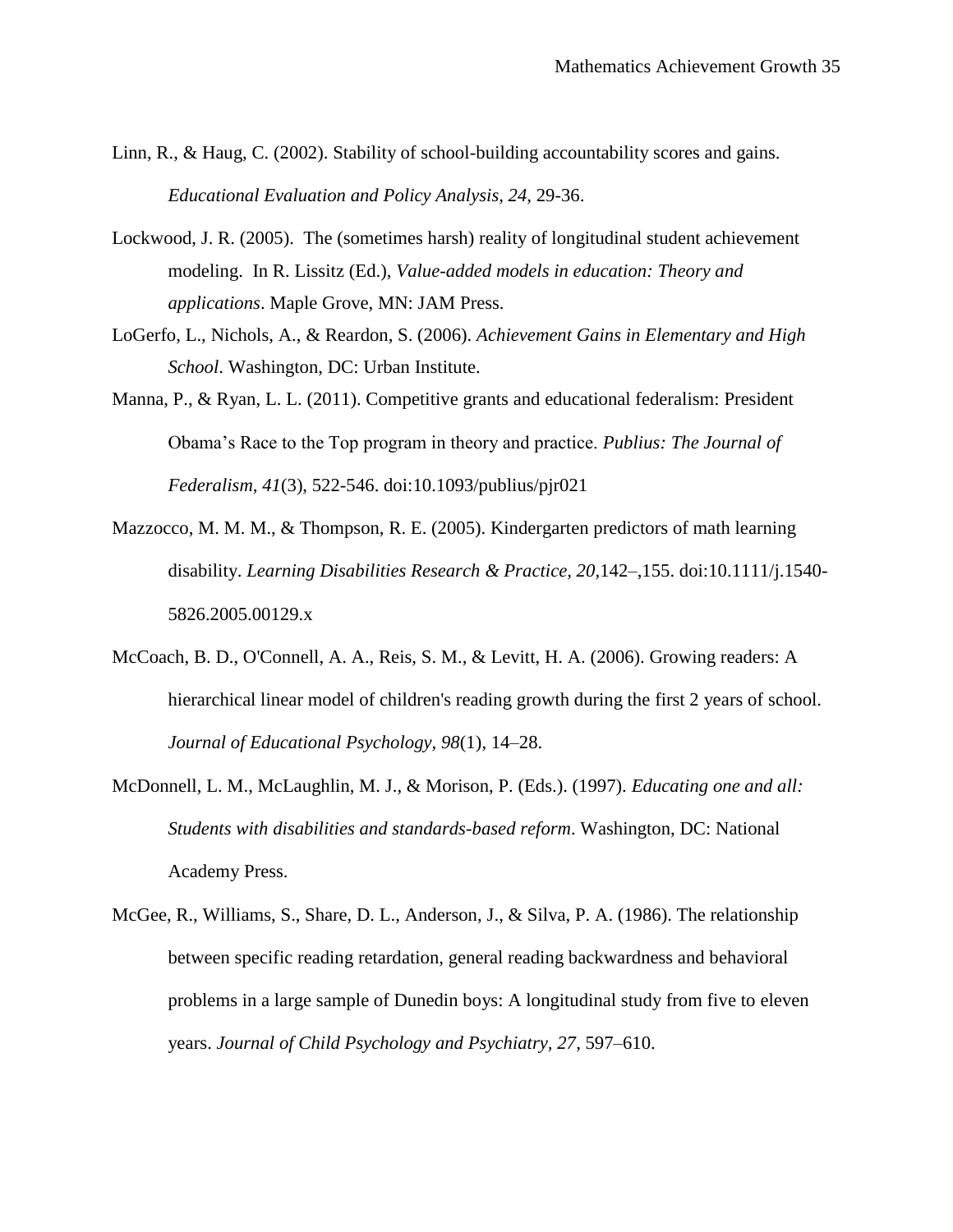Linn, R., & Haug, C. (2002). Stability of school-building accountability scores and gains. *Educational Evaluation and Policy Analysis, 24,* 29-36.

Lockwood, J. R. (2005). The (sometimes harsh) reality of longitudinal student achievement modeling. In R. Lissitz (Ed.), *Value-added models in education: Theory and applications*. Maple Grove, MN: JAM Press.

LoGerfo, L., Nichols, A., & Reardon, S. (2006). *Achievement Gains in Elementary and High School*. Washington, DC: Urban Institute.

Manna, P., & Ryan, L. L. (2011). Competitive grants and educational federalism: President Obama's Race to the Top program in theory and practice. *Publius: The Journal of Federalism, 41*(3), 522-546. doi:10.1093/publius/pjr021

Mazzocco, M. M. M., & Thompson, R. E. (2005). Kindergarten predictors of math learning disability. *Learning Disabilities Research & Practice, 20,*142–,155. doi:10.1111/j.1540-5826.2005.00129.x

McCoach, B. D., O'Connell, A. A., Reis, S. M., & Levitt, H. A. (2006). Growing readers: A hierarchical linear model of children's reading growth during the first 2 years of school. *Journal of Educational Psychology, 98*(1), 14–28.

McDonnell, L. M., McLaughlin, M. J., & Morison, P. (Eds.). (1997). *Educating one and all: Students with disabilities and standards-based reform*. Washington, DC: National Academy Press.

McGee, R., Williams, S., Share, D. L., Anderson, J., & Silva, P. A. (1986). The relationship between specific reading retardation, general reading backwardness and behavioral problems in a large sample of Dunedin boys: A longitudinal study from five to eleven years. *Journal of Child Psychology and Psychiatry, 27*, 597–610.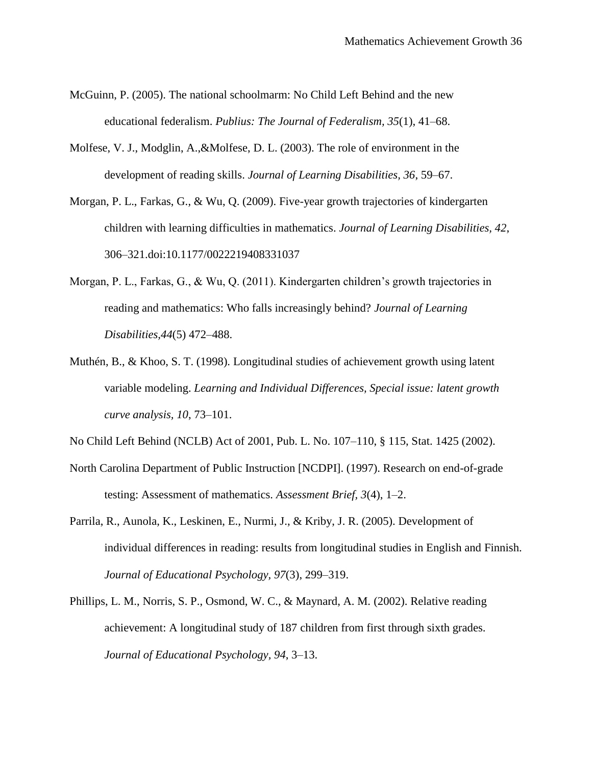McGuinn, P. (2005). The national schoolmarm: No Child Left Behind and the new educational federalism. *Publius: The Journal of Federalism*, *35*(1), 41–68.

Molfese, V. J., Modglin, A.,&Molfese, D. L. (2003). The role of environment in the development of reading skills. *Journal of Learning Disabilities*, *36*, 59–67.

Morgan, P. L., Farkas, G., & Wu, Q. (2009). Five-year growth trajectories of kindergarten children with learning difficulties in mathematics. *Journal of Learning Disabilities, 42*, 306–321.doi:10.1177/0022219408331037

Morgan, P. L., Farkas, G., & Wu, Q. (2011). Kindergarten children's growth trajectories in reading and mathematics: Who falls increasingly behind? *Journal of Learning Disabilities*,*44*(5) 472–488.

Muthén, B., & Khoo, S. T. (1998). Longitudinal studies of achievement growth using latent variable modeling. *Learning and Individual Differences, Special issue: latent growth curve analysis*, *10*, 73–101.

No Child Left Behind (NCLB) Act of 2001, Pub. L. No. 107–110, § 115, Stat. 1425 (2002).

North Carolina Department of Public Instruction [NCDPI]. (1997). Research on end-of-grade testing: Assessment of mathematics. *Assessment Brief*, *3*(4), 1–2.

Parrila, R., Aunola, K., Leskinen, E., Nurmi, J., & Kriby, J. R. (2005). Development of individual differences in reading: results from longitudinal studies in English and Finnish. *Journal of Educational Psychology*, *97*(3), 299–319.

Phillips, L. M., Norris, S. P., Osmond, W. C., & Maynard, A. M. (2002). Relative reading achievement: A longitudinal study of 187 children from first through sixth grades. *Journal of Educational Psychology*, *94*, 3–13.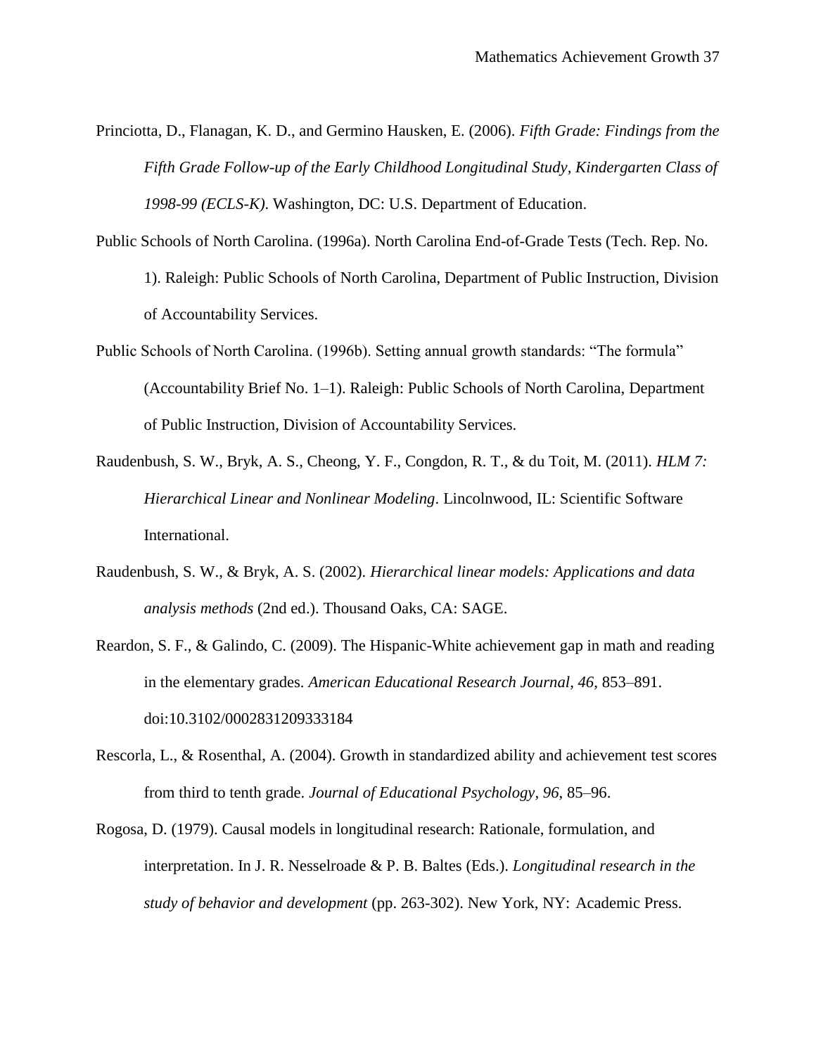Princiotta, D., Flanagan, K. D., and Germino Hausken, E. (2006). *Fifth Grade: Findings from the Fifth Grade Follow-up of the Early Childhood Longitudinal Study, Kindergarten Class of 1998-99 (ECLS-K)*. Washington, DC: U.S. Department of Education.

Public Schools of North Carolina. (1996a). North Carolina End-of-Grade Tests (Tech. Rep. No. 1). Raleigh: Public Schools of North Carolina, Department of Public Instruction, Division of Accountability Services.

Public Schools of North Carolina. (1996b). Setting annual growth standards: "The formula" (Accountability Brief No. 1–1). Raleigh: Public Schools of North Carolina, Department of Public Instruction, Division of Accountability Services.

Raudenbush, S. W., Bryk, A. S., Cheong, Y. F., Congdon, R. T., & du Toit, M. (2011). *HLM 7: Hierarchical Linear and Nonlinear Modeling*. Lincolnwood, IL: Scientific Software International.

Raudenbush, S. W., & Bryk, A. S. (2002). *Hierarchical linear models: Applications and data analysis methods* (2nd ed.). Thousand Oaks, CA: SAGE.

Reardon, S. F., & Galindo, C. (2009). The Hispanic-White achievement gap in math and reading in the elementary grades. *American Educational Research Journal, 46*, 853–891. doi:10.3102/0002831209333184

Rescorla, L., & Rosenthal, A. (2004). Growth in standardized ability and achievement test scores from third to tenth grade. *Journal of Educational Psychology, 96*, 85–96.

Rogosa, D. (1979). Causal models in longitudinal research: Rationale, formulation, and interpretation. In J. R. Nesselroade & P. B. Baltes (Eds.). *Longitudinal research in the study of behavior and development* (pp. 263-302). New York, NY: Academic Press.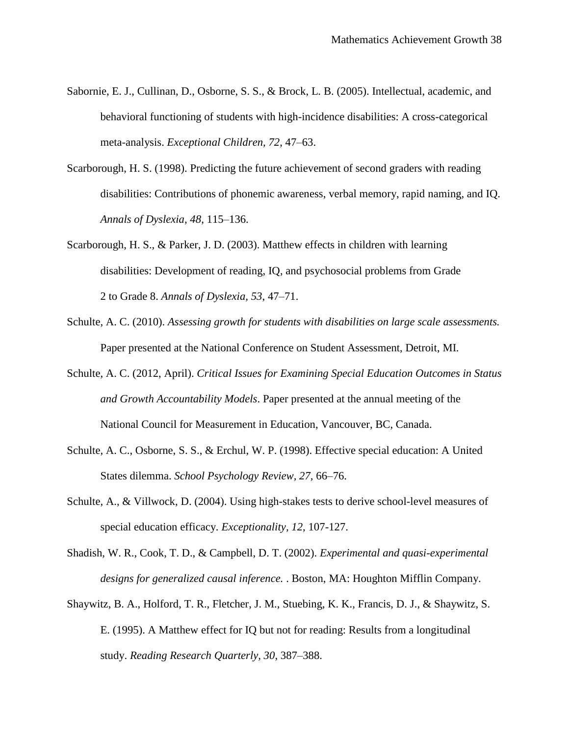Sabornie, E. J., Cullinan, D., Osborne, S. S., & Brock, L. B. (2005). Intellectual, academic, and behavioral functioning of students with high-incidence disabilities: A cross-categorical meta-analysis. *Exceptional Children, 72*, 47–63.

Scarborough, H. S. (1998). Predicting the future achievement of second graders with reading disabilities: Contributions of phonemic awareness, verbal memory, rapid naming, and IQ. *Annals of Dyslexia, 48*, 115–136.

Scarborough, H. S., & Parker, J. D. (2003). Matthew effects in children with learning disabilities: Development of reading, IQ, and psychosocial problems from Grade 2 to Grade 8. *Annals of Dyslexia, 53*, 47–71.

Schulte, A. C. (2010). *Assessing growth for students with disabilities on large scale assessments.* Paper presented at the National Conference on Student Assessment, Detroit, MI.

Schulte, A. C. (2012, April). *Critical Issues for Examining Special Education Outcomes in Status and Growth Accountability Models*. Paper presented at the annual meeting of the National Council for Measurement in Education, Vancouver, BC, Canada.

Schulte, A. C., Osborne, S. S., & Erchul, W. P. (1998). Effective special education: A United States dilemma. *School Psychology Review, 27,* 66–76.

Schulte, A., & Villwock, D. (2004). Using high-stakes tests to derive school-level measures of special education efficacy. *Exceptionality, 12*, 107-127.

Shadish, W. R., Cook, T. D., & Campbell, D. T. (2002). *Experimental and quasi-experimental designs for generalized causal inference.* . Boston, MA: Houghton Mifflin Company.

Shaywitz, B. A., Holford, T. R., Fletcher, J. M., Stuebing, K. K., Francis, D. J., & Shaywitz, S. E. (1995). A Matthew effect for IQ but not for reading: Results from a longitudinal study. *Reading Research Quarterly, 30,* 387–388.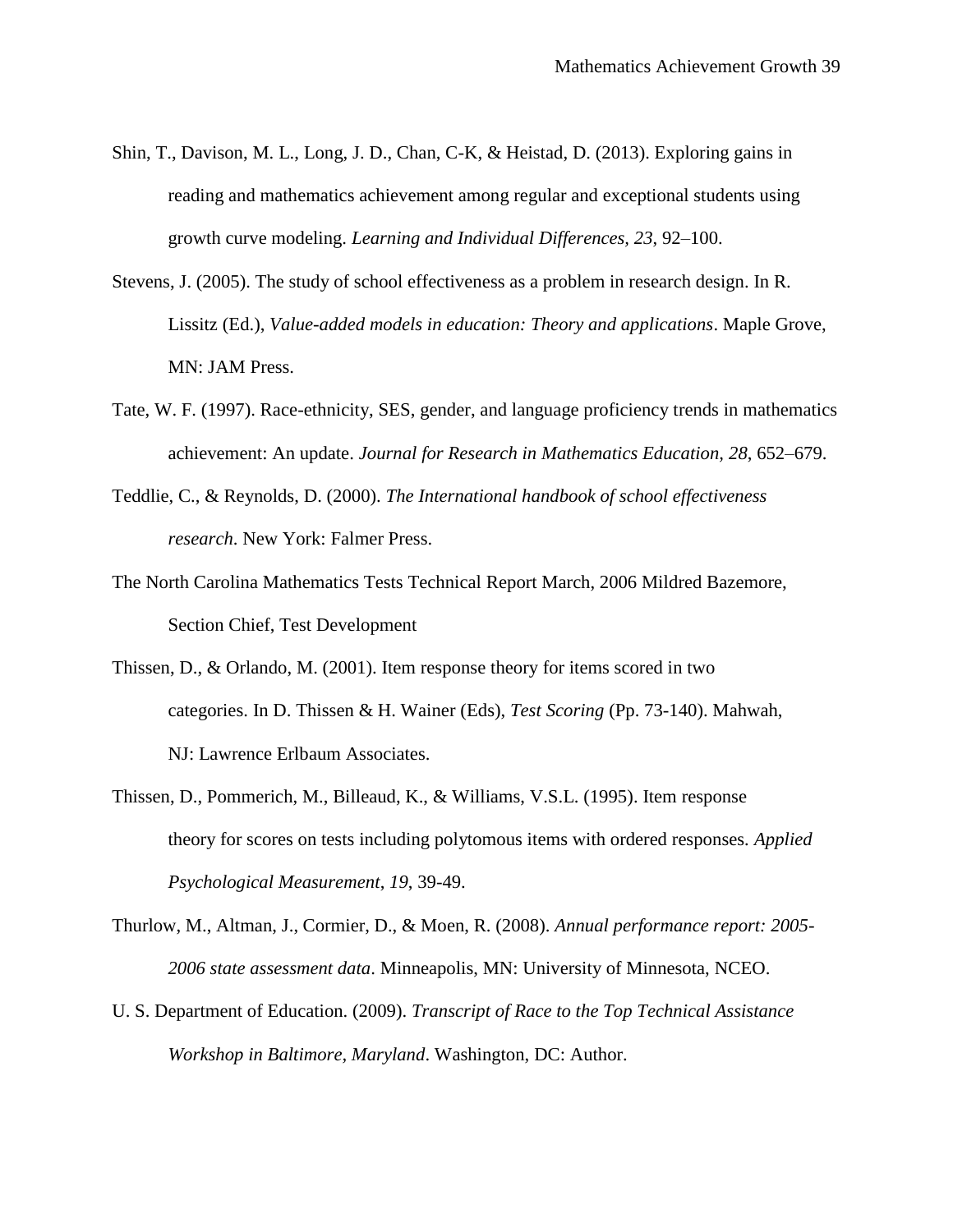Shin, T., Davison, M. L., Long, J. D., Chan, C-K, & Heistad, D. (2013). Exploring gains in reading and mathematics achievement among regular and exceptional students using growth curve modeling. *Learning and Individual Differences, 23*, 92–100.

Stevens, J. (2005). The study of school effectiveness as a problem in research design. In R. Lissitz (Ed.), *Value-added models in education: Theory and applications*. Maple Grove, MN: JAM Press.

Tate, W. F. (1997). Race-ethnicity, SES, gender, and language proficiency trends in mathematics achievement: An update. *Journal for Research in Mathematics Education, 28*, 652–679.

Teddlie, C., & Reynolds, D. (2000). *The International handbook of school effectiveness research*. New York: Falmer Press.

The North Carolina Mathematics Tests Technical Report March, 2006 Mildred Bazemore, Section Chief, Test Development

Thissen, D., & Orlando, M. (2001). Item response theory for items scored in two categories. In D. Thissen & H. Wainer (Eds), *Test Scoring* (Pp. 73-140). Mahwah, NJ: Lawrence Erlbaum Associates.

Thissen, D., Pommerich, M., Billeaud, K., & Williams, V.S.L. (1995). Item response theory for scores on tests including polytomous items with ordered responses. *Applied Psychological Measurement*, *19*, 39-49.

Thurlow, M., Altman, J., Cormier, D., & Moen, R. (2008). *Annual performance report: 2005-2006 state assessment data*. Minneapolis, MN: University of Minnesota, NCEO.

U. S. Department of Education. (2009). *Transcript of Race to the Top Technical Assistance Workshop in Baltimore, Maryland*. Washington, DC: Author.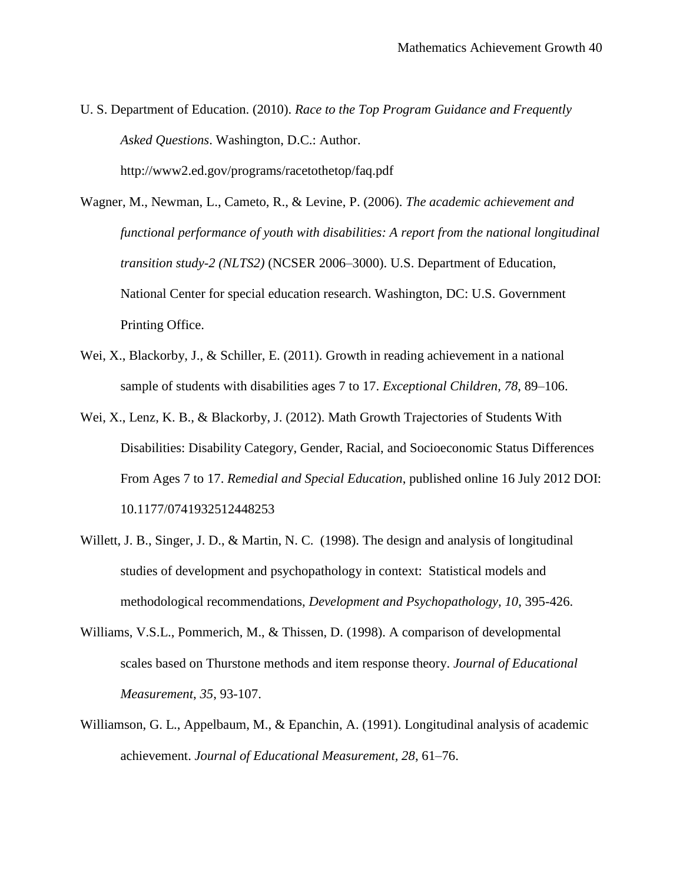U. S. Department of Education. (2010). *Race to the Top Program Guidance and Frequently Asked Questions*. Washington, D.C.: Author. http://www2.ed.gov/programs/racetothetop/faq.pdf

Wagner, M., Newman, L., Cameto, R., & Levine, P. (2006). *The academic achievement and functional performance of youth with disabilities: A report from the national longitudinal transition study-2 (NLTS2)* (NCSER 2006–3000). U.S. Department of Education, National Center for special education research. Washington, DC: U.S. Government Printing Office.

Wei, X., Blackorby, J., & Schiller, E. (2011). Growth in reading achievement in a national sample of students with disabilities ages 7 to 17. *Exceptional Children, 78,* 89–106.

Wei, X., Lenz, K. B., & Blackorby, J. (2012). Math Growth Trajectories of Students With Disabilities: Disability Category, Gender, Racial, and Socioeconomic Status Differences From Ages 7 to 17. *Remedial and Special Education*, published online 16 July 2012 DOI: 10.1177/0741932512448253

Willett, J. B., Singer, J. D., & Martin, N. C. (1998). The design and analysis of longitudinal studies of development and psychopathology in context: Statistical models and methodological recommendations, *Development and Psychopathology, 10,* 395-426.

Williams, V.S.L., Pommerich, M., & Thissen, D. (1998). A comparison of developmental scales based on Thurstone methods and item response theory. *Journal of Educational Measurement*, *35*, 93-107.

Williamson, G. L., Appelbaum, M., & Epanchin, A. (1991). Longitudinal analysis of academic achievement. *Journal of Educational Measurement*, *28*, 61–76.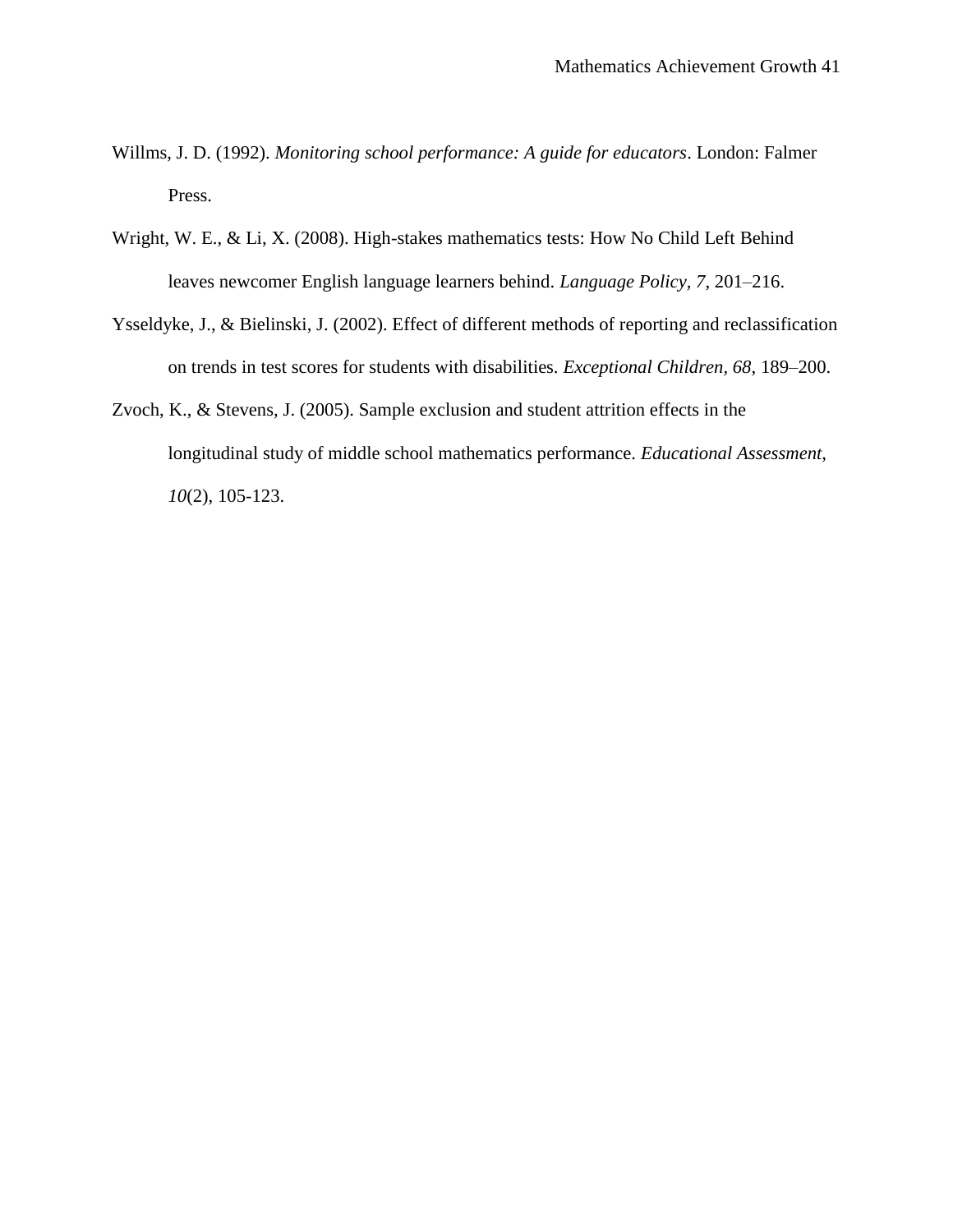Willms, J. D. (1992). *Monitoring school performance: A guide for educators*. London: Falmer Press.

Wright, W. E., & Li, X. (2008). High-stakes mathematics tests: How No Child Left Behind leaves newcomer English language learners behind. *Language Policy, 7*, 201–216.

Ysseldyke, J., & Bielinski, J. (2002). Effect of different methods of reporting and reclassification on trends in test scores for students with disabilities. *Exceptional Children*, *68*, 189–200.

Zvoch, K., & Stevens, J. (2005). Sample exclusion and student attrition effects in the longitudinal study of middle school mathematics performance. *Educational Assessment, 10*(2), 105-123.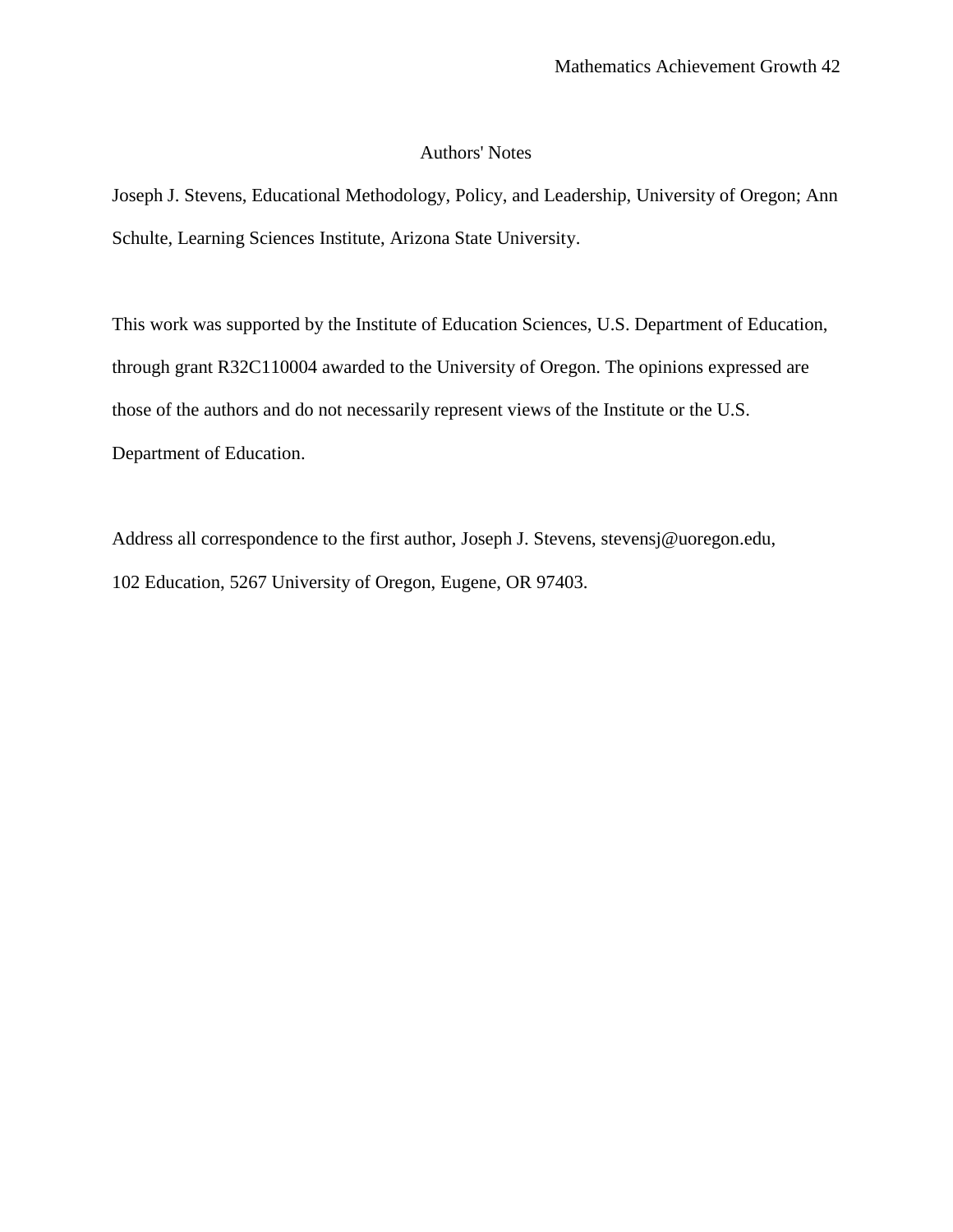# Authors' Notes

Joseph J. Stevens, Educational Methodology, Policy, and Leadership, University of Oregon; Ann Schulte, Learning Sciences Institute, Arizona State University.

This work was supported by the Institute of Education Sciences, U.S. Department of Education, through grant R32C110004 awarded to the University of Oregon. The opinions expressed are those of the authors and do not necessarily represent views of the Institute or the U.S. Department of Education.

Address all correspondence to the first author, Joseph J. Stevens, stevensj@uoregon.edu, 102 Education, 5267 University of Oregon, Eugene, OR 97403.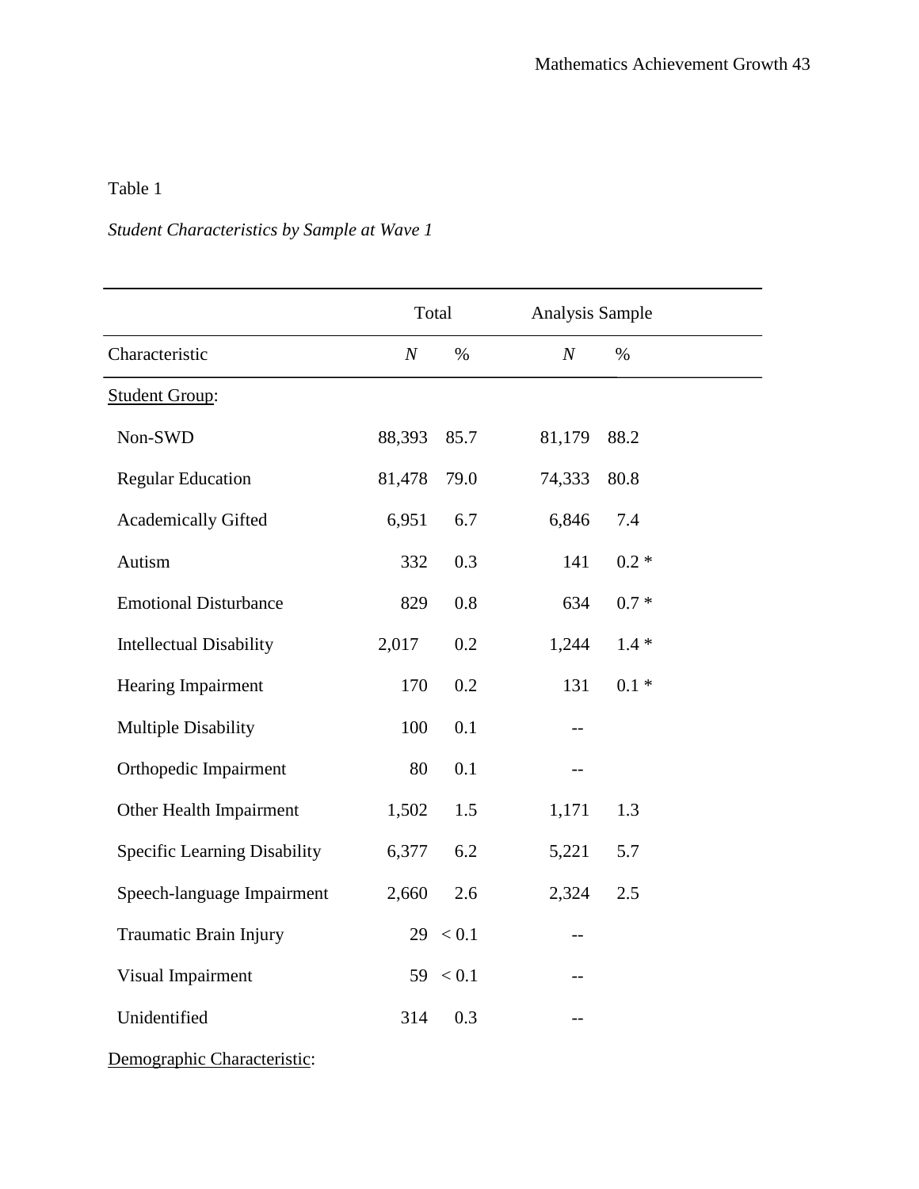Table 1

*Student Characteristics by Sample at Wave 1*

| | Total | | Analysis Sample | |
|---|---|---|---|---|
| Characteristic | *N* | % | *N* | % |
| Student Group: | | | | |
| Non-SWD | 88,393 | 85.7 | 81,179 | 88.2 |
| Regular Education | 81,478 | 79.0 | 74,333 | 80.8 |
| Academically Gifted | 6,951 | 6.7 | 6,846 | 7.4 |
| Autism | 332 | 0.3 | 141 | 0.2 * |
| Emotional Disturbance | 829 | 0.8 | 634 | 0.7 * |
| Intellectual Disability | 2,017 | 0.2 | 1,244 | 1.4 * |
| Hearing Impairment | 170 | 0.2 | 131 | 0.1 * |
| Multiple Disability | 100 | 0.1 | -- | |
| Orthopedic Impairment | 80 | 0.1 | -- | |
| Other Health Impairment | 1,502 | 1.5 | 1,171 | 1.3 |
| Specific Learning Disability | 6,377 | 6.2 | 5,221 | 5.7 |
| Speech-language Impairment | 2,660 | 2.6 | 2,324 | 2.5 |
| Traumatic Brain Injury | 29 | < 0.1 | -- | |
| Visual Impairment | 59 | < 0.1 | -- | |
| Unidentified | 314 | 0.3 | -- | |
| Demographic Characteristic: | | | | |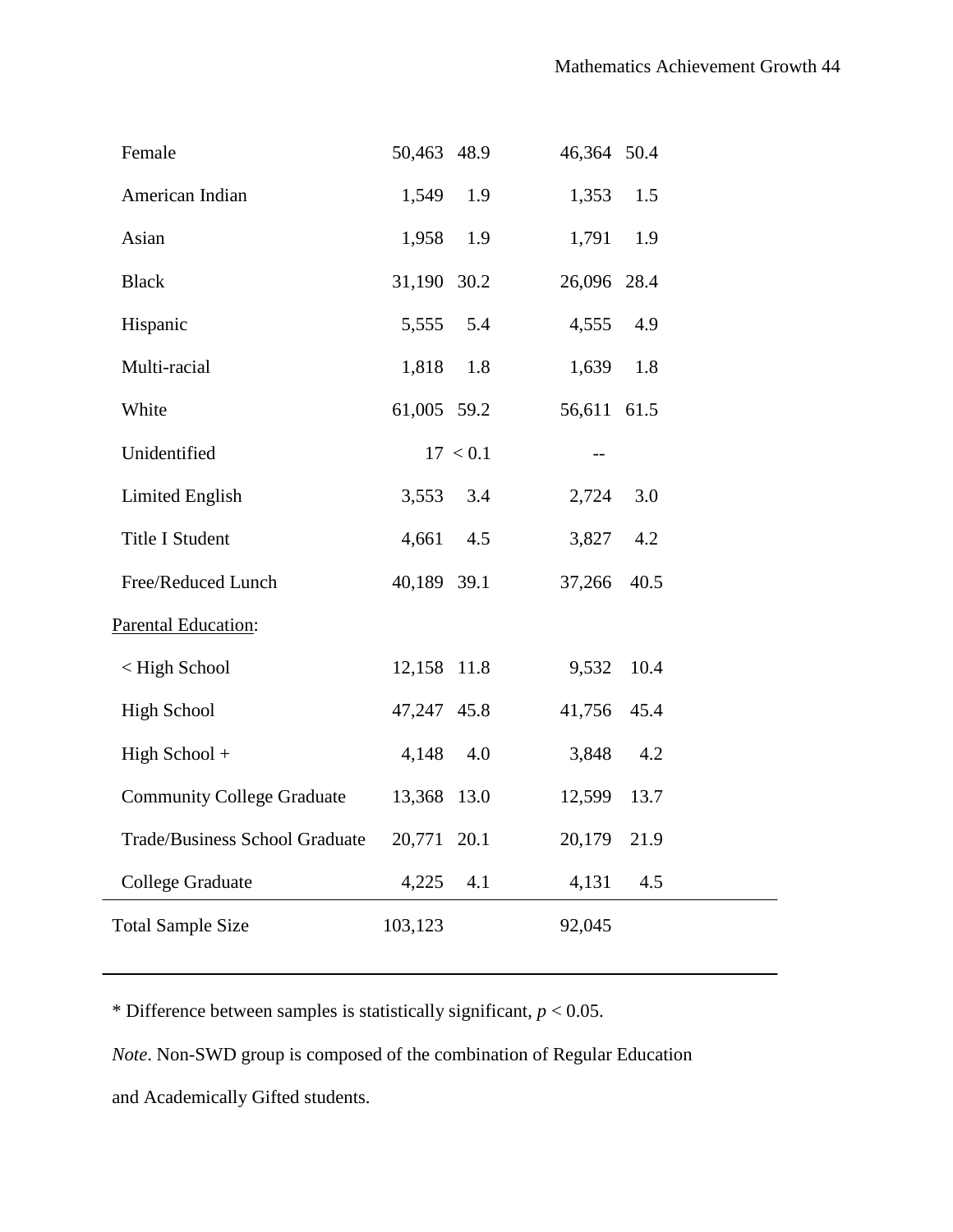| | | | | |
|---|---|---|---|---|
| Female | 50,463 | 48.9 | 46,364 | 50.4 |
| American Indian | 1,549 | 1.9 | 1,353 | 1.5 |
| Asian | 1,958 | 1.9 | 1,791 | 1.9 |
| Black | 31,190 | 30.2 | 26,096 | 28.4 |
| Hispanic | 5,555 | 5.4 | 4,555 | 4.9 |
| Multi-racial | 1,818 | 1.8 | 1,639 | 1.8 |
| White | 61,005 | 59.2 | 56,611 | 61.5 |
| Unidentified | 17 | < 0.1 | -- | |
| Limited English | 3,553 | 3.4 | 2,724 | 3.0 |
| Title I Student | 4,661 | 4.5 | 3,827 | 4.2 |
| Free/Reduced Lunch | 40,189 | 39.1 | 37,266 | 40.5 |
| Parental Education: | | | | |
| < High School | 12,158 | 11.8 | 9,532 | 10.4 |
| High School | 47,247 | 45.8 | 41,756 | 45.4 |
| High School + | 4,148 | 4.0 | 3,848 | 4.2 |
| Community College Graduate | 13,368 | 13.0 | 12,599 | 13.7 |
| Trade/Business School Graduate | 20,771 | 20.1 | 20,179 | 21.9 |
| College Graduate | 4,225 | 4.1 | 4,131 | 4.5 |
| Total Sample Size | 103,123 | | 92,045 | |

* Difference between samples is statistically significant, $p < 0.05$.

*Note*. Non-SWD group is composed of the combination of Regular Education and Academically Gifted students.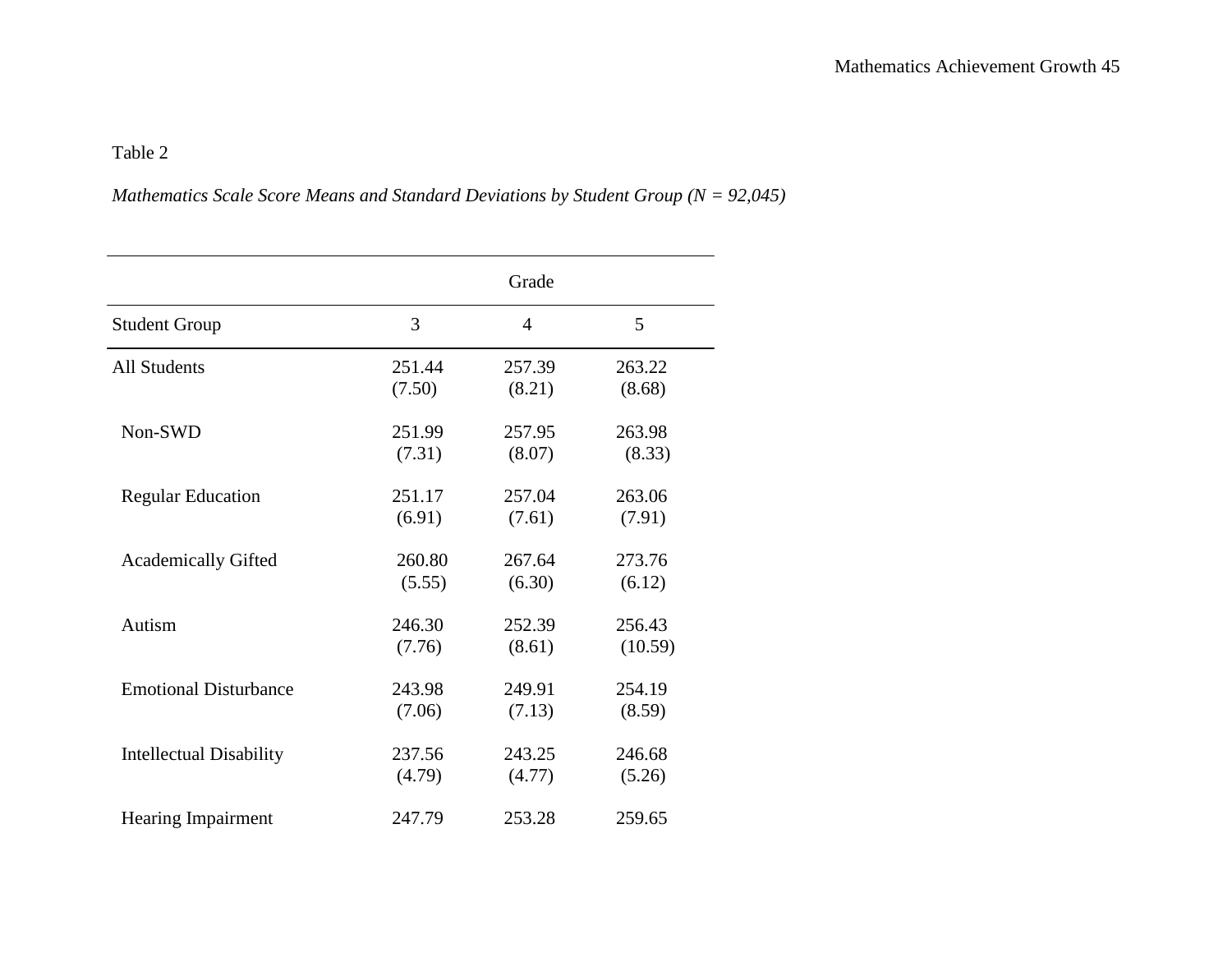Table 2

*Mathematics Scale Score Means and Standard Deviations by Student Group (N = 92,045)*

| | Grade | | |
|---|---|---|---|
| Student Group | 3 | 4 | 5 |
| All Students | 251.44<br>(7.50) | 257.39<br>(8.21) | 263.22<br>(8.68) |
| Non-SWD | 251.99<br>(7.31) | 257.95<br>(8.07) | 263.98<br>(8.33) |
| Regular Education | 251.17<br>(6.91) | 257.04<br>(7.61) | 263.06<br>(7.91) |
| Academically Gifted | 260.80<br>(5.55) | 267.64<br>(6.30) | 273.76<br>(6.12) |
| Autism | 246.30<br>(7.76) | 252.39<br>(8.61) | 256.43<br>(10.59) |
| Emotional Disturbance | 243.98<br>(7.06) | 249.91<br>(7.13) | 254.19<br>(8.59) |
| Intellectual Disability | 237.56<br>(4.79) | 243.25<br>(4.77) | 246.68<br>(5.26) |
| Hearing Impairment | 247.79 | 253.28 | 259.65 |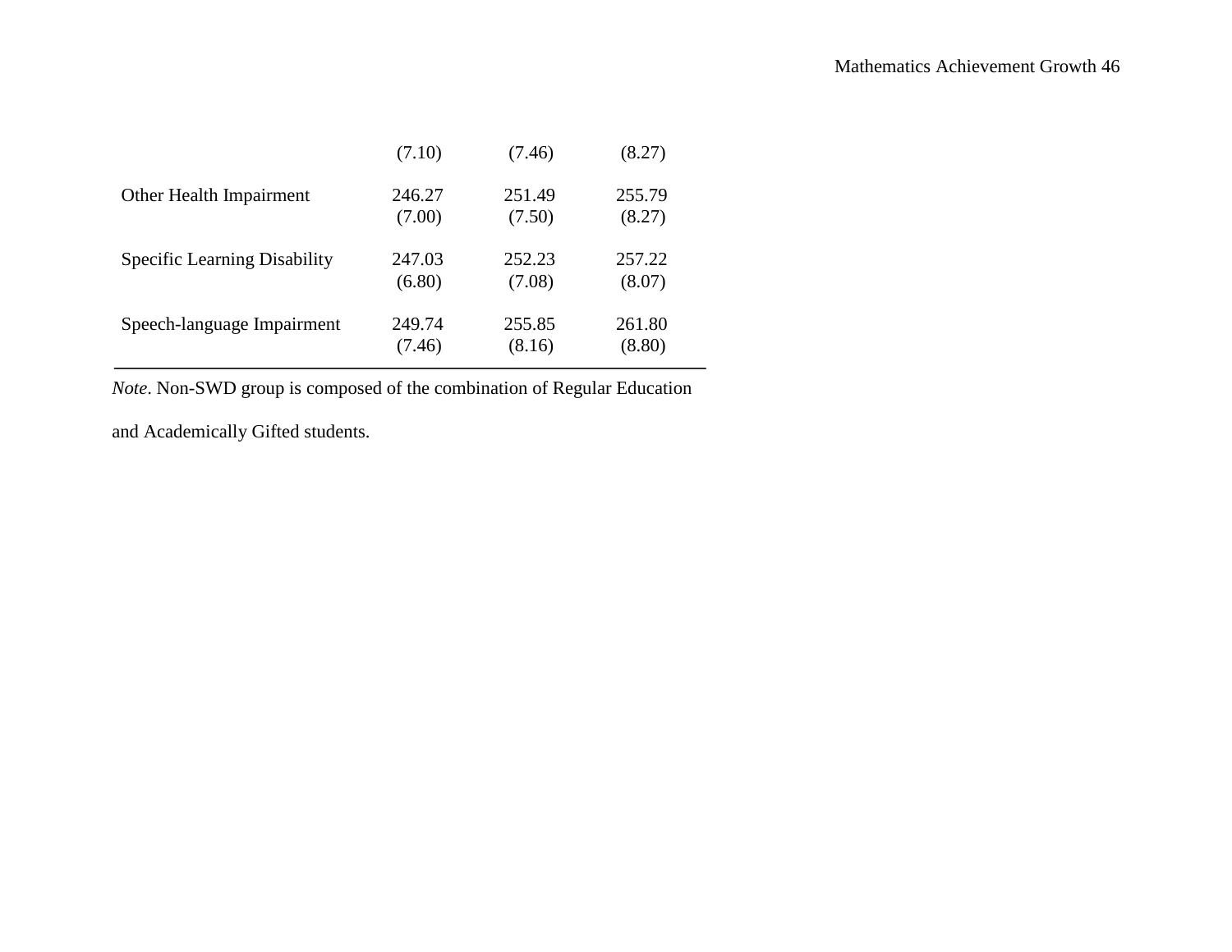| | | | |
|---|---|---|---|
| | (7.10) | (7.46) | (8.27) |
| Other Health Impairment | 246.27 | 251.49 | 255.79 |
| | (7.00) | (7.50) | (8.27) |
| Specific Learning Disability | 247.03 | 252.23 | 257.22 |
| | (6.80) | (7.08) | (8.07) |
| Speech-language Impairment | 249.74 | 255.85 | 261.80 |
| | (7.46) | (8.16) | (8.80) |

*Note*. Non-SWD group is composed of the combination of Regular Education and Academically Gifted students.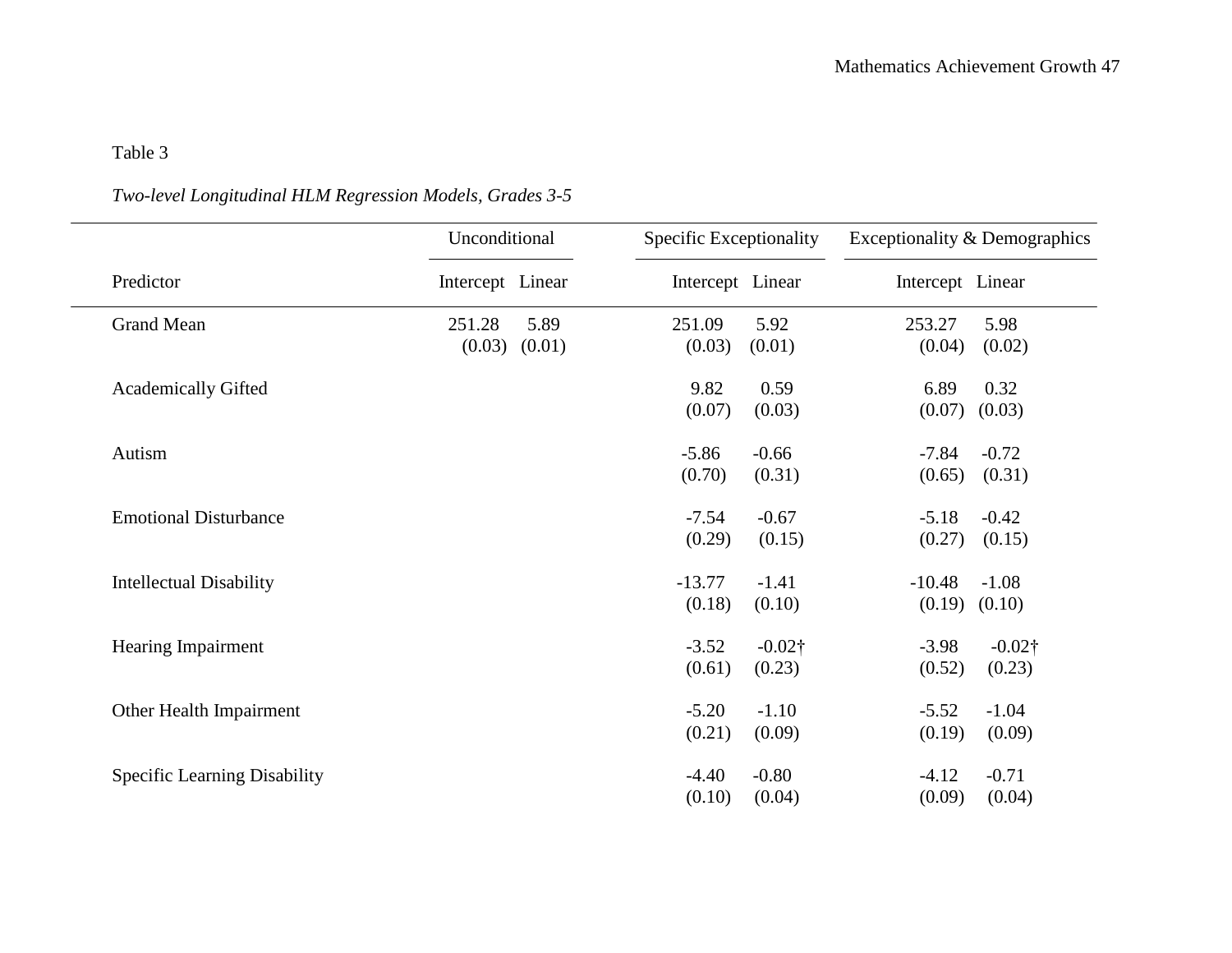Table 3

*Two-level Longitudinal HLM Regression Models, Grades 3-5*

| | Unconditional | | Specific Exceptionality | | Exceptionality & Demographics | |
|---|---|---|---|---|---|---|
| Predictor | Intercept | Linear | Intercept | Linear | Intercept | Linear |
| Grand Mean | 251.28 (0.03) | 5.89 (0.01) | 251.09 (0.03) | 5.92 (0.01) | 253.27 (0.04) | 5.98 (0.02) |
| Academically Gifted | | | 9.82 (0.07) | 0.59 (0.03) | 6.89 (0.07) | 0.32 (0.03) |
| Autism | | | -5.86 (0.70) | -0.66 (0.31) | -7.84 (0.65) | -0.72 (0.31) |
| Emotional Disturbance | | | -7.54 (0.29) | -0.67 (0.15) | -5.18 (0.27) | -0.42 (0.15) |
| Intellectual Disability | | | -13.77 (0.18) | -1.41 (0.10) | -10.48 (0.19) | -1.08 (0.10) |
| Hearing Impairment | | | -3.52 (0.61) | -0.02† (0.23) | -3.98 (0.52) | -0.02† (0.23) |
| Other Health Impairment | | | -5.20 (0.21) | -1.10 (0.09) | -5.52 (0.19) | -1.04 (0.09) |
| Specific Learning Disability | | | -4.40 (0.10) | -0.80 (0.04) | -4.12 (0.09) | -0.71 (0.04) |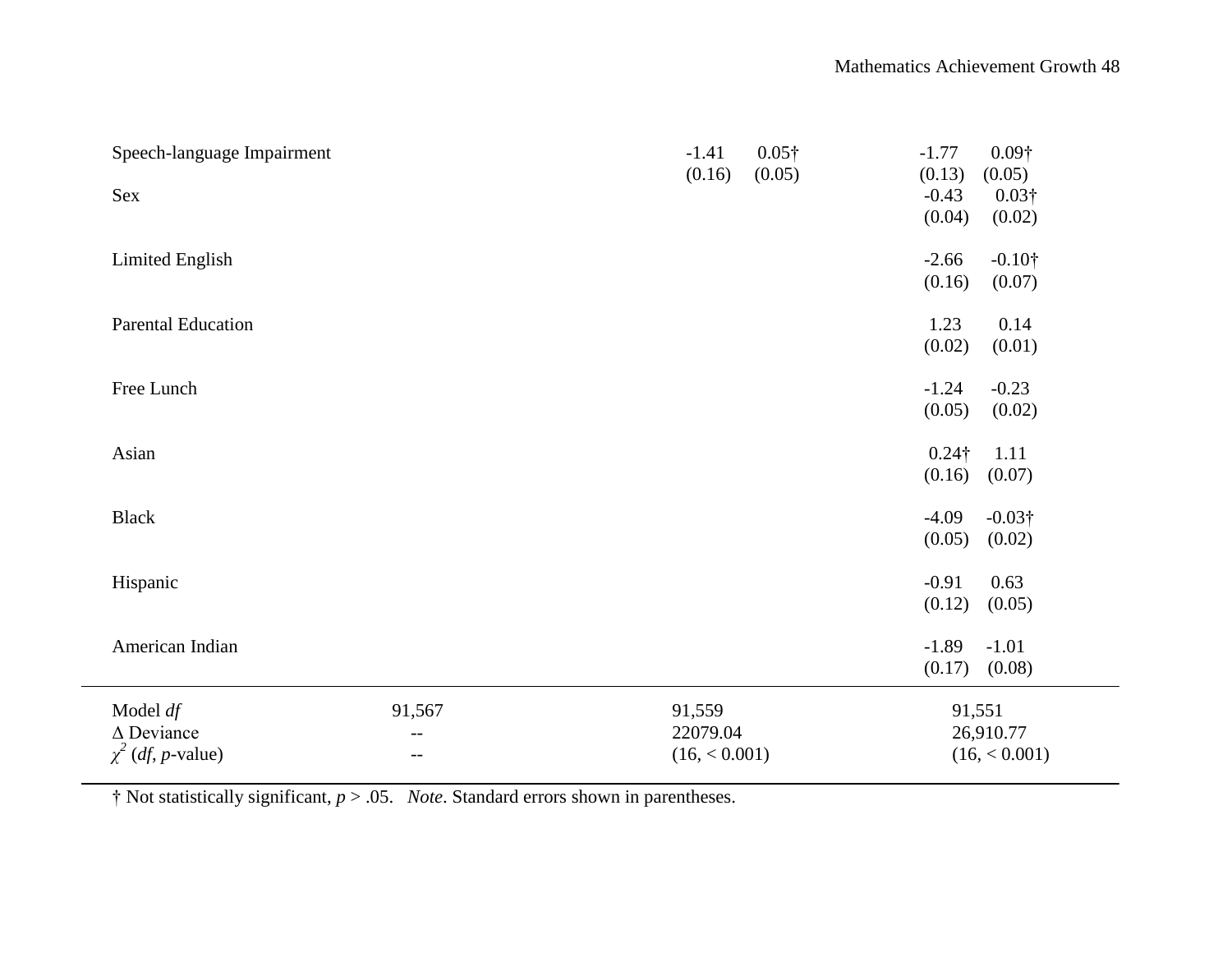| | Model 1 | | Model 2 | | Model 3 | |
|---|---|---|---|---|---|---|
| Speech-language Impairment | | | -1.41 | 0.05† | -1.77 | 0.09† |
| | | | (0.16) | (0.05) | (0.13) | (0.05) |
| Sex | | | | | -0.43 | 0.03† |
| | | | | | (0.04) | (0.02) |
| Limited English | | | | | -2.66 | -0.10† |
| | | | | | (0.16) | (0.07) |
| Parental Education | | | | | 1.23 | 0.14 |
| | | | | | (0.02) | (0.01) |
| Free Lunch | | | | | -1.24 | -0.23 |
| | | | | | (0.05) | (0.02) |
| Asian | | | | | 0.24† | 1.11 |
| | | | | | (0.16) | (0.07) |
| Black | | | | | -4.09 | -0.03† |
| | | | | | (0.05) | (0.02) |
| Hispanic | | | | | -0.91 | 0.63 |
| | | | | | (0.12) | (0.05) |
| American Indian | | | | | -1.89 | -1.01 |
| | | | | | (0.17) | (0.08) |
| Model *df* | 91,567 | | 91,559 | | 91,551 | |
| Δ Deviance | -- | | 22079.04 | | 26,910.77 | |
| $\chi^2$ (*df*, *p*-value) | -- | | (16, < 0.001) | | (16, < 0.001) | |

† Not statistically significant, $p > .05$. *Note*. Standard errors shown in parentheses.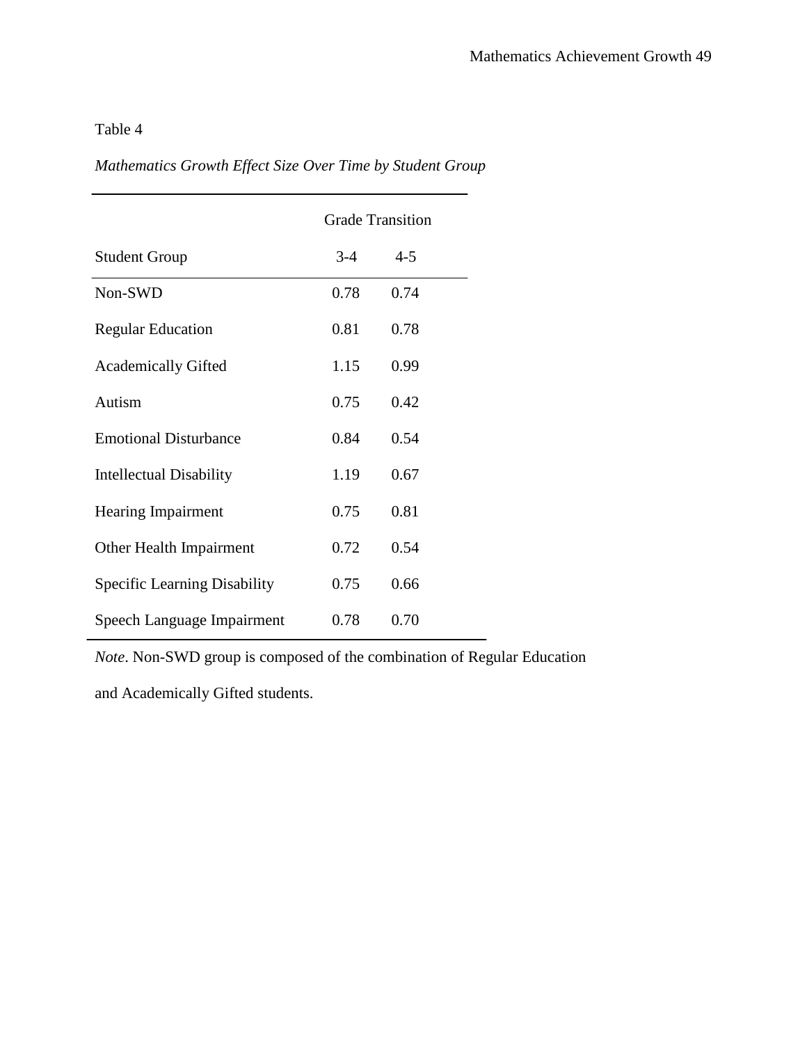Table 4

*Mathematics Growth Effect Size Over Time by Student Group*

| | Grade Transition | |
|---|---|---|
| Student Group | 3-4 | 4-5 |
| Non-SWD | 0.78 | 0.74 |
| Regular Education | 0.81 | 0.78 |
| Academically Gifted | 1.15 | 0.99 |
| Autism | 0.75 | 0.42 |
| Emotional Disturbance | 0.84 | 0.54 |
| Intellectual Disability | 1.19 | 0.67 |
| Hearing Impairment | 0.75 | 0.81 |
| Other Health Impairment | 0.72 | 0.54 |
| Specific Learning Disability | 0.75 | 0.66 |
| Speech Language Impairment | 0.78 | 0.70 |

*Note*. Non-SWD group is composed of the combination of Regular Education and Academically Gifted students.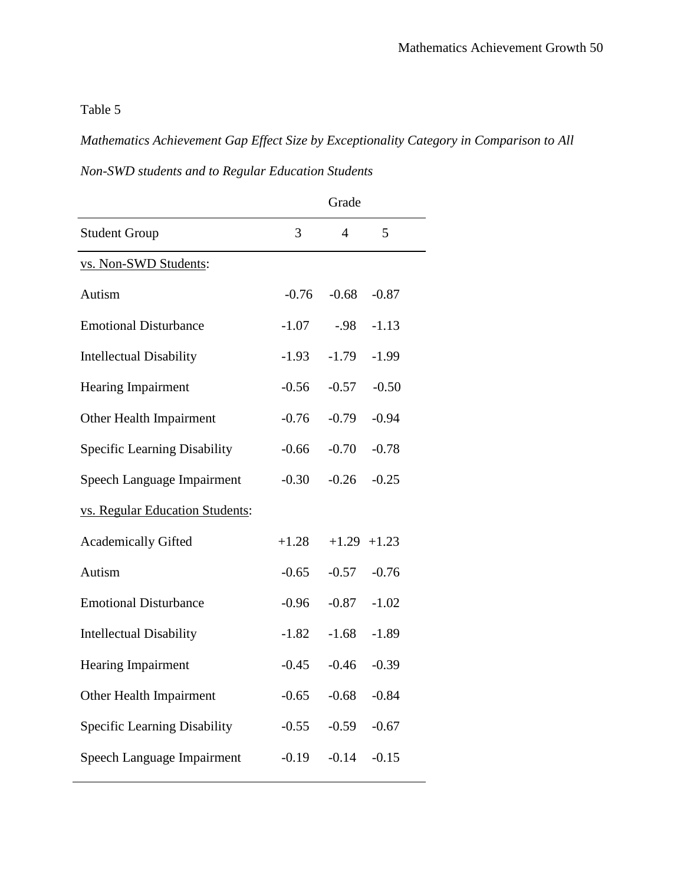Table 5

*Mathematics Achievement Gap Effect Size by Exceptionality Category in Comparison to All Non-SWD students and to Regular Education Students*

| | Grade | | |
|---|---|---|---|
| Student Group | 3 | 4 | 5 |
| vs. Non-SWD Students: | | | |
| Autism | -0.76 | -0.68 | -0.87 |
| Emotional Disturbance | -1.07 | -.98 | -1.13 |
| Intellectual Disability | -1.93 | -1.79 | -1.99 |
| Hearing Impairment | -0.56 | -0.57 | -0.50 |
| Other Health Impairment | -0.76 | -0.79 | -0.94 |
| Specific Learning Disability | -0.66 | -0.70 | -0.78 |
| Speech Language Impairment | -0.30 | -0.26 | -0.25 |
| vs. Regular Education Students: | | | |
| Academically Gifted | +1.28 | +1.29 | +1.23 |
| Autism | -0.65 | -0.57 | -0.76 |
| Emotional Disturbance | -0.96 | -0.87 | -1.02 |
| Intellectual Disability | -1.82 | -1.68 | -1.89 |
| Hearing Impairment | -0.45 | -0.46 | -0.39 |
| Other Health Impairment | -0.65 | -0.68 | -0.84 |
| Specific Learning Disability | -0.55 | -0.59 | -0.67 |
| Speech Language Impairment | -0.19 | -0.14 | -0.15 |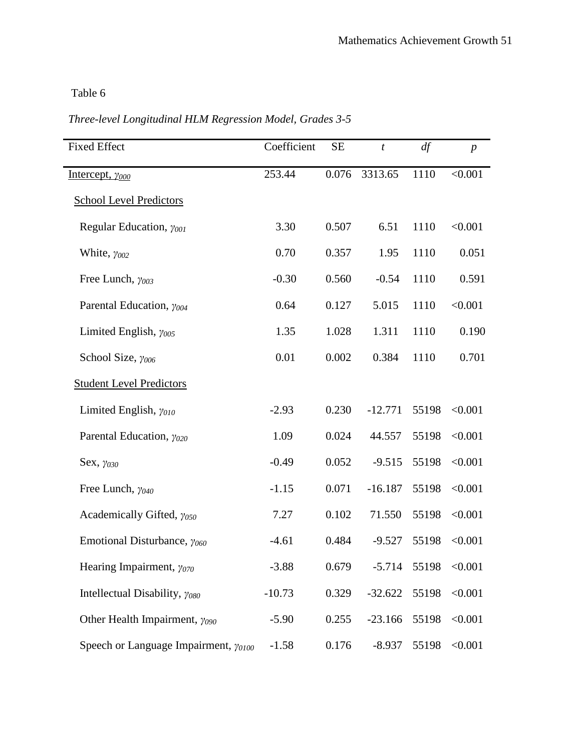Table 6

*Three-level Longitudinal HLM Regression Model, Grades 3-5*

| Fixed Effect | Coefficient | SE | *t* | *df* | *p* |
|---|---|---|---|---|---|
| Intercept, $\gamma_{000}$ | 253.44 | 0.076 | 3313.65 | 1110 | <0.001 |
| School Level Predictors | | | | | |
| Regular Education, $\gamma_{001}$ | 3.30 | 0.507 | 6.51 | 1110 | <0.001 |
| White, $\gamma_{002}$ | 0.70 | 0.357 | 1.95 | 1110 | 0.051 |
| Free Lunch, $\gamma_{003}$ | -0.30 | 0.560 | -0.54 | 1110 | 0.591 |
| Parental Education, $\gamma_{004}$ | 0.64 | 0.127 | 5.015 | 1110 | <0.001 |
| Limited English, $\gamma_{005}$ | 1.35 | 1.028 | 1.311 | 1110 | 0.190 |
| School Size, $\gamma_{006}$ | 0.01 | 0.002 | 0.384 | 1110 | 0.701 |
| Student Level Predictors | | | | | |
| Limited English, $\gamma_{010}$ | -2.93 | 0.230 | -12.771 | 55198 | <0.001 |
| Parental Education, $\gamma_{020}$ | 1.09 | 0.024 | 44.557 | 55198 | <0.001 |
| Sex, $\gamma_{030}$ | -0.49 | 0.052 | -9.515 | 55198 | <0.001 |
| Free Lunch, $\gamma_{040}$ | -1.15 | 0.071 | -16.187 | 55198 | <0.001 |
| Academically Gifted, $\gamma_{050}$ | 7.27 | 0.102 | 71.550 | 55198 | <0.001 |
| Emotional Disturbance, $\gamma_{060}$ | -4.61 | 0.484 | -9.527 | 55198 | <0.001 |
| Hearing Impairment, $\gamma_{070}$ | -3.88 | 0.679 | -5.714 | 55198 | <0.001 |
| Intellectual Disability, $\gamma_{080}$ | -10.73 | 0.329 | -32.622 | 55198 | <0.001 |
| Other Health Impairment, $\gamma_{090}$ | -5.90 | 0.255 | -23.166 | 55198 | <0.001 |
| Speech or Language Impairment, $\gamma_{0100}$ | -1.58 | 0.176 | -8.937 | 55198 | <0.001 |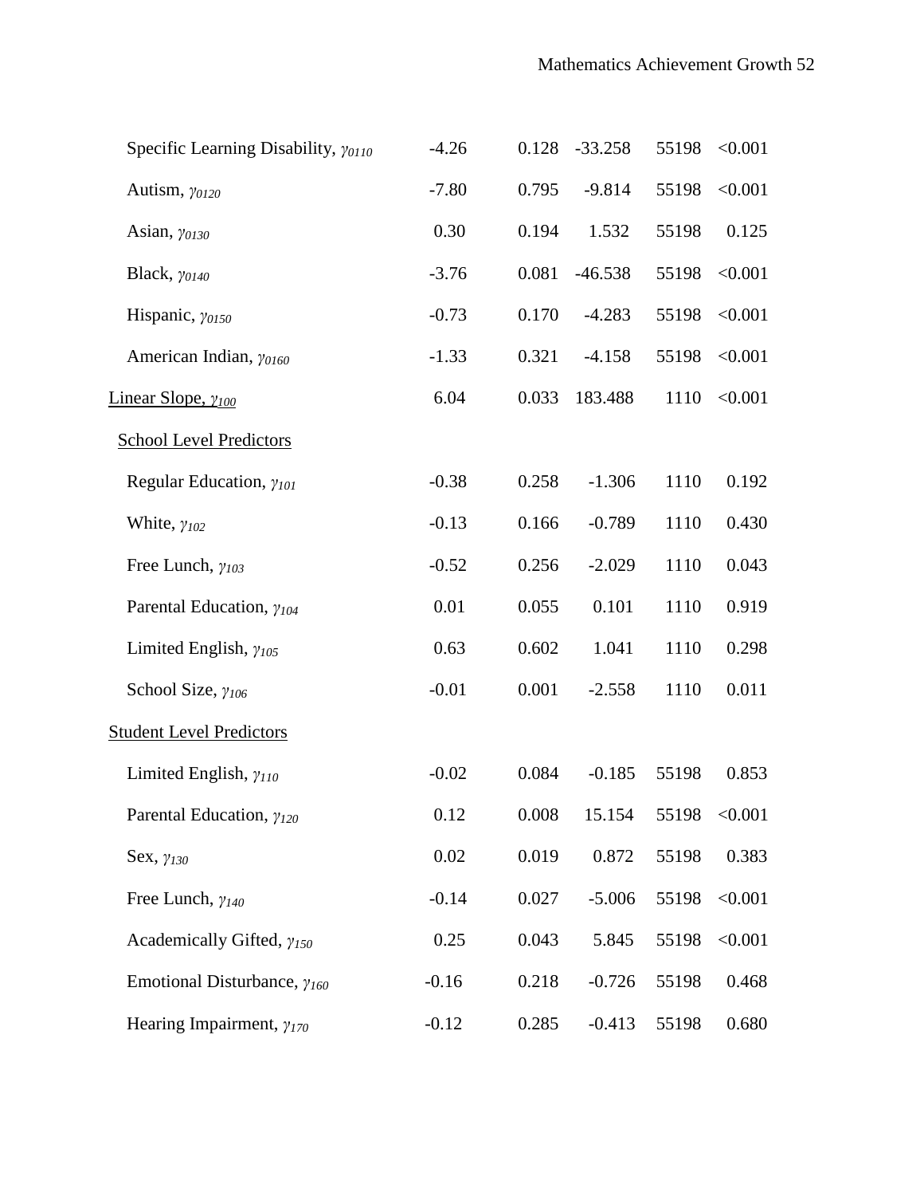| | | | | | |
|---|---|---|---|---|---|
| Specific Learning Disability, $\gamma_{0110}$ | -4.26 | 0.128 | -33.258 | 55198 | <0.001 |
| Autism, $\gamma_{0120}$ | -7.80 | 0.795 | -9.814 | 55198 | <0.001 |
| Asian, $\gamma_{0130}$ | 0.30 | 0.194 | 1.532 | 55198 | 0.125 |
| Black, $\gamma_{0140}$ | -3.76 | 0.081 | -46.538 | 55198 | <0.001 |
| Hispanic, $\gamma_{0150}$ | -0.73 | 0.170 | -4.283 | 55198 | <0.001 |
| American Indian, $\gamma_{0160}$ | -1.33 | 0.321 | -4.158 | 55198 | <0.001 |
| Linear Slope, $\gamma_{100}$ | 6.04 | 0.033 | 183.488 | 1110 | <0.001 |
| School Level Predictors | | | | | |
| Regular Education, $\gamma_{101}$ | -0.38 | 0.258 | -1.306 | 1110 | 0.192 |
| White, $\gamma_{102}$ | -0.13 | 0.166 | -0.789 | 1110 | 0.430 |
| Free Lunch, $\gamma_{103}$ | -0.52 | 0.256 | -2.029 | 1110 | 0.043 |
| Parental Education, $\gamma_{104}$ | 0.01 | 0.055 | 0.101 | 1110 | 0.919 |
| Limited English, $\gamma_{105}$ | 0.63 | 0.602 | 1.041 | 1110 | 0.298 |
| School Size, $\gamma_{106}$ | -0.01 | 0.001 | -2.558 | 1110 | 0.011 |
| Student Level Predictors | | | | | |
| Limited English, $\gamma_{110}$ | -0.02 | 0.084 | -0.185 | 55198 | 0.853 |
| Parental Education, $\gamma_{120}$ | 0.12 | 0.008 | 15.154 | 55198 | <0.001 |
| Sex, $\gamma_{130}$ | 0.02 | 0.019 | 0.872 | 55198 | 0.383 |
| Free Lunch, $\gamma_{140}$ | -0.14 | 0.027 | -5.006 | 55198 | <0.001 |
| Academically Gifted, $\gamma_{150}$ | 0.25 | 0.043 | 5.845 | 55198 | <0.001 |
| Emotional Disturbance, $\gamma_{160}$ | -0.16 | 0.218 | -0.726 | 55198 | 0.468 |
| Hearing Impairment, $\gamma_{170}$ | -0.12 | 0.285 | -0.413 | 55198 | 0.680 |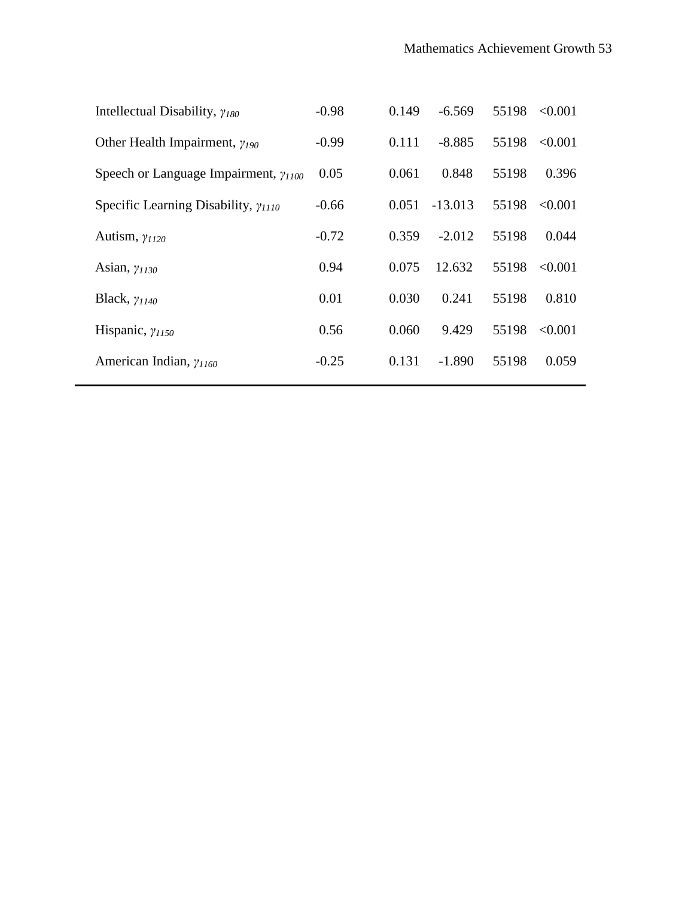| | | | | | |
|---|---|---|---|---|---|
| Intellectual Disability, $\gamma_{180}$ | -0.98 | 0.149 | -6.569 | 55198 | <0.001 |
| Other Health Impairment, $\gamma_{190}$ | -0.99 | 0.111 | -8.885 | 55198 | <0.001 |
| Speech or Language Impairment, $\gamma_{1100}$ | 0.05 | 0.061 | 0.848 | 55198 | 0.396 |
| Specific Learning Disability, $\gamma_{1110}$ | -0.66 | 0.051 | -13.013 | 55198 | <0.001 |
| Autism, $\gamma_{1120}$ | -0.72 | 0.359 | -2.012 | 55198 | 0.044 |
| Asian, $\gamma_{1130}$ | 0.94 | 0.075 | 12.632 | 55198 | <0.001 |
| Black, $\gamma_{1140}$ | 0.01 | 0.030 | 0.241 | 55198 | 0.810 |
| Hispanic, $\gamma_{1150}$ | 0.56 | 0.060 | 9.429 | 55198 | <0.001 |
| American Indian, $\gamma_{1160}$ | -0.25 | 0.131 | -1.890 | 55198 | 0.059 |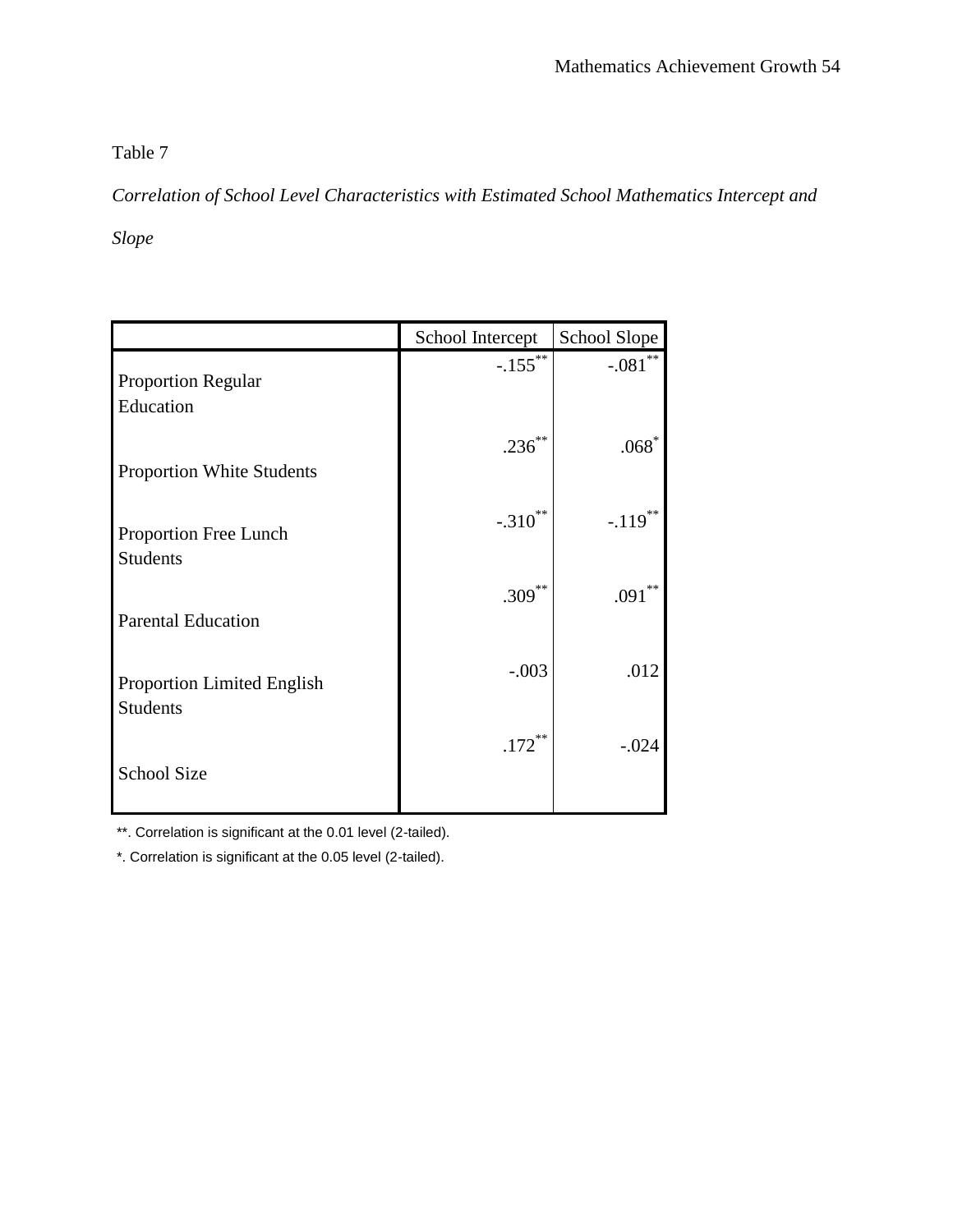Table 7

*Correlation of School Level Characteristics with Estimated School Mathematics Intercept and Slope*

| | School Intercept | School Slope |
|---|---|---|
| Proportion Regular Education | -.155** | -.081** |
| Proportion White Students | .236** | .068* |
| Proportion Free Lunch Students | -.310** | -.119** |
| Parental Education | .309** | .091** |
| Proportion Limited English Students | -.003 | .012 |
| School Size | .172** | -.024 |

**. Correlation is significant at the 0.01 level (2-tailed).

*. Correlation is significant at the 0.05 level (2-tailed).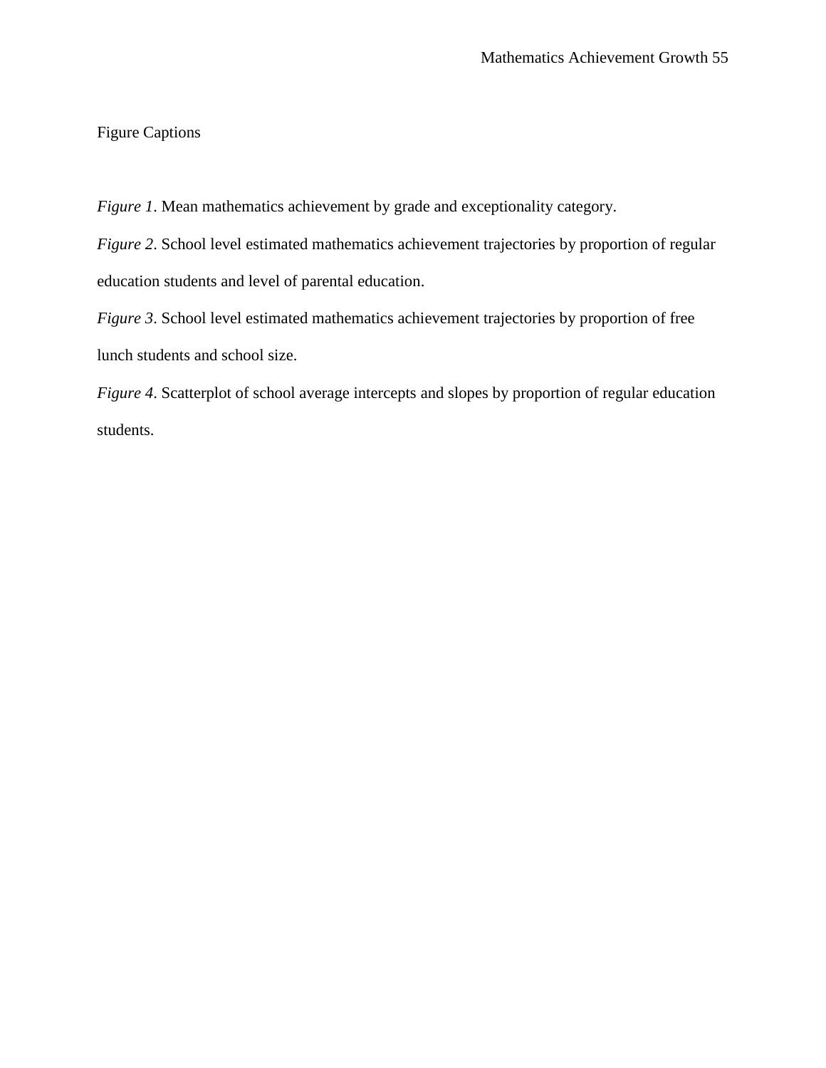Figure Captions

*Figure 1*. Mean mathematics achievement by grade and exceptionality category.

*Figure 2*. School level estimated mathematics achievement trajectories by proportion of regular education students and level of parental education.

*Figure 3*. School level estimated mathematics achievement trajectories by proportion of free lunch students and school size.

*Figure 4*. Scatterplot of school average intercepts and slopes by proportion of regular education students.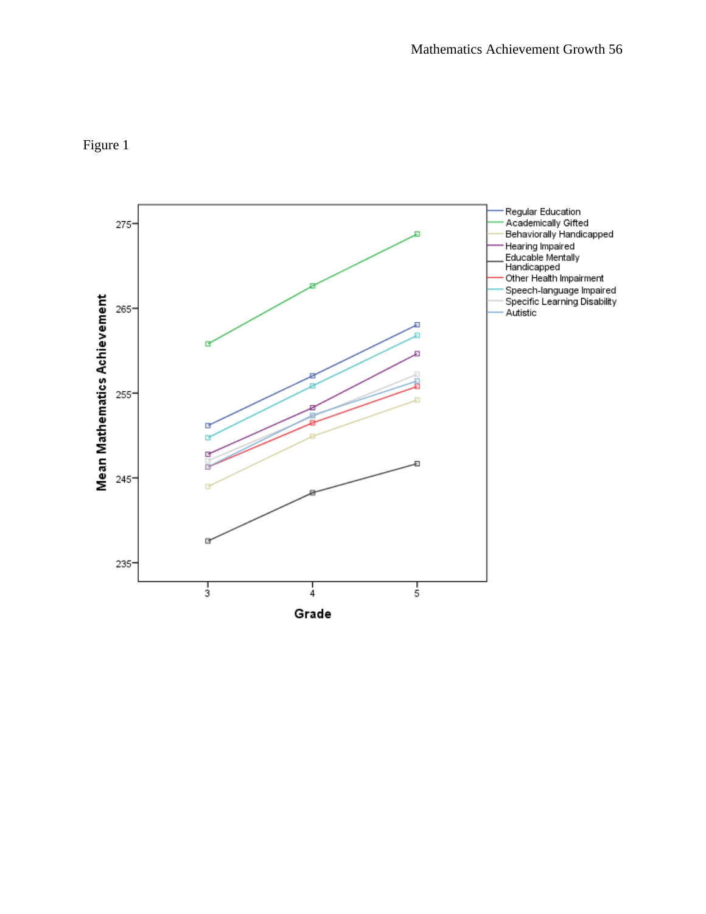Figure 1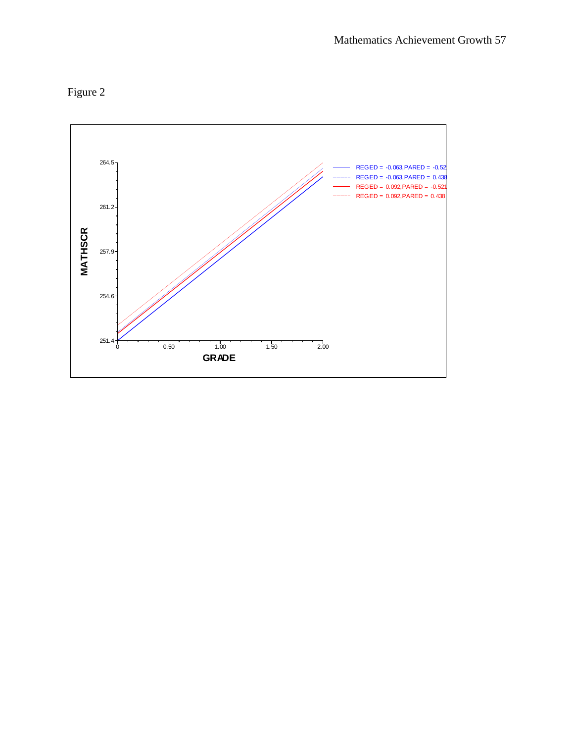Figure 2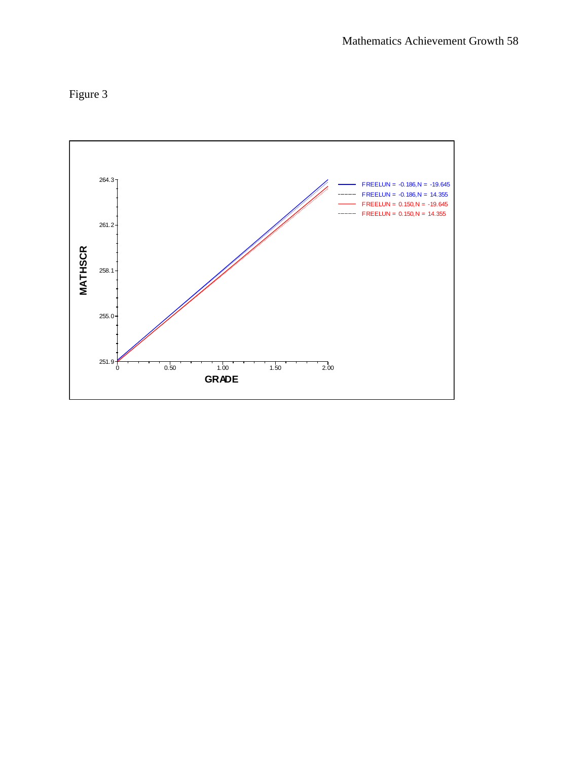Figure 3

MATHSCR

264.3

261.2

258.1

255.0

251.9

0 0.50 1.00 1.50 2.00

GRADE

FREELUN = -0.186,N = -19.645

FREELUN = -0.186,N = 14.355

FREELUN = 0.150,N = -19.645

FREELUN = 0.150,N = 14.355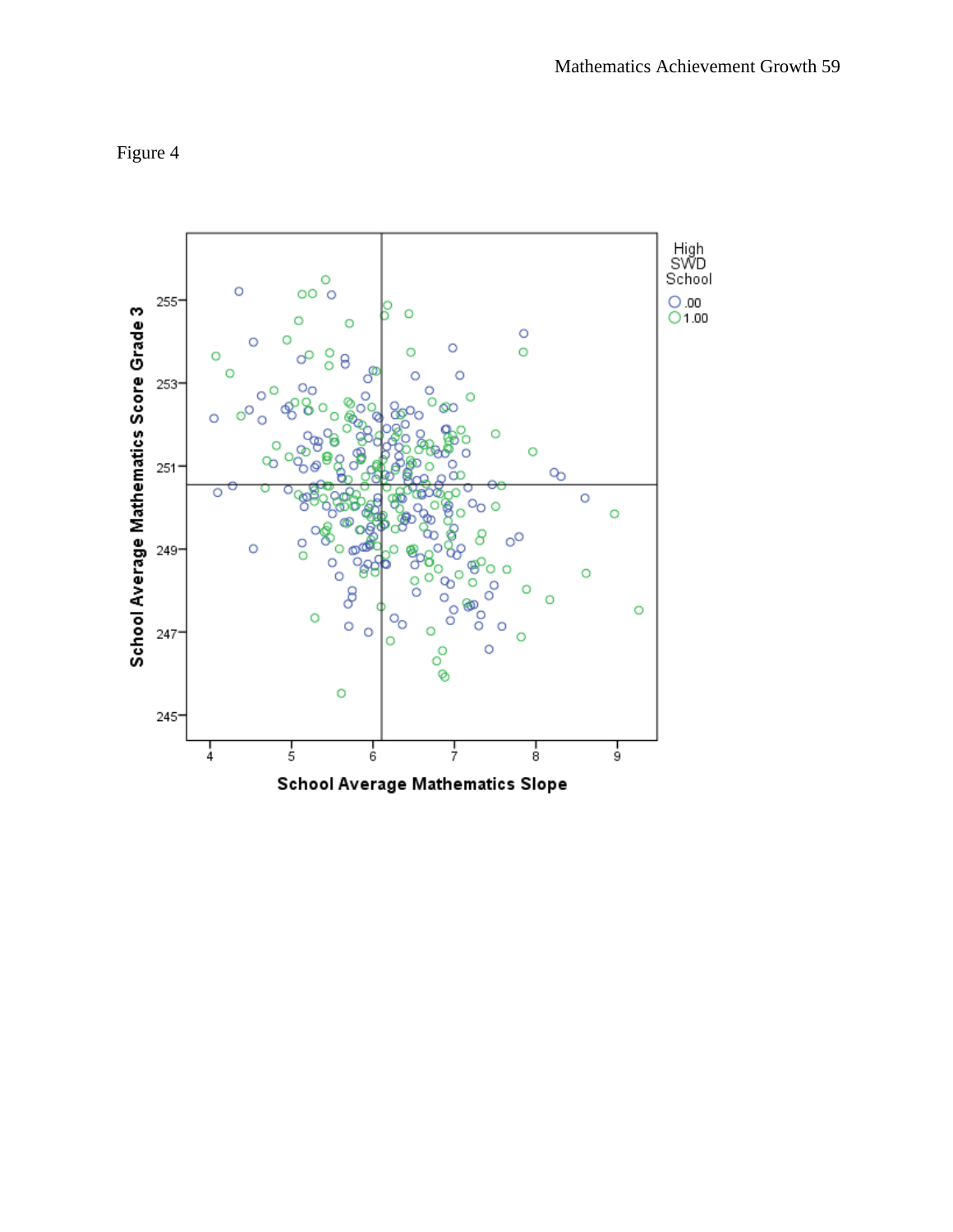Figure 4

High SWD School
.00
1.00

School Average Mathematics Score Grade 3

255
253
251
249
247
245

School Average Mathematics Slope

4
5
6
7
8
9